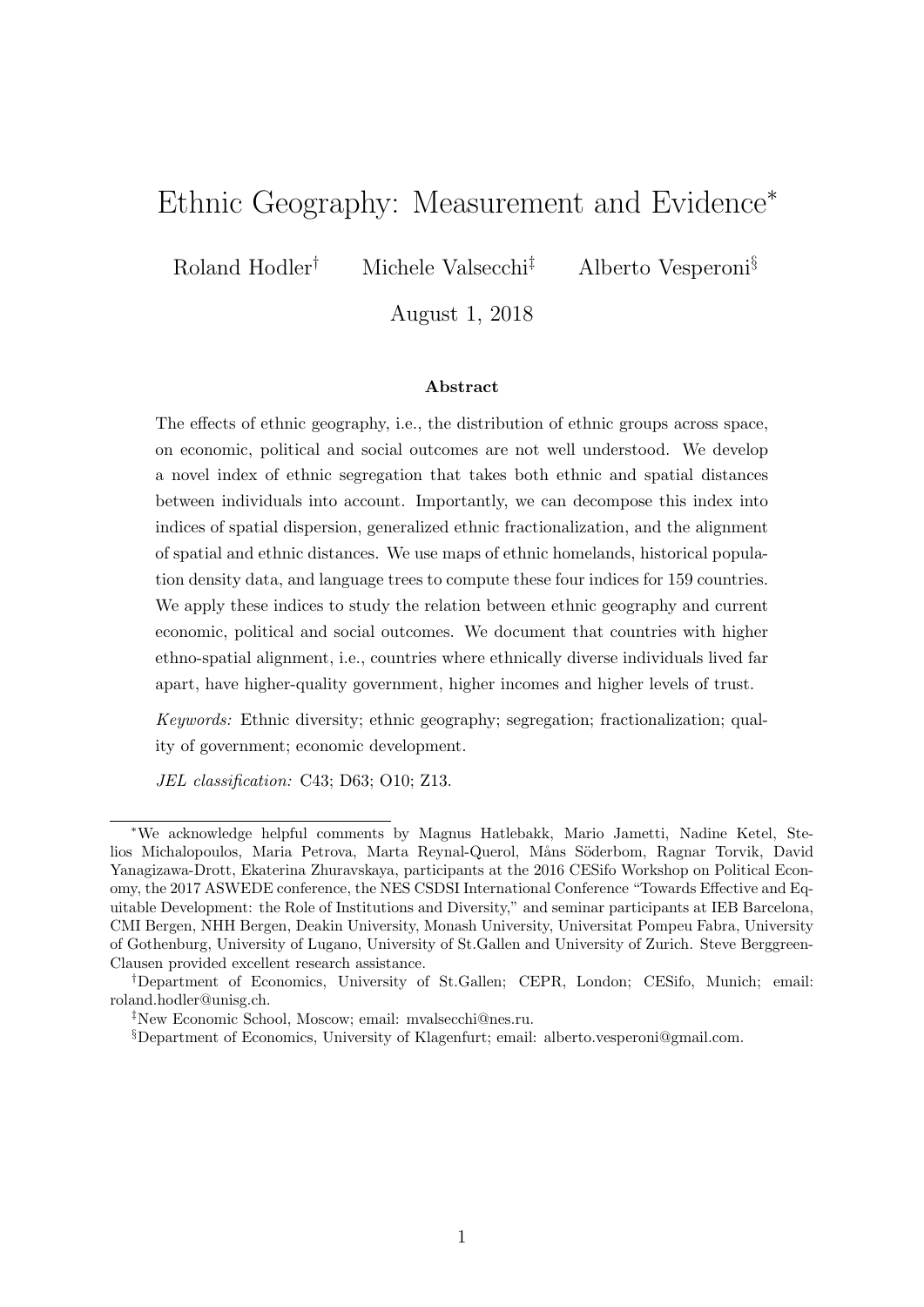# Ethnic Geography: Measurement and Evidence[*]

Roland Hodler[†] Michele Valsecchi[‡] Alberto Vesperoni[§]

August 1, 2018

### Abstract

The effects of ethnic geography, i.e., the distribution of ethnic groups across space, on economic, political and social outcomes are not well understood. We develop a novel index of ethnic segregation that takes both ethnic and spatial distances between individuals into account. Importantly, we can decompose this index into indices of spatial dispersion, generalized ethnic fractionalization, and the alignment of spatial and ethnic distances. We use maps of ethnic homelands, historical population density data, and language trees to compute these four indices for 159 countries. We apply these indices to study the relation between ethnic geography and current economic, political and social outcomes. We document that countries with higher ethno-spatial alignment, i.e., countries where ethnically diverse individuals lived far apart, have higher-quality government, higher incomes and higher levels of trust.

*Keywords:* Ethnic diversity; ethnic geography; segregation; fractionalization; quality of government; economic development.

*JEL classification:* C43; D63; O10; Z13.

---

[*] We acknowledge helpful comments by Magnus Hatlebakk, Mario Jametti, Nadine Ketel, Stelios Michalopoulos, Maria Petrova, Marta Reynal-Querol, Måns Söderbom, Ragnar Torvik, David Yanagizawa-Drott, Ekaterina Zhuravskaya, participants at the 2016 CESifo Workshop on Political Economy, the 2017 ASWEDE conference, the NES CSDSI International Conference "Towards Effective and Equitable Development: the Role of Institutions and Diversity," and seminar participants at IEB Barcelona, CMI Bergen, NHH Bergen, Deakin University, Monash University, Universitat Pompeu Fabra, University of Gothenburg, University of Lugano, University of St.Gallen and University of Zurich. Steve Berggreen-Clausen provided excellent research assistance.

[†] Department of Economics, University of St.Gallen; CEPR, London; CESifo, Munich; email: roland.hodler@unisg.ch.

[‡] New Economic School, Moscow; email: mvalsecchi@nes.ru.

[§] Department of Economics, University of Klagenfurt; email: alberto.vesperoni@gmail.com.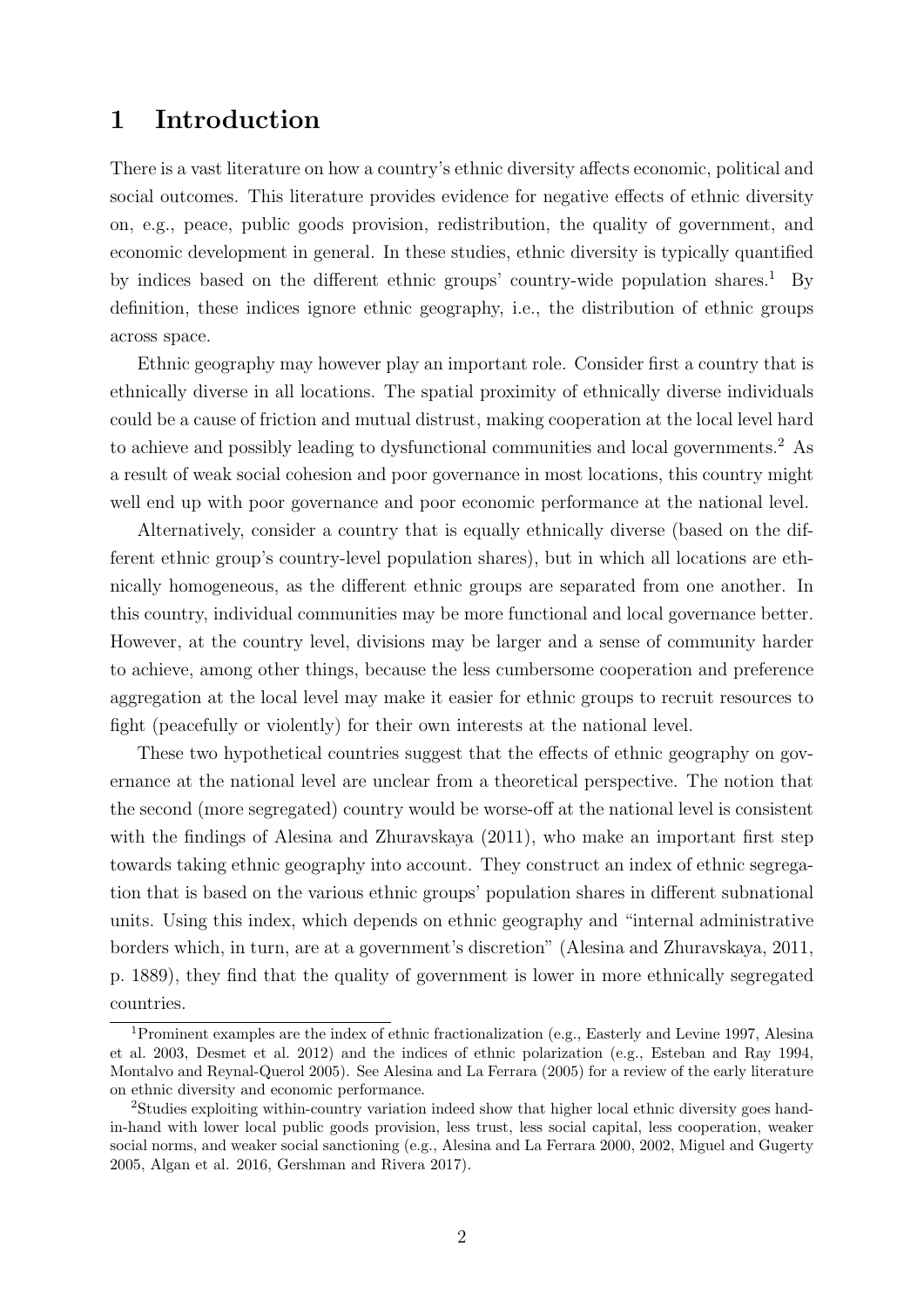# 1 Introduction

There is a vast literature on how a country's ethnic diversity affects economic, political and social outcomes. This literature provides evidence for negative effects of ethnic diversity on, e.g., peace, public goods provision, redistribution, the quality of government, and economic development in general. In these studies, ethnic diversity is typically quantified by indices based on the different ethnic groups' country-wide population shares.[1] By definition, these indices ignore ethnic geography, i.e., the distribution of ethnic groups across space.

Ethnic geography may however play an important role. Consider first a country that is ethnically diverse in all locations. The spatial proximity of ethnically diverse individuals could be a cause of friction and mutual distrust, making cooperation at the local level hard to achieve and possibly leading to dysfunctional communities and local governments.[2] As a result of weak social cohesion and poor governance in most locations, this country might well end up with poor governance and poor economic performance at the national level.

Alternatively, consider a country that is equally ethnically diverse (based on the different ethnic group's country-level population shares), but in which all locations are ethnically homogeneous, as the different ethnic groups are separated from one another. In this country, individual communities may be more functional and local governance better. However, at the country level, divisions may be larger and a sense of community harder to achieve, among other things, because the less cumbersome cooperation and preference aggregation at the local level may make it easier for ethnic groups to recruit resources to fight (peacefully or violently) for their own interests at the national level.

These two hypothetical countries suggest that the effects of ethnic geography on governance at the national level are unclear from a theoretical perspective. The notion that the second (more segregated) country would be worse-off at the national level is consistent with the findings of Alesina and Zhuravskaya (2011), who make an important first step towards taking ethnic geography into account. They construct an index of ethnic segregation that is based on the various ethnic groups' population shares in different subnational units. Using this index, which depends on ethnic geography and "internal administrative borders which, in turn, are at a government's discretion" (Alesina and Zhuravskaya, 2011, p. 1889), they find that the quality of government is lower in more ethnically segregated countries.

[1] Prominent examples are the index of ethnic fractionalization (e.g., Easterly and Levine 1997, Alesina et al. 2003, Desmet et al. 2012) and the indices of ethnic polarization (e.g., Esteban and Ray 1994, Montalvo and Reynal-Querol 2005). See Alesina and La Ferrara (2005) for a review of the early literature on ethnic diversity and economic performance.

[2] Studies exploiting within-country variation indeed show that higher local ethnic diversity goes hand-in-hand with lower local public goods provision, less trust, less social capital, less cooperation, weaker social norms, and weaker social sanctioning (e.g., Alesina and La Ferrara 2000, 2002, Miguel and Gugerty 2005, Algan et al. 2016, Gershman and Rivera 2017).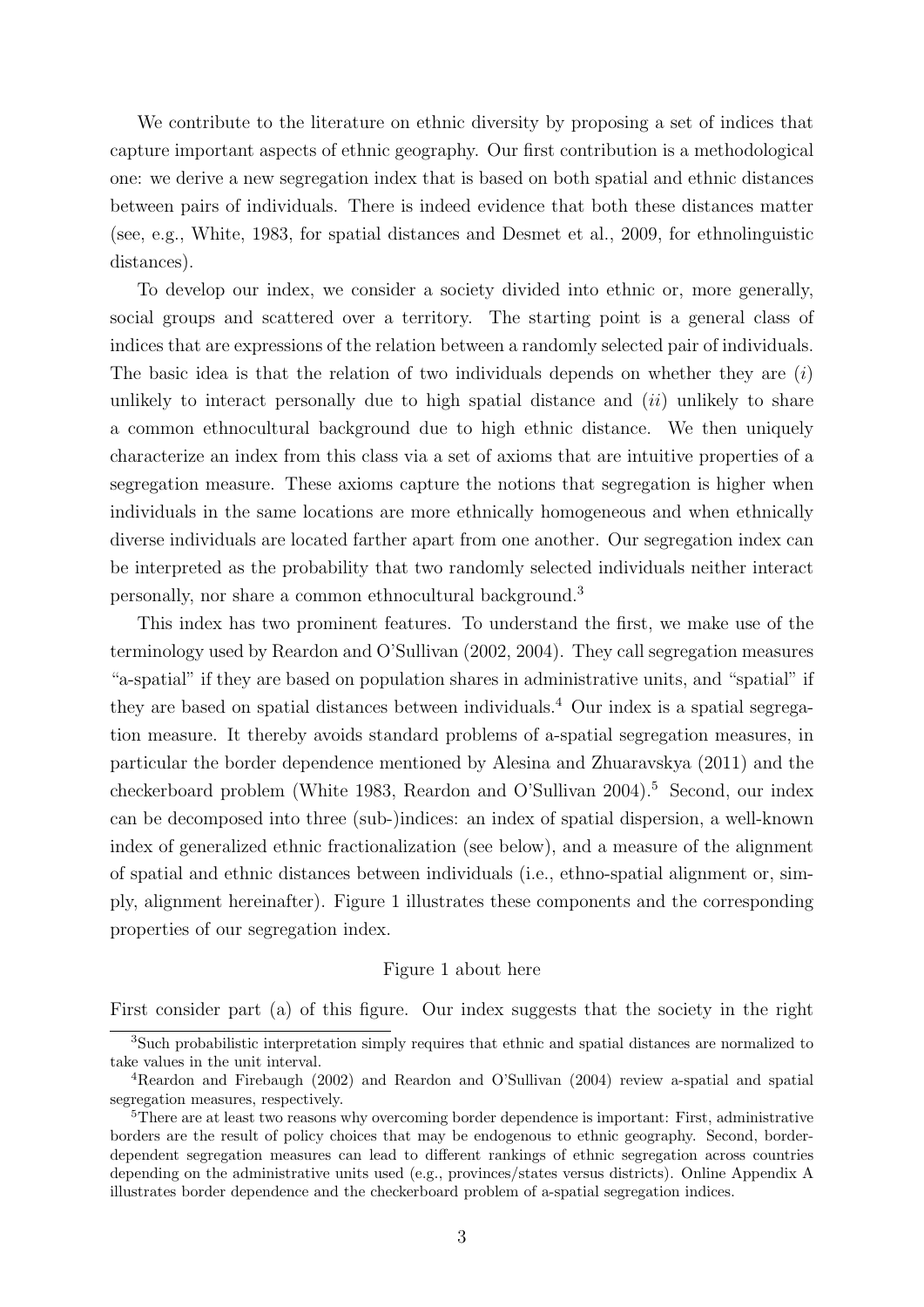We contribute to the literature on ethnic diversity by proposing a set of indices that capture important aspects of ethnic geography. Our first contribution is a methodological one: we derive a new segregation index that is based on both spatial and ethnic distances between pairs of individuals. There is indeed evidence that both these distances matter (see, e.g., White, 1983, for spatial distances and Desmet et al., 2009, for ethnolinguistic distances).

To develop our index, we consider a society divided into ethnic or, more generally, social groups and scattered over a territory. The starting point is a general class of indices that are expressions of the relation between a randomly selected pair of individuals. The basic idea is that the relation of two individuals depends on whether they are $(i)$ unlikely to interact personally due to high spatial distance and $(ii)$ unlikely to share a common ethnocultural background due to high ethnic distance. We then uniquely characterize an index from this class via a set of axioms that are intuitive properties of a segregation measure. These axioms capture the notions that segregation is higher when individuals in the same locations are more ethnically homogeneous and when ethnically diverse individuals are located farther apart from one another. Our segregation index can be interpreted as the probability that two randomly selected individuals neither interact personally, nor share a common ethnocultural background.[3]

This index has two prominent features. To understand the first, we make use of the terminology used by Reardon and O'Sullivan (2002, 2004). They call segregation measures "a-spatial" if they are based on population shares in administrative units, and "spatial" if they are based on spatial distances between individuals.[4] Our index is a spatial segregation measure. It thereby avoids standard problems of a-spatial segregation measures, in particular the border dependence mentioned by Alesina and Zhuaravskya (2011) and the checkerboard problem (White 1983, Reardon and O'Sullivan 2004).[5] Second, our index can be decomposed into three (sub-)indices: an index of spatial dispersion, a well-known index of generalized ethnic fractionalization (see below), and a measure of the alignment of spatial and ethnic distances between individuals (i.e., ethno-spatial alignment or, simply, alignment hereinafter). Figure 1 illustrates these components and the corresponding properties of our segregation index.

Figure 1 about here

First consider part (a) of this figure. Our index suggests that the society in the right

[3] Such probabilistic interpretation simply requires that ethnic and spatial distances are normalized to take values in the unit interval.

[4] Reardon and Firebaugh (2002) and Reardon and O'Sullivan (2004) review a-spatial and spatial segregation measures, respectively.

[5] There are at least two reasons why overcoming border dependence is important: First, administrative borders are the result of policy choices that may be endogenous to ethnic geography. Second, border-dependent segregation measures can lead to different rankings of ethnic segregation across countries depending on the administrative units used (e.g., provinces/states versus districts). Online Appendix A illustrates border dependence and the checkerboard problem of a-spatial segregation indices.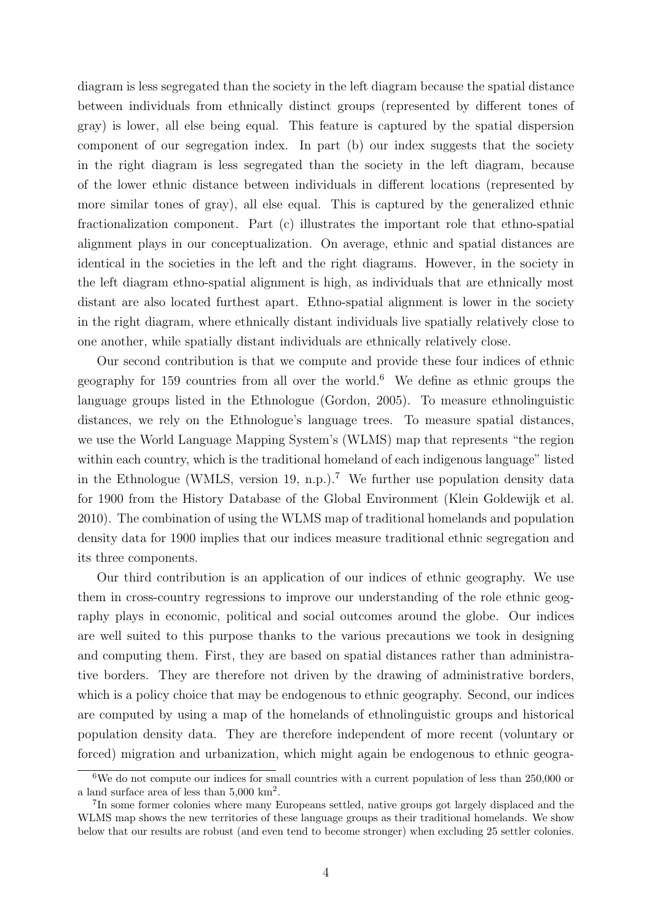diagram is less segregated than the society in the left diagram because the spatial distance between individuals from ethnically distinct groups (represented by different tones of gray) is lower, all else being equal. This feature is captured by the spatial dispersion component of our segregation index. In part (b) our index suggests that the society in the right diagram is less segregated than the society in the left diagram, because of the lower ethnic distance between individuals in different locations (represented by more similar tones of gray), all else equal. This is captured by the generalized ethnic fractionalization component. Part (c) illustrates the important role that ethno-spatial alignment plays in our conceptualization. On average, ethnic and spatial distances are identical in the societies in the left and the right diagrams. However, in the society in the left diagram ethno-spatial alignment is high, as individuals that are ethnically most distant are also located furthest apart. Ethno-spatial alignment is lower in the society in the right diagram, where ethnically distant individuals live spatially relatively close to one another, while spatially distant individuals are ethnically relatively close.

Our second contribution is that we compute and provide these four indices of ethnic geography for 159 countries from all over the world.[6] We define as ethnic groups the language groups listed in the Ethnologue (Gordon, 2005). To measure ethnolinguistic distances, we rely on the Ethnologue's language trees. To measure spatial distances, we use the World Language Mapping System's (WLMS) map that represents "the region within each country, which is the traditional homeland of each indigenous language" listed in the Ethnologue (WMLS, version 19, n.p.).[7] We further use population density data for 1900 from the History Database of the Global Environment (Klein Goldewijk et al. 2010). The combination of using the WLMS map of traditional homelands and population density data for 1900 implies that our indices measure traditional ethnic segregation and its three components.

Our third contribution is an application of our indices of ethnic geography. We use them in cross-country regressions to improve our understanding of the role ethnic geography plays in economic, political and social outcomes around the globe. Our indices are well suited to this purpose thanks to the various precautions we took in designing and computing them. First, they are based on spatial distances rather than administrative borders. They are therefore not driven by the drawing of administrative borders, which is a policy choice that may be endogenous to ethnic geography. Second, our indices are computed by using a map of the homelands of ethnolinguistic groups and historical population density data. They are therefore independent of more recent (voluntary or forced) migration and urbanization, which might again be endogenous to ethnic geogra-

[6] We do not compute our indices for small countries with a current population of less than 250,000 or a land surface area of less than 5,000 km$^2$.

[7] In some former colonies where many Europeans settled, native groups got largely displaced and the WLMS map shows the new territories of these language groups as their traditional homelands. We show below that our results are robust (and even tend to become stronger) when excluding 25 settler colonies.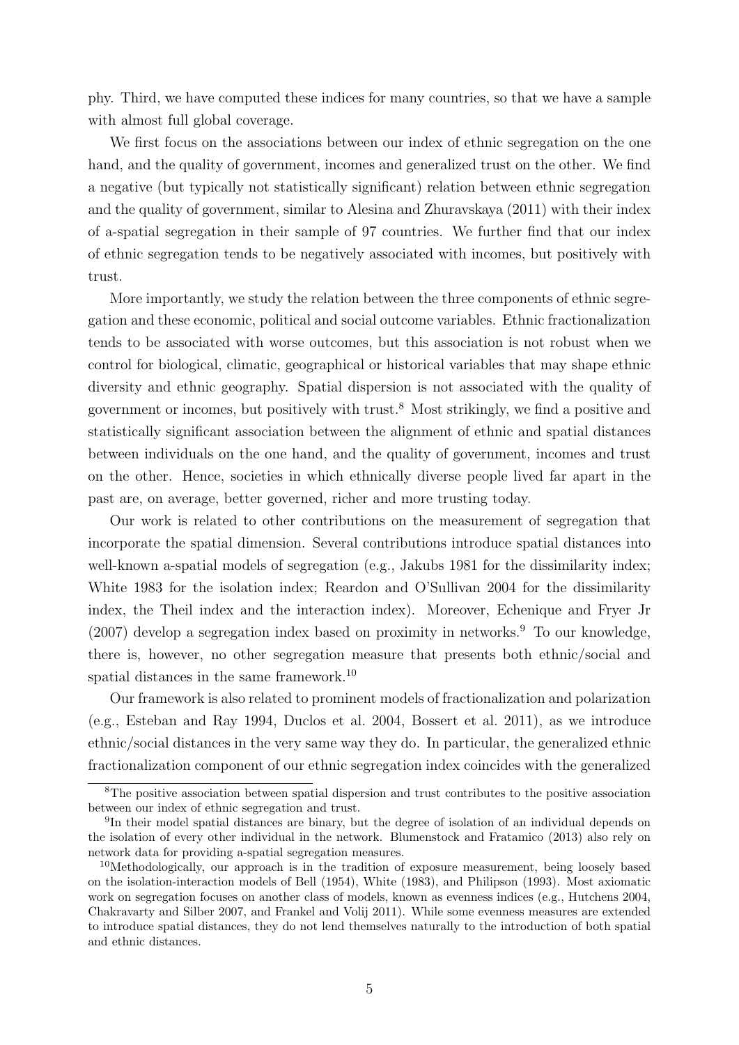phy. Third, we have computed these indices for many countries, so that we have a sample with almost full global coverage.

We first focus on the associations between our index of ethnic segregation on the one hand, and the quality of government, incomes and generalized trust on the other. We find a negative (but typically not statistically significant) relation between ethnic segregation and the quality of government, similar to Alesina and Zhuravskaya (2011) with their index of a-spatial segregation in their sample of 97 countries. We further find that our index of ethnic segregation tends to be negatively associated with incomes, but positively with trust.

More importantly, we study the relation between the three components of ethnic segregation and these economic, political and social outcome variables. Ethnic fractionalization tends to be associated with worse outcomes, but this association is not robust when we control for biological, climatic, geographical or historical variables that may shape ethnic diversity and ethnic geography. Spatial dispersion is not associated with the quality of government or incomes, but positively with trust.[8] Most strikingly, we find a positive and statistically significant association between the alignment of ethnic and spatial distances between individuals on the one hand, and the quality of government, incomes and trust on the other. Hence, societies in which ethnically diverse people lived far apart in the past are, on average, better governed, richer and more trusting today.

Our work is related to other contributions on the measurement of segregation that incorporate the spatial dimension. Several contributions introduce spatial distances into well-known a-spatial models of segregation (e.g., Jakubs 1981 for the dissimilarity index; White 1983 for the isolation index; Reardon and O'Sullivan 2004 for the dissimilarity index, the Theil index and the interaction index). Moreover, Echenique and Fryer Jr (2007) develop a segregation index based on proximity in networks.[9] To our knowledge, there is, however, no other segregation measure that presents both ethnic/social and spatial distances in the same framework.[10]

Our framework is also related to prominent models of fractionalization and polarization (e.g., Esteban and Ray 1994, Duclos et al. 2004, Bossert et al. 2011), as we introduce ethnic/social distances in the very same way they do. In particular, the generalized ethnic fractionalization component of our ethnic segregation index coincides with the generalized

[8] The positive association between spatial dispersion and trust contributes to the positive association between our index of ethnic segregation and trust.

[9] In their model spatial distances are binary, but the degree of isolation of an individual depends on the isolation of every other individual in the network. Blumenstock and Fratamico (2013) also rely on network data for providing a-spatial segregation measures.

[10] Methodologically, our approach is in the tradition of exposure measurement, being loosely based on the isolation-interaction models of Bell (1954), White (1983), and Philipson (1993). Most axiomatic work on segregation focuses on another class of models, known as evenness indices (e.g., Hutchens 2004, Chakravarty and Silber 2007, and Frankel and Volij 2011). While some evenness measures are extended to introduce spatial distances, they do not lend themselves naturally to the introduction of both spatial and ethnic distances.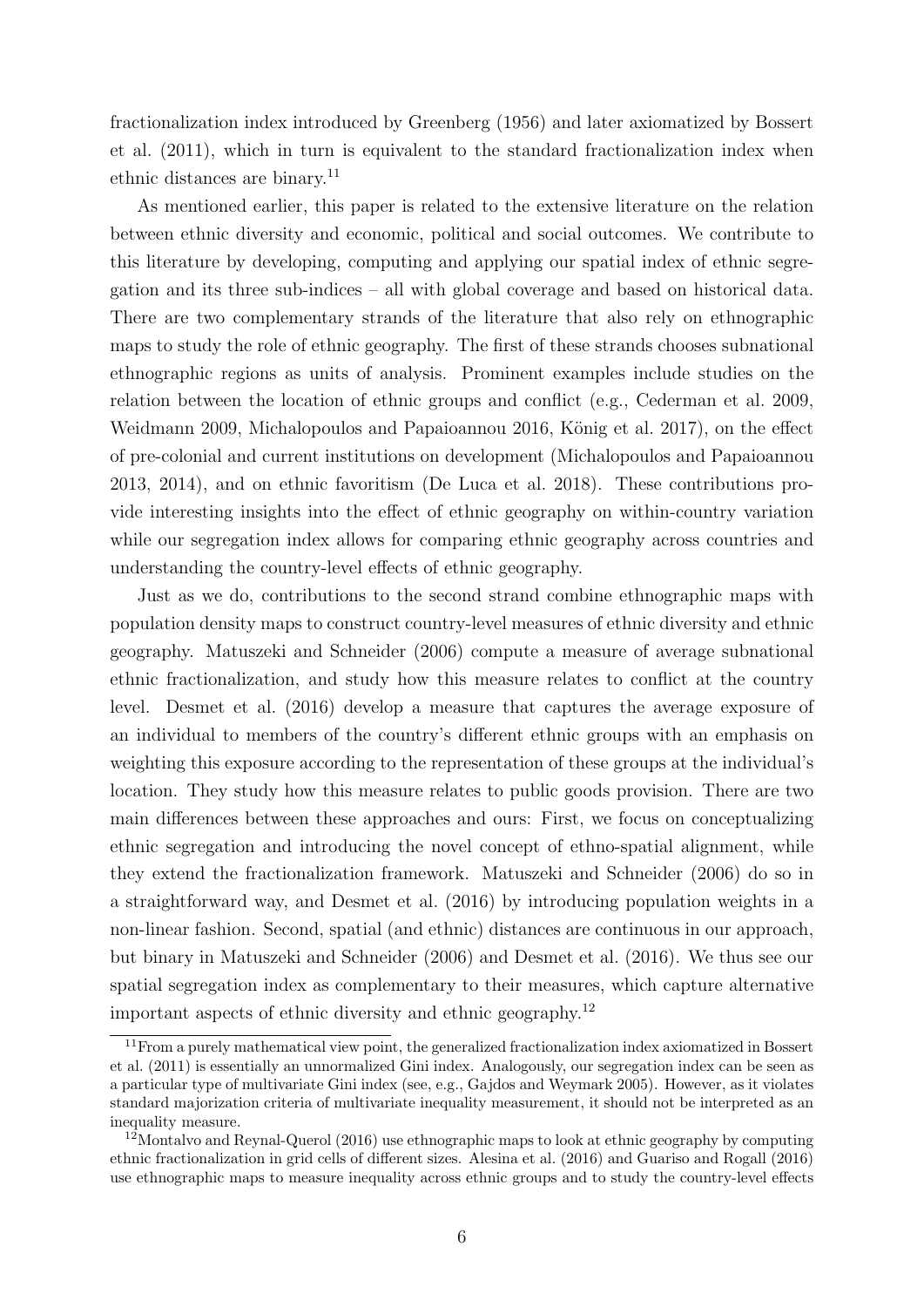fractionalization index introduced by Greenberg (1956) and later axiomatized by Bossert et al. (2011), which in turn is equivalent to the standard fractionalization index when ethnic distances are binary.[11]

As mentioned earlier, this paper is related to the extensive literature on the relation between ethnic diversity and economic, political and social outcomes. We contribute to this literature by developing, computing and applying our spatial index of ethnic segregation and its three sub-indices – all with global coverage and based on historical data. There are two complementary strands of the literature that also rely on ethnographic maps to study the role of ethnic geography. The first of these strands chooses subnational ethnographic regions as units of analysis. Prominent examples include studies on the relation between the location of ethnic groups and conflict (e.g., Cederman et al. 2009, Weidmann 2009, Michalopoulos and Papaioannou 2016, König et al. 2017), on the effect of pre-colonial and current institutions on development (Michalopoulos and Papaioannou 2013, 2014), and on ethnic favoritism (De Luca et al. 2018). These contributions provide interesting insights into the effect of ethnic geography on within-country variation while our segregation index allows for comparing ethnic geography across countries and understanding the country-level effects of ethnic geography.

Just as we do, contributions to the second strand combine ethnographic maps with population density maps to construct country-level measures of ethnic diversity and ethnic geography. Matuszeki and Schneider (2006) compute a measure of average subnational ethnic fractionalization, and study how this measure relates to conflict at the country level. Desmet et al. (2016) develop a measure that captures the average exposure of an individual to members of the country's different ethnic groups with an emphasis on weighting this exposure according to the representation of these groups at the individual's location. They study how this measure relates to public goods provision. There are two main differences between these approaches and ours: First, we focus on conceptualizing ethnic segregation and introducing the novel concept of ethno-spatial alignment, while they extend the fractionalization framework. Matuszeki and Schneider (2006) do so in a straightforward way, and Desmet et al. (2016) by introducing population weights in a non-linear fashion. Second, spatial (and ethnic) distances are continuous in our approach, but binary in Matuszeki and Schneider (2006) and Desmet et al. (2016). We thus see our spatial segregation index as complementary to their measures, which capture alternative important aspects of ethnic diversity and ethnic geography.[12]

---

[11] From a purely mathematical view point, the generalized fractionalization index axiomatized in Bossert et al. (2011) is essentially an unnormalized Gini index. Analogously, our segregation index can be seen as a particular type of multivariate Gini index (see, e.g., Gajdos and Weymark 2005). However, as it violates standard majorization criteria of multivariate inequality measurement, it should not be interpreted as an inequality measure.

[12] Montalvo and Reynal-Querol (2016) use ethnographic maps to look at ethnic geography by computing ethnic fractionalization in grid cells of different sizes. Alesina et al. (2016) and Guariso and Rogall (2016) use ethnographic maps to measure inequality across ethnic groups and to study the country-level effects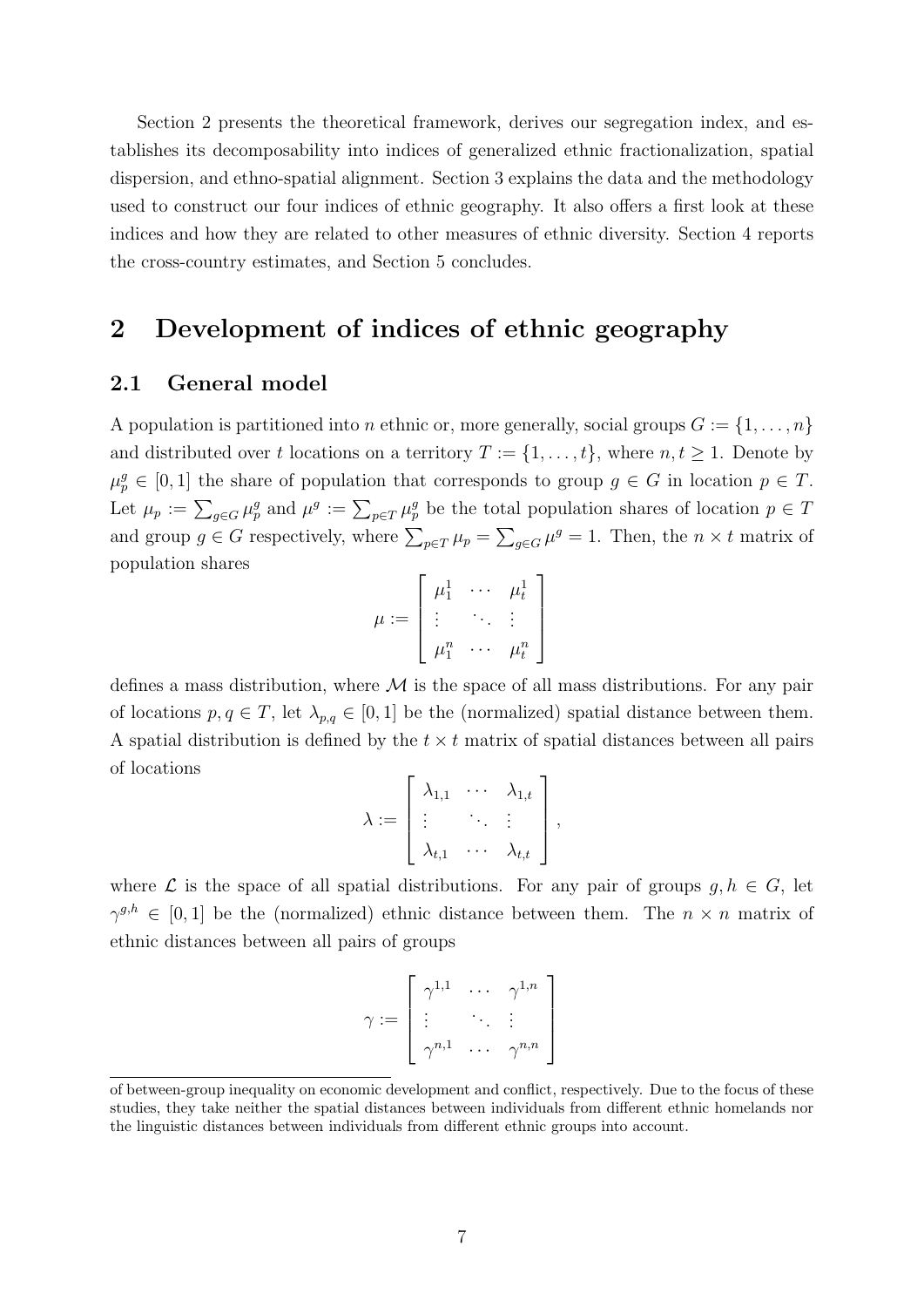Section 2 presents the theoretical framework, derives our segregation index, and establishes its decomposability into indices of generalized ethnic fractionalization, spatial dispersion, and ethno-spatial alignment. Section 3 explains the data and the methodology used to construct our four indices of ethnic geography. It also offers a first look at these indices and how they are related to other measures of ethnic diversity. Section 4 reports the cross-country estimates, and Section 5 concludes.

# 2 Development of indices of ethnic geography

## 2.1 General model

A population is partitioned into $n$ ethnic or, more generally, social groups $G := \{1, \ldots, n\}$ and distributed over $t$ locations on a territory $T := \{1, \ldots, t\}$, where $n, t \geq 1$. Denote by $\mu_p^g \in [0, 1]$ the share of population that corresponds to group $g \in G$ in location $p \in T$. Let $\mu_p := \sum_{g \in G} \mu_p^g$ and $\mu^g := \sum_{p \in T} \mu_p^g$ be the total population shares of location $p \in T$ and group $g \in G$ respectively, where $\sum_{p \in T} \mu_p = \sum_{g \in G} \mu^g = 1$. Then, the $n \times t$ matrix of population shares

$$\mu := \begin{bmatrix} \mu_1^1 & \cdots & \mu_t^1 \\ \vdots & \ddots & \vdots \\ \mu_1^n & \cdots & \mu_t^n \end{bmatrix}$$

defines a mass distribution, where $\mathcal{M}$ is the space of all mass distributions. For any pair of locations $p, q \in T$, let $\lambda_{p,q} \in [0, 1]$ be the (normalized) spatial distance between them. A spatial distribution is defined by the $t \times t$ matrix of spatial distances between all pairs of locations

$$\lambda := \begin{bmatrix} \lambda_{1,1} & \cdots & \lambda_{1,t} \\ \vdots & \ddots & \vdots \\ \lambda_{t,1} & \cdots & \lambda_{t,t} \end{bmatrix},$$

where $\mathcal{L}$ is the space of all spatial distributions. For any pair of groups $g, h \in G$, let $\gamma^{g,h} \in [0, 1]$ be the (normalized) ethnic distance between them. The $n \times n$ matrix of ethnic distances between all pairs of groups

$$\gamma := \begin{bmatrix} \gamma^{1,1} & \cdots & \gamma^{1,n} \\ \vdots & \ddots & \vdots \\ \gamma^{n,1} & \cdots & \gamma^{n,n} \end{bmatrix}$$

of between-group inequality on economic development and conflict, respectively. Due to the focus of these studies, they take neither the spatial distances between individuals from different ethnic homelands nor the linguistic distances between individuals from different ethnic groups into account.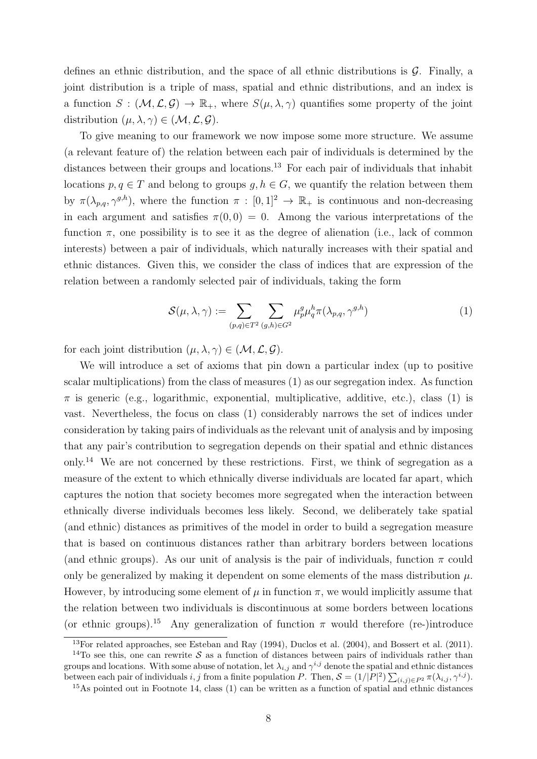defines an ethnic distribution, and the space of all ethnic distributions is $\mathcal{G}$. Finally, a joint distribution is a triple of mass, spatial and ethnic distributions, and an index is a function $S : (\mathcal{M}, \mathcal{L}, \mathcal{G}) \to \mathbb{R}_+$, where $S(\mu, \lambda, \gamma)$ quantifies some property of the joint distribution $(\mu, \lambda, \gamma) \in (\mathcal{M}, \mathcal{L}, \mathcal{G})$.

To give meaning to our framework we now impose some more structure. We assume (a relevant feature of) the relation between each pair of individuals is determined by the distances between their groups and locations.[13] For each pair of individuals that inhabit locations $p, q \in T$ and belong to groups $g, h \in G$, we quantify the relation between them by $\pi(\lambda_{p,q}, \gamma^{g,h})$, where the function $\pi : [0, 1]^2 \to \mathbb{R}_+$ is continuous and non-decreasing in each argument and satisfies $\pi(0, 0) = 0$. Among the various interpretations of the function $\pi$, one possibility is to see it as the degree of alienation (i.e., lack of common interests) between a pair of individuals, which naturally increases with their spatial and ethnic distances. Given this, we consider the class of indices that are expression of the relation between a randomly selected pair of individuals, taking the form

$$\mathcal{S}(\mu, \lambda, \gamma) := \sum_{(p,q)\in T^2} \sum_{(g,h)\in G^2} \mu_p^g \mu_q^h \pi(\lambda_{p,q}, \gamma^{g,h}) \tag{1}$$

for each joint distribution $(\mu, \lambda, \gamma) \in (\mathcal{M}, \mathcal{L}, \mathcal{G})$.

We will introduce a set of axioms that pin down a particular index (up to positive scalar multiplications) from the class of measures (1) as our segregation index. As function $\pi$ is generic (e.g., logarithmic, exponential, multiplicative, additive, etc.), class (1) is vast. Nevertheless, the focus on class (1) considerably narrows the set of indices under consideration by taking pairs of individuals as the relevant unit of analysis and by imposing that any pair's contribution to segregation depends on their spatial and ethnic distances only.[14] We are not concerned by these restrictions. First, we think of segregation as a measure of the extent to which ethnically diverse individuals are located far apart, which captures the notion that society becomes more segregated when the interaction between ethnically diverse individuals becomes less likely. Second, we deliberately take spatial (and ethnic) distances as primitives of the model in order to build a segregation measure that is based on continuous distances rather than arbitrary borders between locations (and ethnic groups). As our unit of analysis is the pair of individuals, function $\pi$ could only be generalized by making it dependent on some elements of the mass distribution $\mu$. However, by introducing some element of $\mu$ in function $\pi$, we would implicitly assume that the relation between two individuals is discontinuous at some borders between locations (or ethnic groups).[15] Any generalization of function $\pi$ would therefore (re-)introduce

[13] For related approaches, see Esteban and Ray (1994), Duclos et al. (2004), and Bossert et al. (2011).

[14] To see this, one can rewrite $\mathcal{S}$ as a function of distances between pairs of individuals rather than groups and locations. With some abuse of notation, let $\lambda_{i,j}$ and $\gamma^{i,j}$ denote the spatial and ethnic distances between each pair of individuals $i, j$ from a finite population $P$. Then, $\mathcal{S} = (1/|P|^2) \sum_{(i,j)\in P^2} \pi(\lambda_{i,j}, \gamma^{i,j})$.

[15] As pointed out in Footnote 14, class (1) can be written as a function of spatial and ethnic distances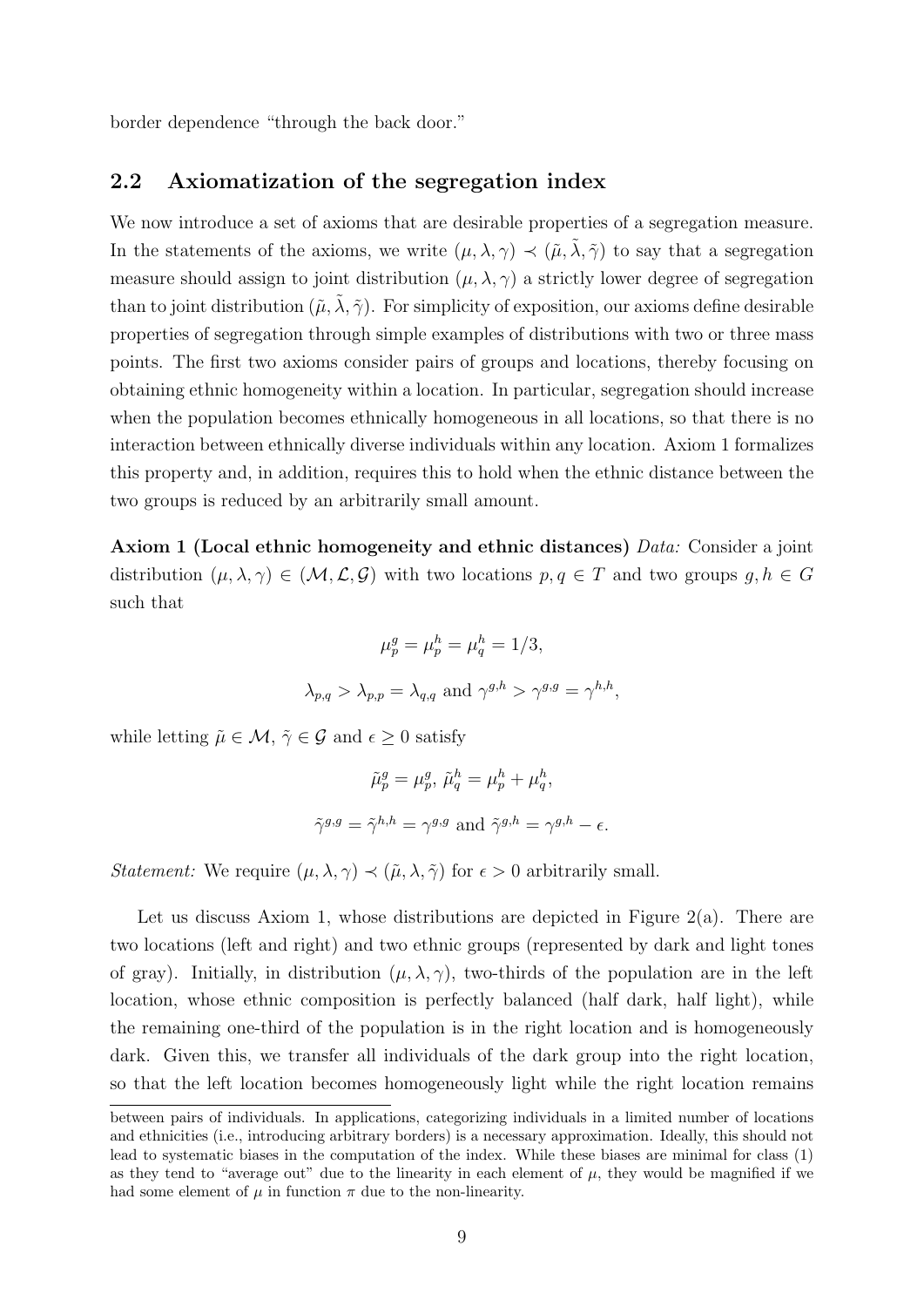border dependence "through the back door."

## 2.2 Axiomatization of the segregation index

We now introduce a set of axioms that are desirable properties of a segregation measure. In the statements of the axioms, we write $(\mu, \lambda, \gamma) \prec (\tilde{\mu}, \tilde{\lambda}, \tilde{\gamma})$ to say that a segregation measure should assign to joint distribution $(\mu, \lambda, \gamma)$ a strictly lower degree of segregation than to joint distribution $(\tilde{\mu}, \tilde{\lambda}, \tilde{\gamma})$. For simplicity of exposition, our axioms define desirable properties of segregation through simple examples of distributions with two or three mass points. The first two axioms consider pairs of groups and locations, thereby focusing on obtaining ethnic homogeneity within a location. In particular, segregation should increase when the population becomes ethnically homogeneous in all locations, so that there is no interaction between ethnically diverse individuals within any location. Axiom 1 formalizes this property and, in addition, requires this to hold when the ethnic distance between the two groups is reduced by an arbitrarily small amount.

**Axiom 1 (Local ethnic homogeneity and ethnic distances)** *Data:* Consider a joint distribution $(\mu, \lambda, \gamma) \in (\mathcal{M}, \mathcal{L}, \mathcal{G})$ with two locations $p, q \in T$ and two groups $g, h \in G$ such that

$$\mu_p^g = \mu_p^h = \mu_q^h = 1/3,$$

$$\lambda_{p,q} > \lambda_{p,p} = \lambda_{q,q} \text{ and } \gamma^{g,h} > \gamma^{g,g} = \gamma^{h,h},$$

while letting $\tilde{\mu} \in \mathcal{M}$, $\tilde{\gamma} \in \mathcal{G}$ and $\epsilon \geq 0$ satisfy

$$\tilde{\mu}_p^g = \mu_p^g, \; \tilde{\mu}_q^h = \mu_p^h + \mu_q^h,$$

$$\tilde{\gamma}^{g,g} = \tilde{\gamma}^{h,h} = \gamma^{g,g} \text{ and } \tilde{\gamma}^{g,h} = \gamma^{g,h} - \epsilon.$$

*Statement:* We require $(\mu, \lambda, \gamma) \prec (\tilde{\mu}, \lambda, \tilde{\gamma})$ for $\epsilon > 0$ arbitrarily small.

Let us discuss Axiom 1, whose distributions are depicted in Figure 2(a). There are two locations (left and right) and two ethnic groups (represented by dark and light tones of gray). Initially, in distribution $(\mu, \lambda, \gamma)$, two-thirds of the population are in the left location, whose ethnic composition is perfectly balanced (half dark, half light), while the remaining one-third of the population is in the right location and is homogeneously dark. Given this, we transfer all individuals of the dark group into the right location, so that the left location becomes homogeneously light while the right location remains

---

between pairs of individuals. In applications, categorizing individuals in a limited number of locations and ethnicities (i.e., introducing arbitrary borders) is a necessary approximation. Ideally, this should not lead to systematic biases in the computation of the index. While these biases are minimal for class (1) as they tend to "average out" due to the linearity in each element of $\mu$, they would be magnified if we had some element of $\mu$ in function $\pi$ due to the non-linearity.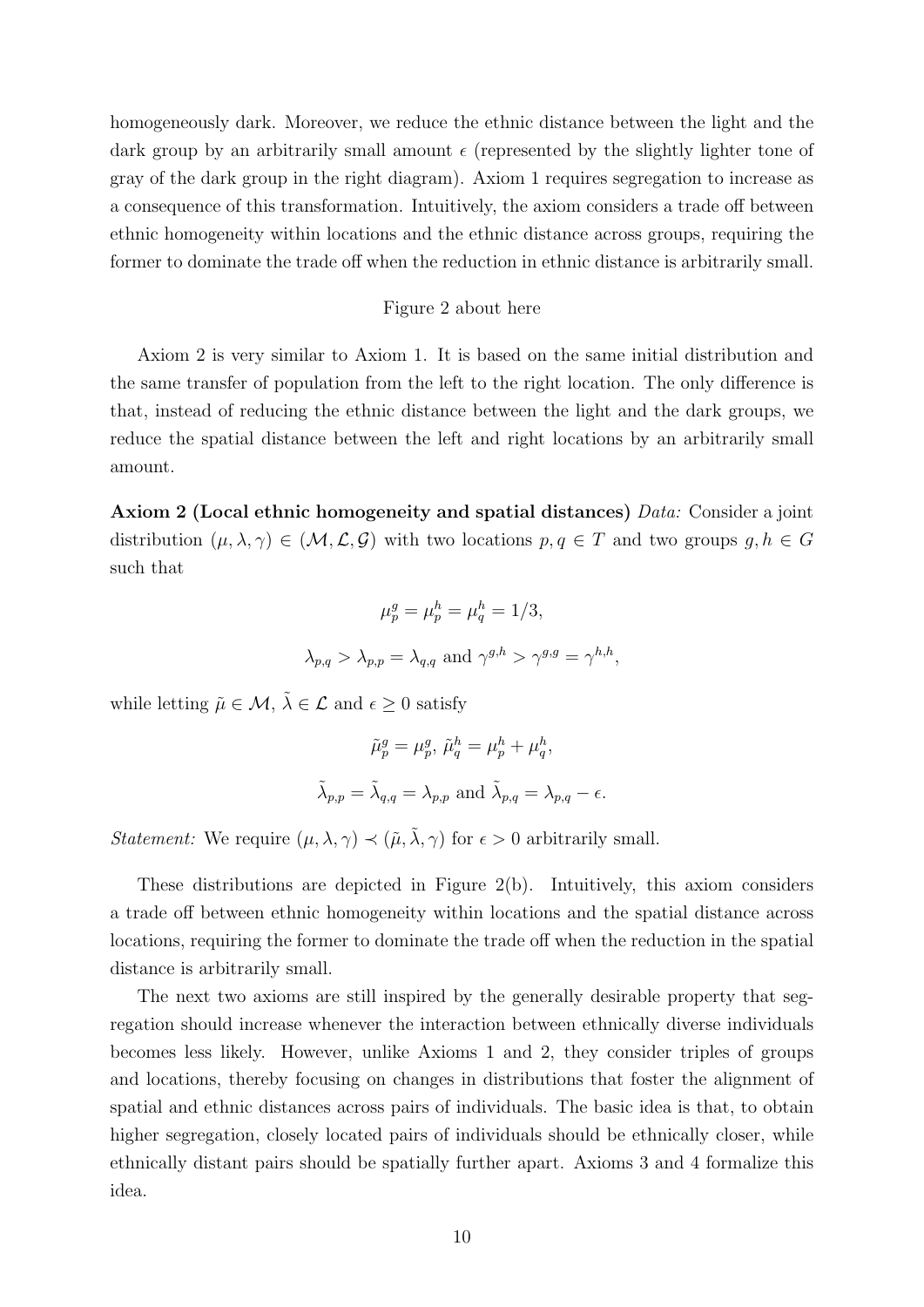homogeneously dark. Moreover, we reduce the ethnic distance between the light and the dark group by an arbitrarily small amount $\epsilon$ (represented by the slightly lighter tone of gray of the dark group in the right diagram). Axiom 1 requires segregation to increase as a consequence of this transformation. Intuitively, the axiom considers a trade off between ethnic homogeneity within locations and the ethnic distance across groups, requiring the former to dominate the trade off when the reduction in ethnic distance is arbitrarily small.

Figure 2 about here

Axiom 2 is very similar to Axiom 1. It is based on the same initial distribution and the same transfer of population from the left to the right location. The only difference is that, instead of reducing the ethnic distance between the light and the dark groups, we reduce the spatial distance between the left and right locations by an arbitrarily small amount.

**Axiom 2 (Local ethnic homogeneity and spatial distances)** *Data:* Consider a joint distribution $(\mu, \lambda, \gamma) \in (\mathcal{M}, \mathcal{L}, \mathcal{G})$ with two locations $p, q \in T$ and two groups $g, h \in G$ such that

$$\mu_p^g = \mu_p^h = \mu_q^h = 1/3,$$

$$\lambda_{p,q} > \lambda_{p,p} = \lambda_{q,q} \text{ and } \gamma^{g,h} > \gamma^{g,g} = \gamma^{h,h},$$

while letting $\tilde{\mu} \in \mathcal{M}$, $\tilde{\lambda} \in \mathcal{L}$ and $\epsilon \geq 0$ satisfy

$$\tilde{\mu}_p^g = \mu_p^g,\ \tilde{\mu}_q^h = \mu_p^h + \mu_q^h,$$

$$\tilde{\lambda}_{p,p} = \tilde{\lambda}_{q,q} = \lambda_{p,p} \text{ and } \tilde{\lambda}_{p,q} = \lambda_{p,q} - \epsilon.$$

*Statement:* We require $(\mu, \lambda, \gamma) \prec (\tilde{\mu}, \tilde{\lambda}, \gamma)$ for $\epsilon > 0$ arbitrarily small.

These distributions are depicted in Figure 2(b). Intuitively, this axiom considers a trade off between ethnic homogeneity within locations and the spatial distance across locations, requiring the former to dominate the trade off when the reduction in the spatial distance is arbitrarily small.

The next two axioms are still inspired by the generally desirable property that segregation should increase whenever the interaction between ethnically diverse individuals becomes less likely. However, unlike Axioms 1 and 2, they consider triples of groups and locations, thereby focusing on changes in distributions that foster the alignment of spatial and ethnic distances across pairs of individuals. The basic idea is that, to obtain higher segregation, closely located pairs of individuals should be ethnically closer, while ethnically distant pairs should be spatially further apart. Axioms 3 and 4 formalize this idea.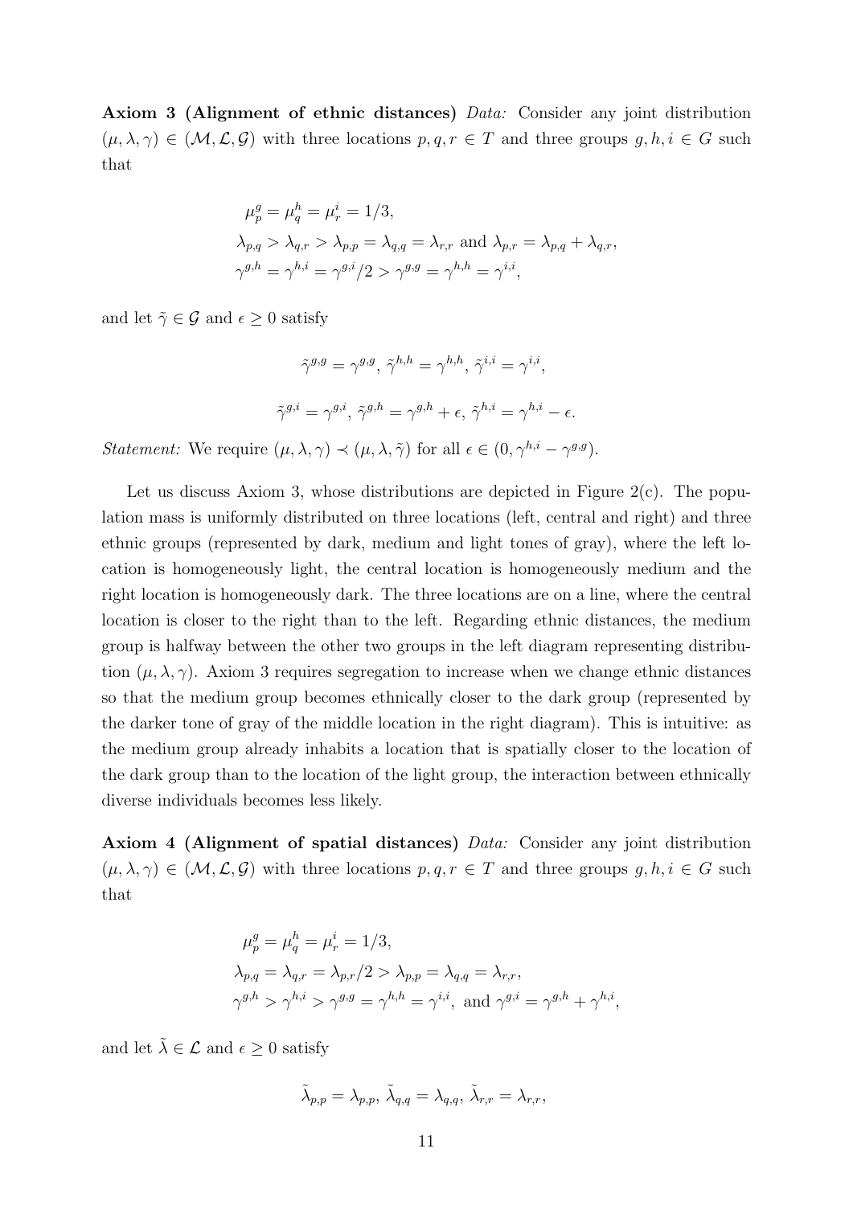**Axiom 3 (Alignment of ethnic distances)** *Data:* Consider any joint distribution $(\mu, \lambda, \gamma) \in (\mathcal{M}, \mathcal{L}, \mathcal{G})$ with three locations $p, q, r \in T$ and three groups $g, h, i \in G$ such that

$$\mu_p^g = \mu_q^h = \mu_r^i = 1/3,$$
$$\lambda_{p,q} > \lambda_{q,r} > \lambda_{p,p} = \lambda_{q,q} = \lambda_{r,r} \text{ and } \lambda_{p,r} = \lambda_{p,q} + \lambda_{q,r},$$
$$\gamma^{g,h} = \gamma^{h,i} = \gamma^{g,i}/2 > \gamma^{g,g} = \gamma^{h,h} = \gamma^{i,i},$$

and let $\tilde{\gamma} \in \mathcal{G}$ and $\epsilon \geq 0$ satisfy

$$\tilde{\gamma}^{g,g} = \gamma^{g,g},\ \tilde{\gamma}^{h,h} = \gamma^{h,h},\ \tilde{\gamma}^{i,i} = \gamma^{i,i},$$

$$\tilde{\gamma}^{g,i} = \gamma^{g,i},\ \tilde{\gamma}^{g,h} = \gamma^{g,h} + \epsilon,\ \tilde{\gamma}^{h,i} = \gamma^{h,i} - \epsilon.$$

*Statement:* We require $(\mu, \lambda, \gamma) \prec (\mu, \lambda, \tilde{\gamma})$ for all $\epsilon \in (0, \gamma^{h,i} - \gamma^{g,g})$.

Let us discuss Axiom 3, whose distributions are depicted in Figure 2(c). The population mass is uniformly distributed on three locations (left, central and right) and three ethnic groups (represented by dark, medium and light tones of gray), where the left location is homogeneously light, the central location is homogeneously medium and the right location is homogeneously dark. The three locations are on a line, where the central location is closer to the right than to the left. Regarding ethnic distances, the medium group is halfway between the other two groups in the left diagram representing distribution $(\mu, \lambda, \gamma)$. Axiom 3 requires segregation to increase when we change ethnic distances so that the medium group becomes ethnically closer to the dark group (represented by the darker tone of gray of the middle location in the right diagram). This is intuitive: as the medium group already inhabits a location that is spatially closer to the location of the dark group than to the location of the light group, the interaction between ethnically diverse individuals becomes less likely.

**Axiom 4 (Alignment of spatial distances)** *Data:* Consider any joint distribution $(\mu, \lambda, \gamma) \in (\mathcal{M}, \mathcal{L}, \mathcal{G})$ with three locations $p, q, r \in T$ and three groups $g, h, i \in G$ such that

$$\mu_p^g = \mu_q^h = \mu_r^i = 1/3,$$
$$\lambda_{p,q} = \lambda_{q,r} = \lambda_{p,r}/2 > \lambda_{p,p} = \lambda_{q,q} = \lambda_{r,r},$$
$$\gamma^{g,h} > \gamma^{h,i} > \gamma^{g,g} = \gamma^{h,h} = \gamma^{i,i}, \text{ and } \gamma^{g,i} = \gamma^{g,h} + \gamma^{h,i},$$

and let $\tilde{\lambda} \in \mathcal{L}$ and $\epsilon \geq 0$ satisfy

$$\tilde{\lambda}_{p,p} = \lambda_{p,p},\ \tilde{\lambda}_{q,q} = \lambda_{q,q},\ \tilde{\lambda}_{r,r} = \lambda_{r,r},$$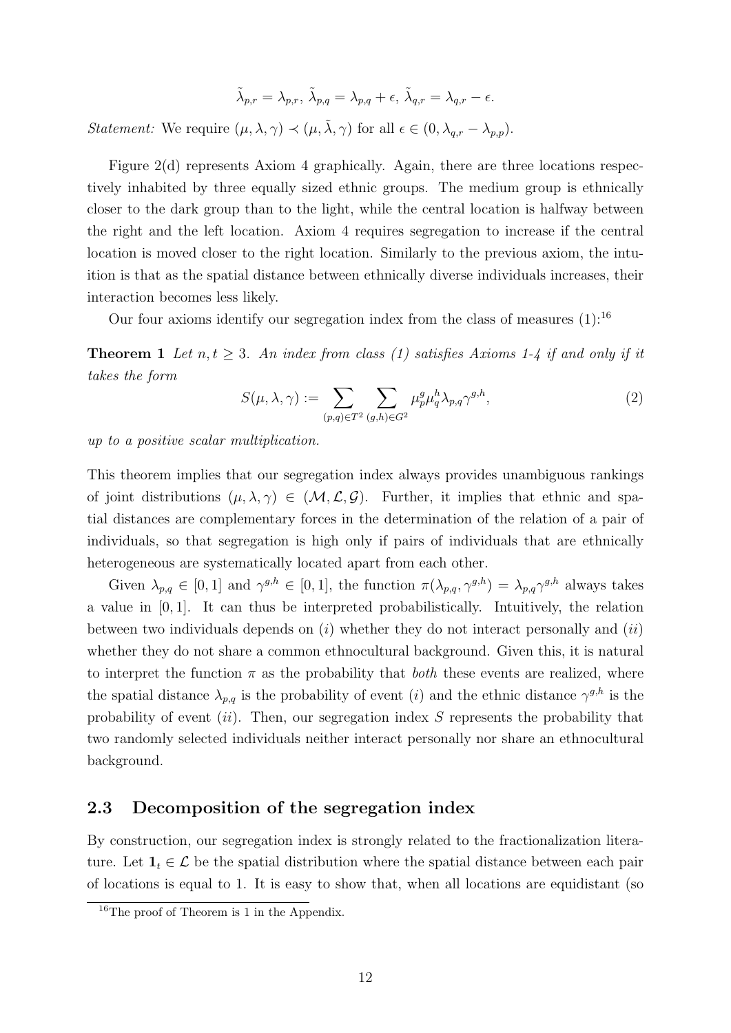$$\tilde{\lambda}_{p,r} = \lambda_{p,r},\ \tilde{\lambda}_{p,q} = \lambda_{p,q} + \epsilon,\ \tilde{\lambda}_{q,r} = \lambda_{q,r} - \epsilon.$$

*Statement:* We require $(\mu, \lambda, \gamma) \prec (\mu, \tilde{\lambda}, \gamma)$ for all $\epsilon \in (0, \lambda_{q,r} - \lambda_{p,p})$.

Figure 2(d) represents Axiom 4 graphically. Again, there are three locations respectively inhabited by three equally sized ethnic groups. The medium group is ethnically closer to the dark group than to the light, while the central location is halfway between the right and the left location. Axiom 4 requires segregation to increase if the central location is moved closer to the right location. Similarly to the previous axiom, the intuition is that as the spatial distance between ethnically diverse individuals increases, their interaction becomes less likely.

Our four axioms identify our segregation index from the class of measures (1):[16]

**Theorem 1** *Let $n, t \geq 3$. An index from class (1) satisfies Axioms 1-4 if and only if it takes the form*

$$S(\mu, \lambda, \gamma) := \sum_{(p,q) \in T^2} \sum_{(g,h) \in G^2} \mu_p^g \mu_q^h \lambda_{p,q} \gamma^{g,h}, \tag{2}$$

*up to a positive scalar multiplication.*

This theorem implies that our segregation index always provides unambiguous rankings of joint distributions $(\mu, \lambda, \gamma) \in (\mathcal{M}, \mathcal{L}, \mathcal{G})$. Further, it implies that ethnic and spatial distances are complementary forces in the determination of the relation of a pair of individuals, so that segregation is high only if pairs of individuals that are ethnically heterogeneous are systematically located apart from each other.

Given $\lambda_{p,q} \in [0, 1]$ and $\gamma^{g,h} \in [0, 1]$, the function $\pi(\lambda_{p,q}, \gamma^{g,h}) = \lambda_{p,q}\gamma^{g,h}$ always takes a value in $[0, 1]$. It can thus be interpreted probabilistically. Intuitively, the relation between two individuals depends on $(i)$ whether they do not interact personally and $(ii)$ whether they do not share a common ethnocultural background. Given this, it is natural to interpret the function $\pi$ as the probability that *both* these events are realized, where the spatial distance $\lambda_{p,q}$ is the probability of event $(i)$ and the ethnic distance $\gamma^{g,h}$ is the probability of event $(ii)$. Then, our segregation index $S$ represents the probability that two randomly selected individuals neither interact personally nor share an ethnocultural background.

### 2.3 Decomposition of the segregation index

By construction, our segregation index is strongly related to the fractionalization literature. Let $\mathbf{1}_t \in \mathcal{L}$ be the spatial distribution where the spatial distance between each pair of locations is equal to 1. It is easy to show that, when all locations are equidistant (so

[16] The proof of Theorem is 1 in the Appendix.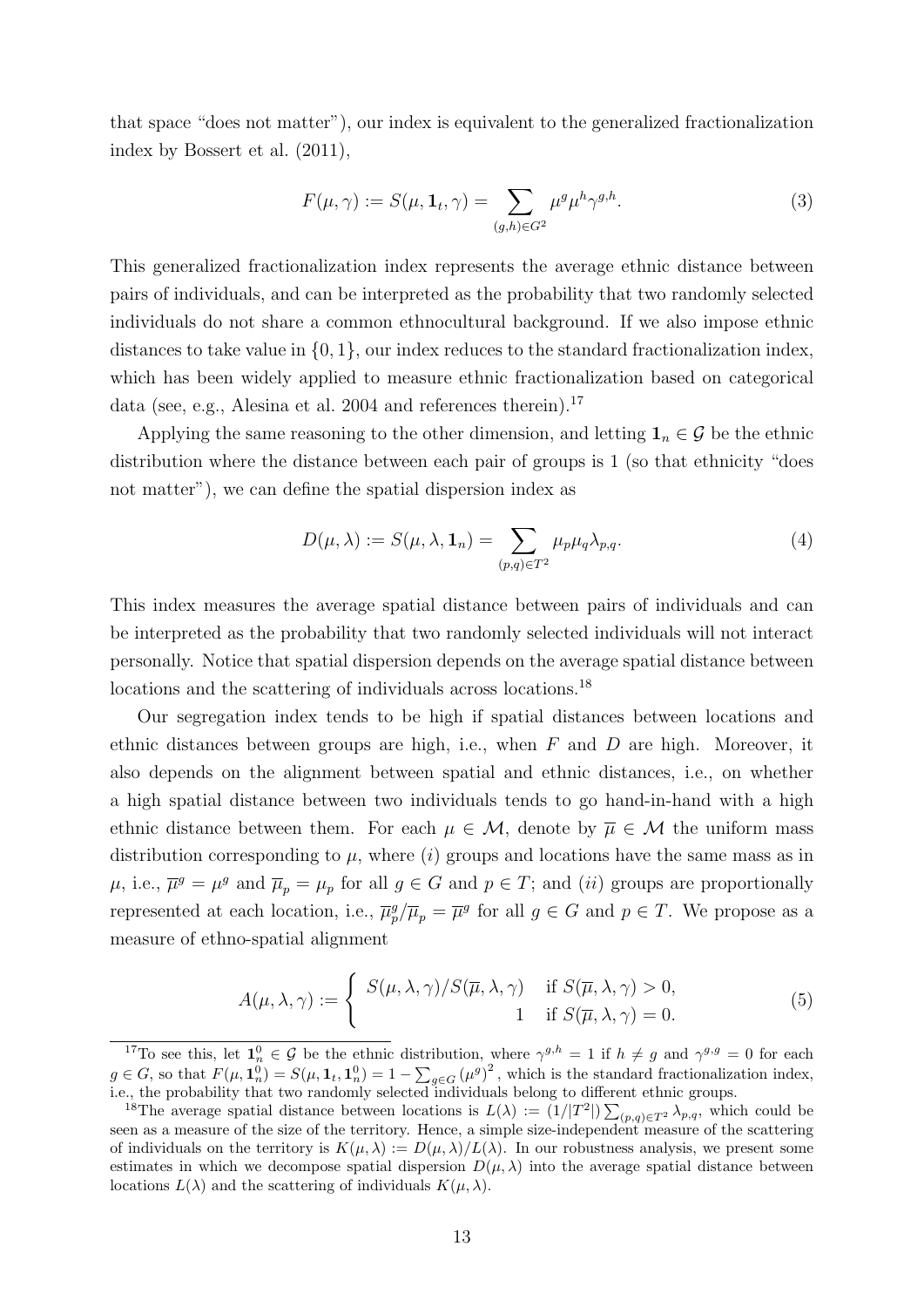that space "does not matter"), our index is equivalent to the generalized fractionalization index by Bossert et al. (2011),

$$F(\mu, \gamma) := S(\mu, \mathbf{1}_t, \gamma) = \sum_{(g,h) \in G^2} \mu^g \mu^h \gamma^{g,h}. \tag{3}$$

This generalized fractionalization index represents the average ethnic distance between pairs of individuals, and can be interpreted as the probability that two randomly selected individuals do not share a common ethnocultural background. If we also impose ethnic distances to take value in $\{0, 1\}$, our index reduces to the standard fractionalization index, which has been widely applied to measure ethnic fractionalization based on categorical data (see, e.g., Alesina et al. 2004 and references therein).[17]

Applying the same reasoning to the other dimension, and letting $\mathbf{1}_n \in \mathcal{G}$ be the ethnic distribution where the distance between each pair of groups is 1 (so that ethnicity "does not matter"), we can define the spatial dispersion index as

$$D(\mu, \lambda) := S(\mu, \lambda, \mathbf{1}_n) = \sum_{(p,q) \in T^2} \mu_p \mu_q \lambda_{p,q}. \tag{4}$$

This index measures the average spatial distance between pairs of individuals and can be interpreted as the probability that two randomly selected individuals will not interact personally. Notice that spatial dispersion depends on the average spatial distance between locations and the scattering of individuals across locations.[18]

Our segregation index tends to be high if spatial distances between locations and ethnic distances between groups are high, i.e., when $F$ and $D$ are high. Moreover, it also depends on the alignment between spatial and ethnic distances, i.e., on whether a high spatial distance between two individuals tends to go hand-in-hand with a high ethnic distance between them. For each $\mu \in \mathcal{M}$, denote by $\overline{\mu} \in \mathcal{M}$ the uniform mass distribution corresponding to $\mu$, where $(i)$ groups and locations have the same mass as in $\mu$, i.e., $\overline{\mu}^g = \mu^g$ and $\overline{\mu}_p = \mu_p$ for all $g \in G$ and $p \in T$; and $(ii)$ groups are proportionally represented at each location, i.e., $\overline{\mu}_p^g / \overline{\mu}_p = \overline{\mu}^g$ for all $g \in G$ and $p \in T$. We propose as a measure of ethno-spatial alignment

$$A(\mu, \lambda, \gamma) := \begin{cases} S(\mu, \lambda, \gamma)/S(\overline{\mu}, \lambda, \gamma) & \text{if } S(\overline{\mu}, \lambda, \gamma) > 0, \\ 1 & \text{if } S(\overline{\mu}, \lambda, \gamma) = 0. \end{cases} \tag{5}$$

[17] To see this, let $\mathbf{1}_n^0 \in \mathcal{G}$ be the ethnic distribution, where $\gamma^{g,h} = 1$ if $h \neq g$ and $\gamma^{g,g} = 0$ for each $g \in G$, so that $F(\mu, \mathbf{1}_n^0) = S(\mu, \mathbf{1}_t, \mathbf{1}_n^0) = 1 - \sum_{g \in G} (\mu^g)^2$, which is the standard fractionalization index, i.e., the probability that two randomly selected individuals belong to different ethnic groups.

[18] The average spatial distance between locations is $L(\lambda) := (1/|T^2|) \sum_{(p,q) \in T^2} \lambda_{p,q}$, which could be seen as a measure of the size of the territory. Hence, a simple size-independent measure of the scattering of individuals on the territory is $K(\mu, \lambda) := D(\mu, \lambda)/L(\lambda)$. In our robustness analysis, we present some estimates in which we decompose spatial dispersion $D(\mu, \lambda)$ into the average spatial distance between locations $L(\lambda)$ and the scattering of individuals $K(\mu, \lambda)$.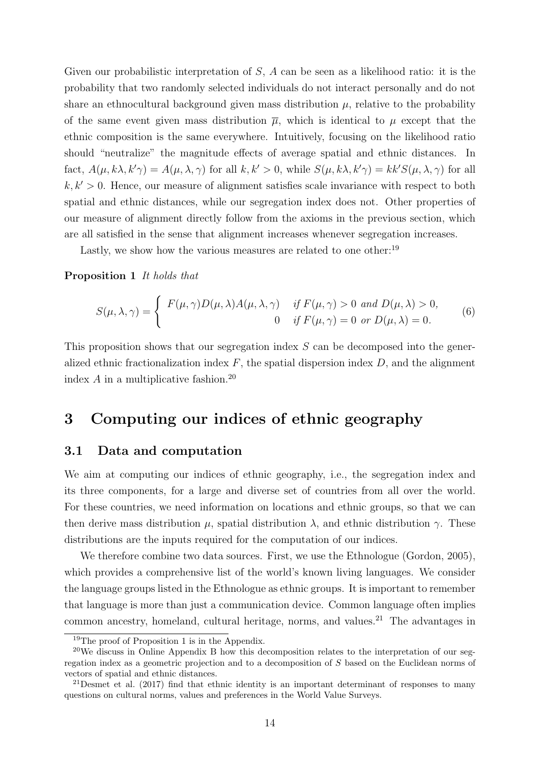Given our probabilistic interpretation of $S$, $A$ can be seen as a likelihood ratio: it is the probability that two randomly selected individuals do not interact personally and do not share an ethnocultural background given mass distribution $\mu$, relative to the probability of the same event given mass distribution $\overline{\mu}$, which is identical to $\mu$ except that the ethnic composition is the same everywhere. Intuitively, focusing on the likelihood ratio should "neutralize" the magnitude effects of average spatial and ethnic distances. In fact, $A(\mu, k\lambda, k'\gamma) = A(\mu, \lambda, \gamma)$ for all $k, k' > 0$, while $S(\mu, k\lambda, k'\gamma) = kk'S(\mu, \lambda, \gamma)$ for all $k, k' > 0$. Hence, our measure of alignment satisfies scale invariance with respect to both spatial and ethnic distances, while our segregation index does not. Other properties of our measure of alignment directly follow from the axioms in the previous section, which are all satisfied in the sense that alignment increases whenever segregation increases.

Lastly, we show how the various measures are related to one other:[19]

**Proposition 1** *It holds that*

$$S(\mu, \lambda, \gamma) = \begin{cases} F(\mu, \gamma)D(\mu, \lambda)A(\mu, \lambda, \gamma) & \text{if } F(\mu, \gamma) > 0 \text{ and } D(\mu, \lambda) > 0, \\ 0 & \text{if } F(\mu, \gamma) = 0 \text{ or } D(\mu, \lambda) = 0. \end{cases} \tag{6}$$

This proposition shows that our segregation index $S$ can be decomposed into the generalized ethnic fractionalization index $F$, the spatial dispersion index $D$, and the alignment index $A$ in a multiplicative fashion.[20]

# 3 Computing our indices of ethnic geography

## 3.1 Data and computation

We aim at computing our indices of ethnic geography, i.e., the segregation index and its three components, for a large and diverse set of countries from all over the world. For these countries, we need information on locations and ethnic groups, so that we can then derive mass distribution $\mu$, spatial distribution $\lambda$, and ethnic distribution $\gamma$. These distributions are the inputs required for the computation of our indices.

We therefore combine two data sources. First, we use the Ethnologue (Gordon, 2005), which provides a comprehensive list of the world's known living languages. We consider the language groups listed in the Ethnologue as ethnic groups. It is important to remember that language is more than just a communication device. Common language often implies common ancestry, homeland, cultural heritage, norms, and values.[21] The advantages in

[19] The proof of Proposition 1 is in the Appendix.

[20] We discuss in Online Appendix B how this decomposition relates to the interpretation of our segregation index as a geometric projection and to a decomposition of $S$ based on the Euclidean norms of vectors of spatial and ethnic distances.

[21] Desmet et al. (2017) find that ethnic identity is an important determinant of responses to many questions on cultural norms, values and preferences in the World Value Surveys.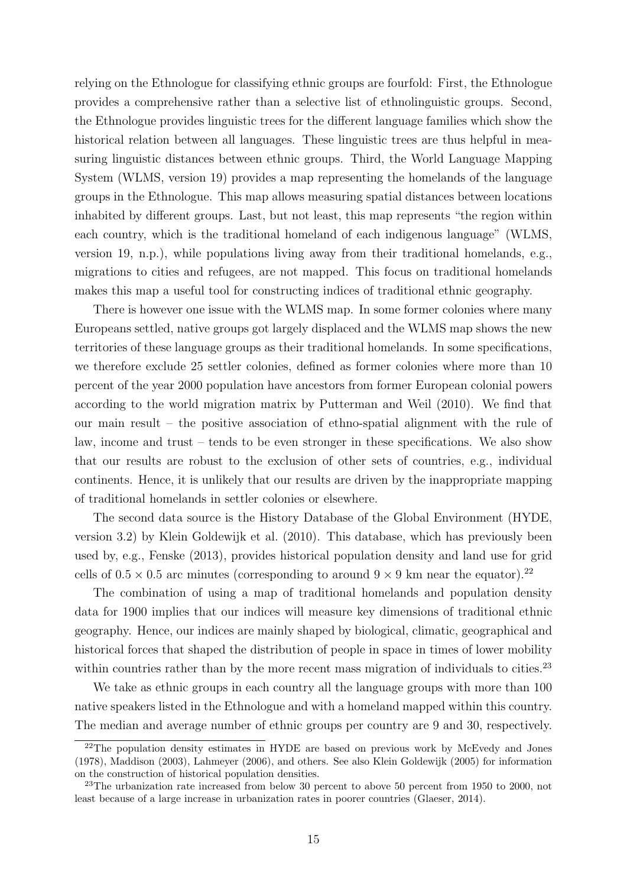relying on the Ethnologue for classifying ethnic groups are fourfold: First, the Ethnologue provides a comprehensive rather than a selective list of ethnolinguistic groups. Second, the Ethnologue provides linguistic trees for the different language families which show the historical relation between all languages. These linguistic trees are thus helpful in measuring linguistic distances between ethnic groups. Third, the World Language Mapping System (WLMS, version 19) provides a map representing the homelands of the language groups in the Ethnologue. This map allows measuring spatial distances between locations inhabited by different groups. Last, but not least, this map represents "the region within each country, which is the traditional homeland of each indigenous language" (WLMS, version 19, n.p.), while populations living away from their traditional homelands, e.g., migrations to cities and refugees, are not mapped. This focus on traditional homelands makes this map a useful tool for constructing indices of traditional ethnic geography.

There is however one issue with the WLMS map. In some former colonies where many Europeans settled, native groups got largely displaced and the WLMS map shows the new territories of these language groups as their traditional homelands. In some specifications, we therefore exclude 25 settler colonies, defined as former colonies where more than 10 percent of the year 2000 population have ancestors from former European colonial powers according to the world migration matrix by Putterman and Weil (2010). We find that our main result – the positive association of ethno-spatial alignment with the rule of law, income and trust – tends to be even stronger in these specifications. We also show that our results are robust to the exclusion of other sets of countries, e.g., individual continents. Hence, it is unlikely that our results are driven by the inappropriate mapping of traditional homelands in settler colonies or elsewhere.

The second data source is the History Database of the Global Environment (HYDE, version 3.2) by Klein Goldewijk et al. (2010). This database, which has previously been used by, e.g., Fenske (2013), provides historical population density and land use for grid cells of $0.5 \times 0.5$ arc minutes (corresponding to around $9 \times 9$ km near the equator).[22]

The combination of using a map of traditional homelands and population density data for 1900 implies that our indices will measure key dimensions of traditional ethnic geography. Hence, our indices are mainly shaped by biological, climatic, geographical and historical forces that shaped the distribution of people in space in times of lower mobility within countries rather than by the more recent mass migration of individuals to cities.[23]

We take as ethnic groups in each country all the language groups with more than 100 native speakers listed in the Ethnologue and with a homeland mapped within this country. The median and average number of ethnic groups per country are 9 and 30, respectively.

[22] The population density estimates in HYDE are based on previous work by McEvedy and Jones (1978), Maddison (2003), Lahmeyer (2006), and others. See also Klein Goldewijk (2005) for information on the construction of historical population densities.

[23] The urbanization rate increased from below 30 percent to above 50 percent from 1950 to 2000, not least because of a large increase in urbanization rates in poorer countries (Glaeser, 2014).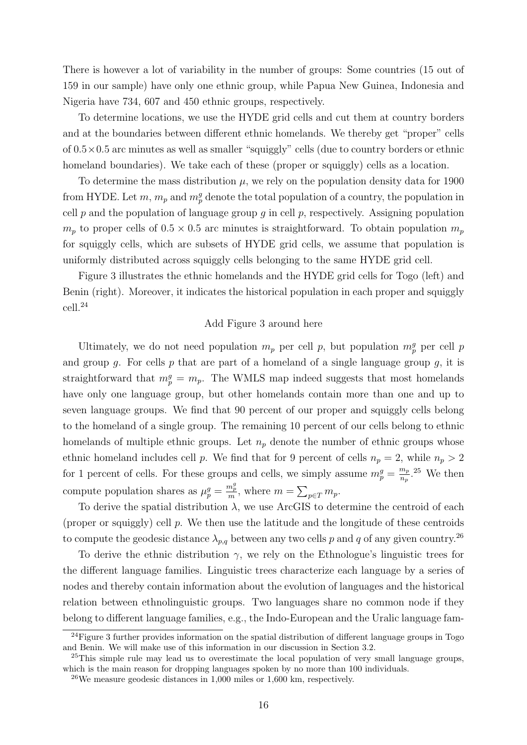There is however a lot of variability in the number of groups: Some countries (15 out of 159 in our sample) have only one ethnic group, while Papua New Guinea, Indonesia and Nigeria have 734, 607 and 450 ethnic groups, respectively.

To determine locations, we use the HYDE grid cells and cut them at country borders and at the boundaries between different ethnic homelands. We thereby get "proper" cells of $0.5 \times 0.5$ arc minutes as well as smaller "squiggly" cells (due to country borders or ethnic homeland boundaries). We take each of these (proper or squiggly) cells as a location.

To determine the mass distribution $\mu$, we rely on the population density data for 1900 from HYDE. Let $m$, $m_p$ and $m_p^g$ denote the total population of a country, the population in cell $p$ and the population of language group $g$ in cell $p$, respectively. Assigning population $m_p$ to proper cells of $0.5 \times 0.5$ arc minutes is straightforward. To obtain population $m_p$ for squiggly cells, which are subsets of HYDE grid cells, we assume that population is uniformly distributed across squiggly cells belonging to the same HYDE grid cell.

Figure 3 illustrates the ethnic homelands and the HYDE grid cells for Togo (left) and Benin (right). Moreover, it indicates the historical population in each proper and squiggly cell.[24]

Add Figure 3 around here

Ultimately, we do not need population $m_p$ per cell $p$, but population $m_p^g$ per cell $p$ and group $g$. For cells $p$ that are part of a homeland of a single language group $g$, it is straightforward that $m_p^g = m_p$. The WMLS map indeed suggests that most homelands have only one language group, but other homelands contain more than one and up to seven language groups. We find that 90 percent of our proper and squiggly cells belong to the homeland of a single group. The remaining 10 percent of our cells belong to ethnic homelands of multiple ethnic groups. Let $n_p$ denote the number of ethnic groups whose ethnic homeland includes cell $p$. We find that for 9 percent of cells $n_p = 2$, while $n_p > 2$ for 1 percent of cells. For these groups and cells, we simply assume $m_p^g = \frac{m_p}{n_p}$.[25] We then compute population shares as $\mu_p^g = \frac{m_p^g}{m}$, where $m = \sum_{p \in T} m_p$.

To derive the spatial distribution $\lambda$, we use ArcGIS to determine the centroid of each (proper or squiggly) cell $p$. We then use the latitude and the longitude of these centroids to compute the geodesic distance $\lambda_{p,q}$ between any two cells $p$ and $q$ of any given country.[26]

To derive the ethnic distribution $\gamma$, we rely on the Ethnologue's linguistic trees for the different language families. Linguistic trees characterize each language by a series of nodes and thereby contain information about the evolution of languages and the historical relation between ethnolinguistic groups. Two languages share no common node if they belong to different language families, e.g., the Indo-European and the Uralic language fam-

[24] Figure 3 further provides information on the spatial distribution of different language groups in Togo and Benin. We will make use of this information in our discussion in Section 3.2.

[25] This simple rule may lead us to overestimate the local population of very small language groups, which is the main reason for dropping languages spoken by no more than 100 individuals.

[26] We measure geodesic distances in 1,000 miles or 1,600 km, respectively.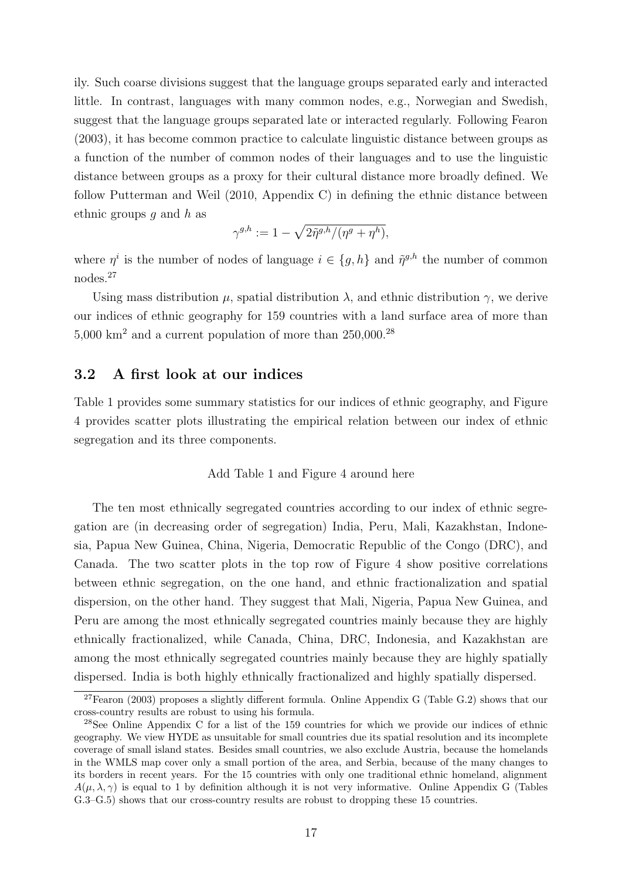ily. Such coarse divisions suggest that the language groups separated early and interacted little. In contrast, languages with many common nodes, e.g., Norwegian and Swedish, suggest that the language groups separated late or interacted regularly. Following Fearon (2003), it has become common practice to calculate linguistic distance between groups as a function of the number of common nodes of their languages and to use the linguistic distance between groups as a proxy for their cultural distance more broadly defined. We follow Putterman and Weil (2010, Appendix C) in defining the ethnic distance between ethnic groups $g$ and $h$ as

$$\gamma^{g,h} := 1 - \sqrt{2\tilde{\eta}^{g,h}/(\eta^g + \eta^h)},$$

where $\eta^i$ is the number of nodes of language $i \in \{g, h\}$ and $\tilde{\eta}^{g,h}$ the number of common nodes.[27]

Using mass distribution $\mu$, spatial distribution $\lambda$, and ethnic distribution $\gamma$, we derive our indices of ethnic geography for 159 countries with a land surface area of more than 5,000 km$^2$ and a current population of more than 250,000.[28]

## 3.2 A first look at our indices

Table 1 provides some summary statistics for our indices of ethnic geography, and Figure 4 provides scatter plots illustrating the empirical relation between our index of ethnic segregation and its three components.

Add Table 1 and Figure 4 around here

The ten most ethnically segregated countries according to our index of ethnic segregation are (in decreasing order of segregation) India, Peru, Mali, Kazakhstan, Indonesia, Papua New Guinea, China, Nigeria, Democratic Republic of the Congo (DRC), and Canada. The two scatter plots in the top row of Figure 4 show positive correlations between ethnic segregation, on the one hand, and ethnic fractionalization and spatial dispersion, on the other hand. They suggest that Mali, Nigeria, Papua New Guinea, and Peru are among the most ethnically segregated countries mainly because they are highly ethnically fractionalized, while Canada, China, DRC, Indonesia, and Kazakhstan are among the most ethnically segregated countries mainly because they are highly spatially dispersed. India is both highly ethnically fractionalized and highly spatially dispersed.

[27] Fearon (2003) proposes a slightly different formula. Online Appendix G (Table G.2) shows that our cross-country results are robust to using his formula.

[28] See Online Appendix C for a list of the 159 countries for which we provide our indices of ethnic geography. We view HYDE as unsuitable for small countries due its spatial resolution and its incomplete coverage of small island states. Besides small countries, we also exclude Austria, because the homelands in the WMLS map cover only a small portion of the area, and Serbia, because of the many changes to its borders in recent years. For the 15 countries with only one traditional ethnic homeland, alignment $A(\mu, \lambda, \gamma)$ is equal to 1 by definition although it is not very informative. Online Appendix G (Tables G.3–G.5) shows that our cross-country results are robust to dropping these 15 countries.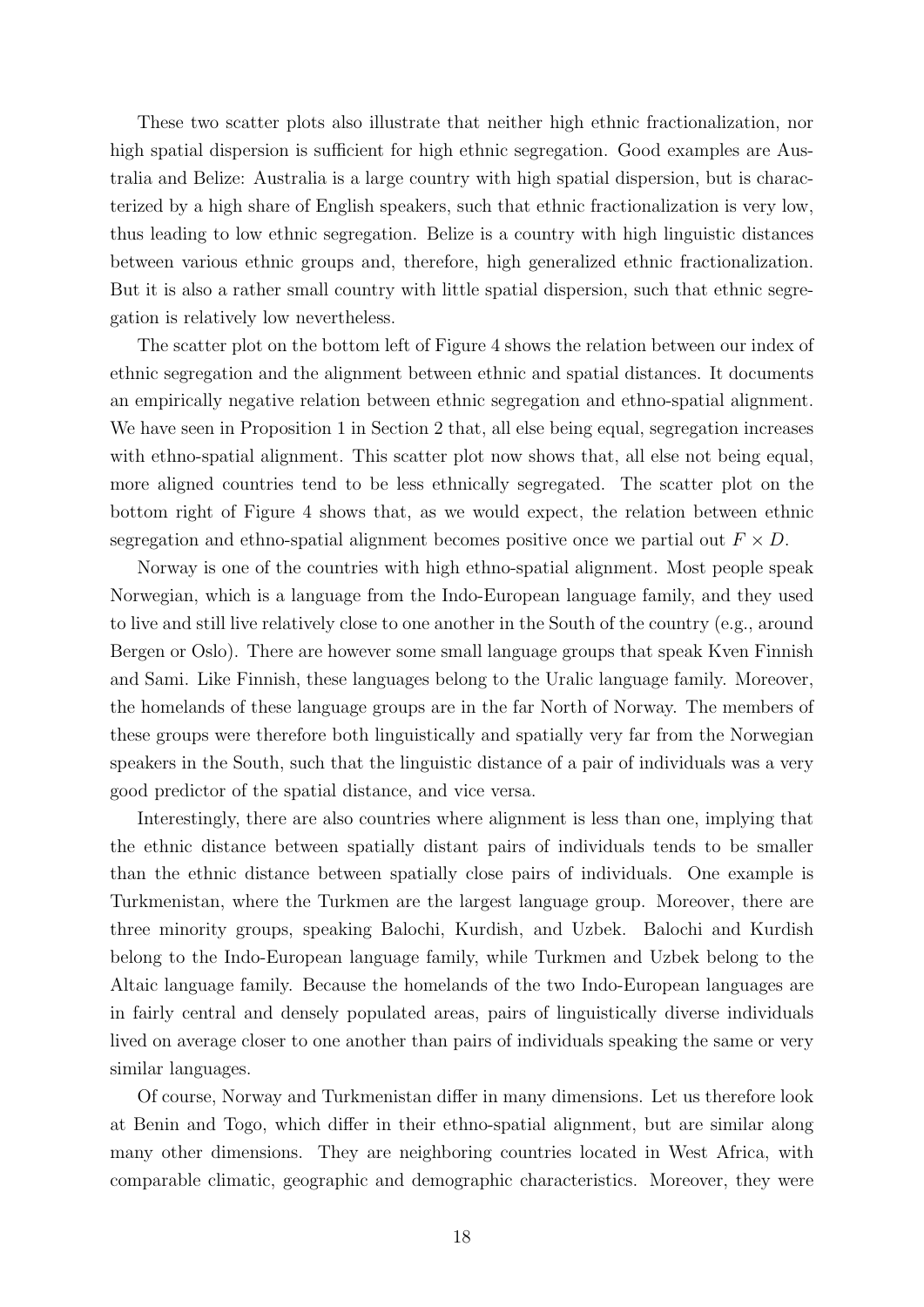These two scatter plots also illustrate that neither high ethnic fractionalization, nor high spatial dispersion is sufficient for high ethnic segregation. Good examples are Australia and Belize: Australia is a large country with high spatial dispersion, but is characterized by a high share of English speakers, such that ethnic fractionalization is very low, thus leading to low ethnic segregation. Belize is a country with high linguistic distances between various ethnic groups and, therefore, high generalized ethnic fractionalization. But it is also a rather small country with little spatial dispersion, such that ethnic segregation is relatively low nevertheless.

The scatter plot on the bottom left of Figure 4 shows the relation between our index of ethnic segregation and the alignment between ethnic and spatial distances. It documents an empirically negative relation between ethnic segregation and ethno-spatial alignment. We have seen in Proposition 1 in Section 2 that, all else being equal, segregation increases with ethno-spatial alignment. This scatter plot now shows that, all else not being equal, more aligned countries tend to be less ethnically segregated. The scatter plot on the bottom right of Figure 4 shows that, as we would expect, the relation between ethnic segregation and ethno-spatial alignment becomes positive once we partial out $F \times D$.

Norway is one of the countries with high ethno-spatial alignment. Most people speak Norwegian, which is a language from the Indo-European language family, and they used to live and still live relatively close to one another in the South of the country (e.g., around Bergen or Oslo). There are however some small language groups that speak Kven Finnish and Sami. Like Finnish, these languages belong to the Uralic language family. Moreover, the homelands of these language groups are in the far North of Norway. The members of these groups were therefore both linguistically and spatially very far from the Norwegian speakers in the South, such that the linguistic distance of a pair of individuals was a very good predictor of the spatial distance, and vice versa.

Interestingly, there are also countries where alignment is less than one, implying that the ethnic distance between spatially distant pairs of individuals tends to be smaller than the ethnic distance between spatially close pairs of individuals. One example is Turkmenistan, where the Turkmen are the largest language group. Moreover, there are three minority groups, speaking Balochi, Kurdish, and Uzbek. Balochi and Kurdish belong to the Indo-European language family, while Turkmen and Uzbek belong to the Altaic language family. Because the homelands of the two Indo-European languages are in fairly central and densely populated areas, pairs of linguistically diverse individuals lived on average closer to one another than pairs of individuals speaking the same or very similar languages.

Of course, Norway and Turkmenistan differ in many dimensions. Let us therefore look at Benin and Togo, which differ in their ethno-spatial alignment, but are similar along many other dimensions. They are neighboring countries located in West Africa, with comparable climatic, geographic and demographic characteristics. Moreover, they were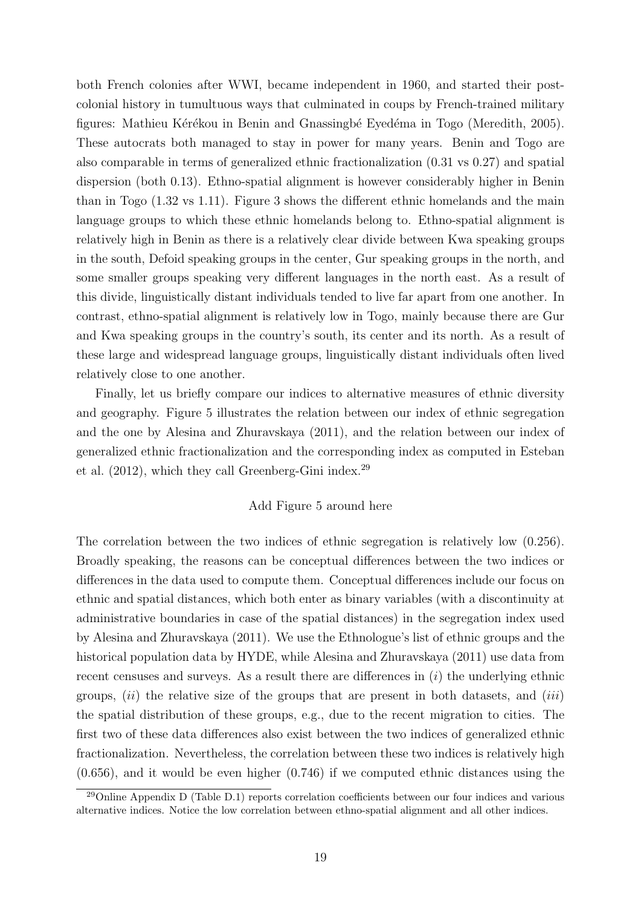both French colonies after WWI, became independent in 1960, and started their post-colonial history in tumultuous ways that culminated in coups by French-trained military figures: Mathieu Kérékou in Benin and Gnassingbé Eyedéma in Togo (Meredith, 2005). These autocrats both managed to stay in power for many years. Benin and Togo are also comparable in terms of generalized ethnic fractionalization (0.31 vs 0.27) and spatial dispersion (both 0.13). Ethno-spatial alignment is however considerably higher in Benin than in Togo (1.32 vs 1.11). Figure 3 shows the different ethnic homelands and the main language groups to which these ethnic homelands belong to. Ethno-spatial alignment is relatively high in Benin as there is a relatively clear divide between Kwa speaking groups in the south, Defoid speaking groups in the center, Gur speaking groups in the north, and some smaller groups speaking very different languages in the north east. As a result of this divide, linguistically distant individuals tended to live far apart from one another. In contrast, ethno-spatial alignment is relatively low in Togo, mainly because there are Gur and Kwa speaking groups in the country's south, its center and its north. As a result of these large and widespread language groups, linguistically distant individuals often lived relatively close to one another.

Finally, let us briefly compare our indices to alternative measures of ethnic diversity and geography. Figure 5 illustrates the relation between our index of ethnic segregation and the one by Alesina and Zhuravskaya (2011), and the relation between our index of generalized ethnic fractionalization and the corresponding index as computed in Esteban et al. (2012), which they call Greenberg-Gini index.[29]

Add Figure 5 around here

The correlation between the two indices of ethnic segregation is relatively low (0.256). Broadly speaking, the reasons can be conceptual differences between the two indices or differences in the data used to compute them. Conceptual differences include our focus on ethnic and spatial distances, which both enter as binary variables (with a discontinuity at administrative boundaries in case of the spatial distances) in the segregation index used by Alesina and Zhuravskaya (2011). We use the Ethnologue's list of ethnic groups and the historical population data by HYDE, while Alesina and Zhuravskaya (2011) use data from recent censuses and surveys. As a result there are differences in (*i*) the underlying ethnic groups, (*ii*) the relative size of the groups that are present in both datasets, and (*iii*) the spatial distribution of these groups, e.g., due to the recent migration to cities. The first two of these data differences also exist between the two indices of generalized ethnic fractionalization. Nevertheless, the correlation between these two indices is relatively high (0.656), and it would be even higher (0.746) if we computed ethnic distances using the

[29] Online Appendix D (Table D.1) reports correlation coefficients between our four indices and various alternative indices. Notice the low correlation between ethno-spatial alignment and all other indices.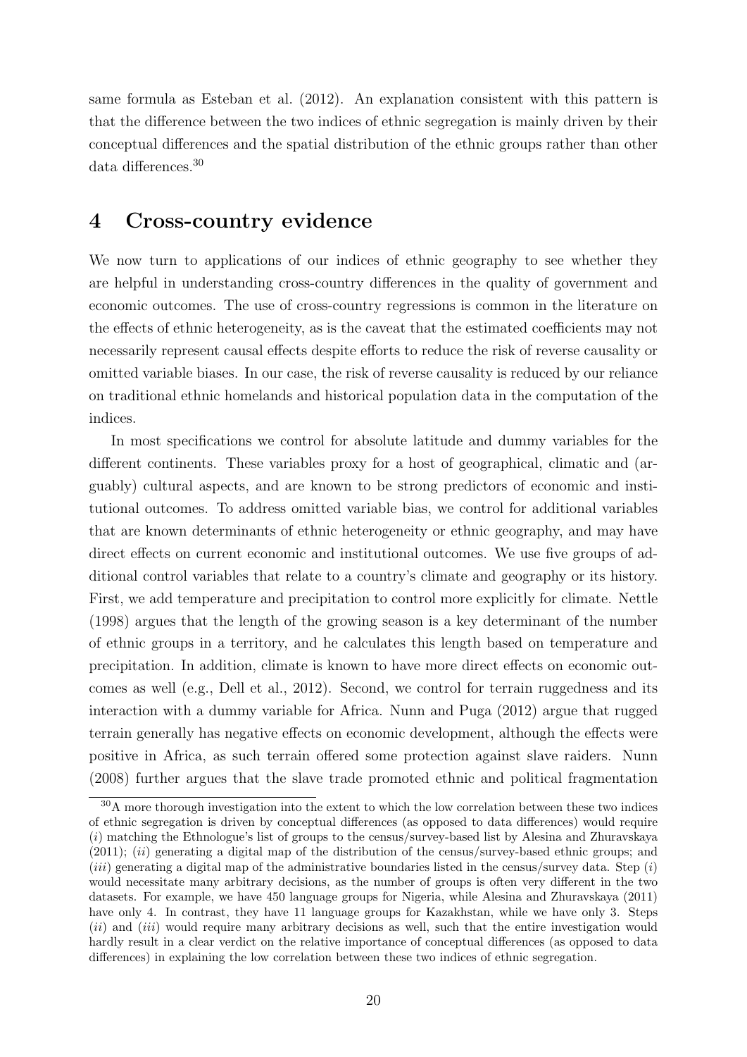same formula as Esteban et al. (2012). An explanation consistent with this pattern is that the difference between the two indices of ethnic segregation is mainly driven by their conceptual differences and the spatial distribution of the ethnic groups rather than other data differences.[30]

# 4 Cross-country evidence

We now turn to applications of our indices of ethnic geography to see whether they are helpful in understanding cross-country differences in the quality of government and economic outcomes. The use of cross-country regressions is common in the literature on the effects of ethnic heterogeneity, as is the caveat that the estimated coefficients may not necessarily represent causal effects despite efforts to reduce the risk of reverse causality or omitted variable biases. In our case, the risk of reverse causality is reduced by our reliance on traditional ethnic homelands and historical population data in the computation of the indices.

In most specifications we control for absolute latitude and dummy variables for the different continents. These variables proxy for a host of geographical, climatic and (arguably) cultural aspects, and are known to be strong predictors of economic and institutional outcomes. To address omitted variable bias, we control for additional variables that are known determinants of ethnic heterogeneity or ethnic geography, and may have direct effects on current economic and institutional outcomes. We use five groups of additional control variables that relate to a country's climate and geography or its history. First, we add temperature and precipitation to control more explicitly for climate. Nettle (1998) argues that the length of the growing season is a key determinant of the number of ethnic groups in a territory, and he calculates this length based on temperature and precipitation. In addition, climate is known to have more direct effects on economic outcomes as well (e.g., Dell et al., 2012). Second, we control for terrain ruggedness and its interaction with a dummy variable for Africa. Nunn and Puga (2012) argue that rugged terrain generally has negative effects on economic development, although the effects were positive in Africa, as such terrain offered some protection against slave raiders. Nunn (2008) further argues that the slave trade promoted ethnic and political fragmentation

[30] A more thorough investigation into the extent to which the low correlation between these two indices of ethnic segregation is driven by conceptual differences (as opposed to data differences) would require (*i*) matching the Ethnologue's list of groups to the census/survey-based list by Alesina and Zhuravskaya (2011); (*ii*) generating a digital map of the distribution of the census/survey-based ethnic groups; and (*iii*) generating a digital map of the administrative boundaries listed in the census/survey data. Step (*i*) would necessitate many arbitrary decisions, as the number of groups is often very different in the two datasets. For example, we have 450 language groups for Nigeria, while Alesina and Zhuravskaya (2011) have only 4. In contrast, they have 11 language groups for Kazakhstan, while we have only 3. Steps (*ii*) and (*iii*) would require many arbitrary decisions as well, such that the entire investigation would hardly result in a clear verdict on the relative importance of conceptual differences (as opposed to data differences) in explaining the low correlation between these two indices of ethnic segregation.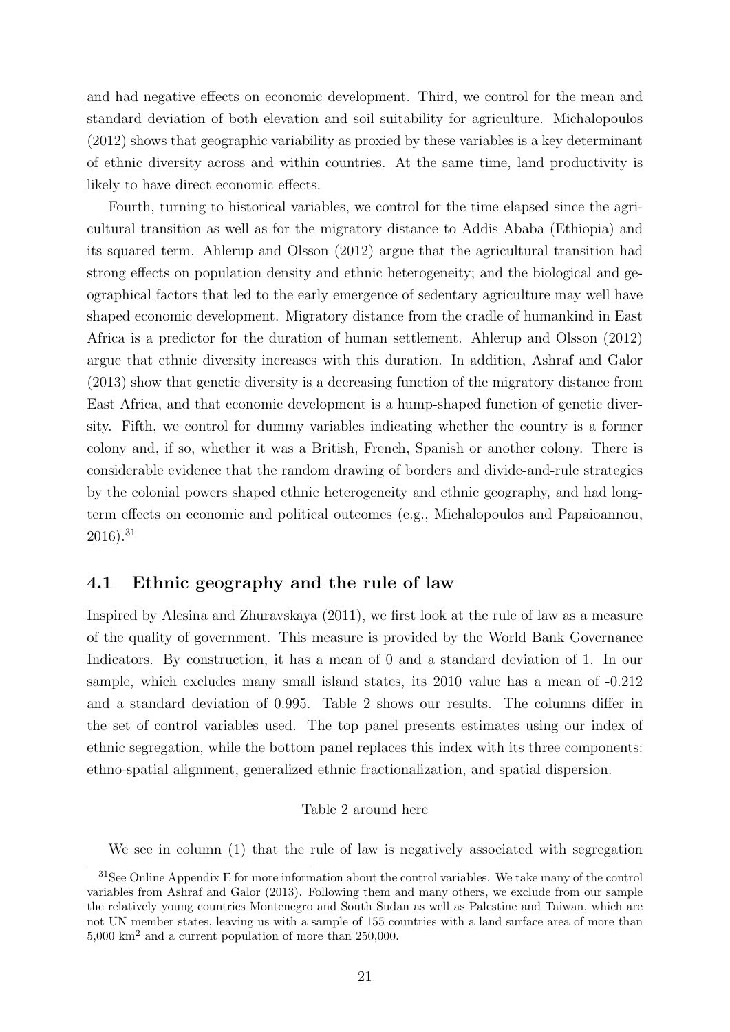and had negative effects on economic development. Third, we control for the mean and standard deviation of both elevation and soil suitability for agriculture. Michalopoulos (2012) shows that geographic variability as proxied by these variables is a key determinant of ethnic diversity across and within countries. At the same time, land productivity is likely to have direct economic effects.

Fourth, turning to historical variables, we control for the time elapsed since the agricultural transition as well as for the migratory distance to Addis Ababa (Ethiopia) and its squared term. Ahlerup and Olsson (2012) argue that the agricultural transition had strong effects on population density and ethnic heterogeneity; and the biological and geographical factors that led to the early emergence of sedentary agriculture may well have shaped economic development. Migratory distance from the cradle of humankind in East Africa is a predictor for the duration of human settlement. Ahlerup and Olsson (2012) argue that ethnic diversity increases with this duration. In addition, Ashraf and Galor (2013) show that genetic diversity is a decreasing function of the migratory distance from East Africa, and that economic development is a hump-shaped function of genetic diversity. Fifth, we control for dummy variables indicating whether the country is a former colony and, if so, whether it was a British, French, Spanish or another colony. There is considerable evidence that the random drawing of borders and divide-and-rule strategies by the colonial powers shaped ethnic heterogeneity and ethnic geography, and had long-term effects on economic and political outcomes (e.g., Michalopoulos and Papaioannou, 2016).[31]

## 4.1 Ethnic geography and the rule of law

Inspired by Alesina and Zhuravskaya (2011), we first look at the rule of law as a measure of the quality of government. This measure is provided by the World Bank Governance Indicators. By construction, it has a mean of 0 and a standard deviation of 1. In our sample, which excludes many small island states, its 2010 value has a mean of -0.212 and a standard deviation of 0.995. Table 2 shows our results. The columns differ in the set of control variables used. The top panel presents estimates using our index of ethnic segregation, while the bottom panel replaces this index with its three components: ethno-spatial alignment, generalized ethnic fractionalization, and spatial dispersion.

Table 2 around here

We see in column (1) that the rule of law is negatively associated with segregation

[31] See Online Appendix E for more information about the control variables. We take many of the control variables from Ashraf and Galor (2013). Following them and many others, we exclude from our sample the relatively young countries Montenegro and South Sudan as well as Palestine and Taiwan, which are not UN member states, leaving us with a sample of 155 countries with a land surface area of more than 5,000 km$^2$ and a current population of more than 250,000.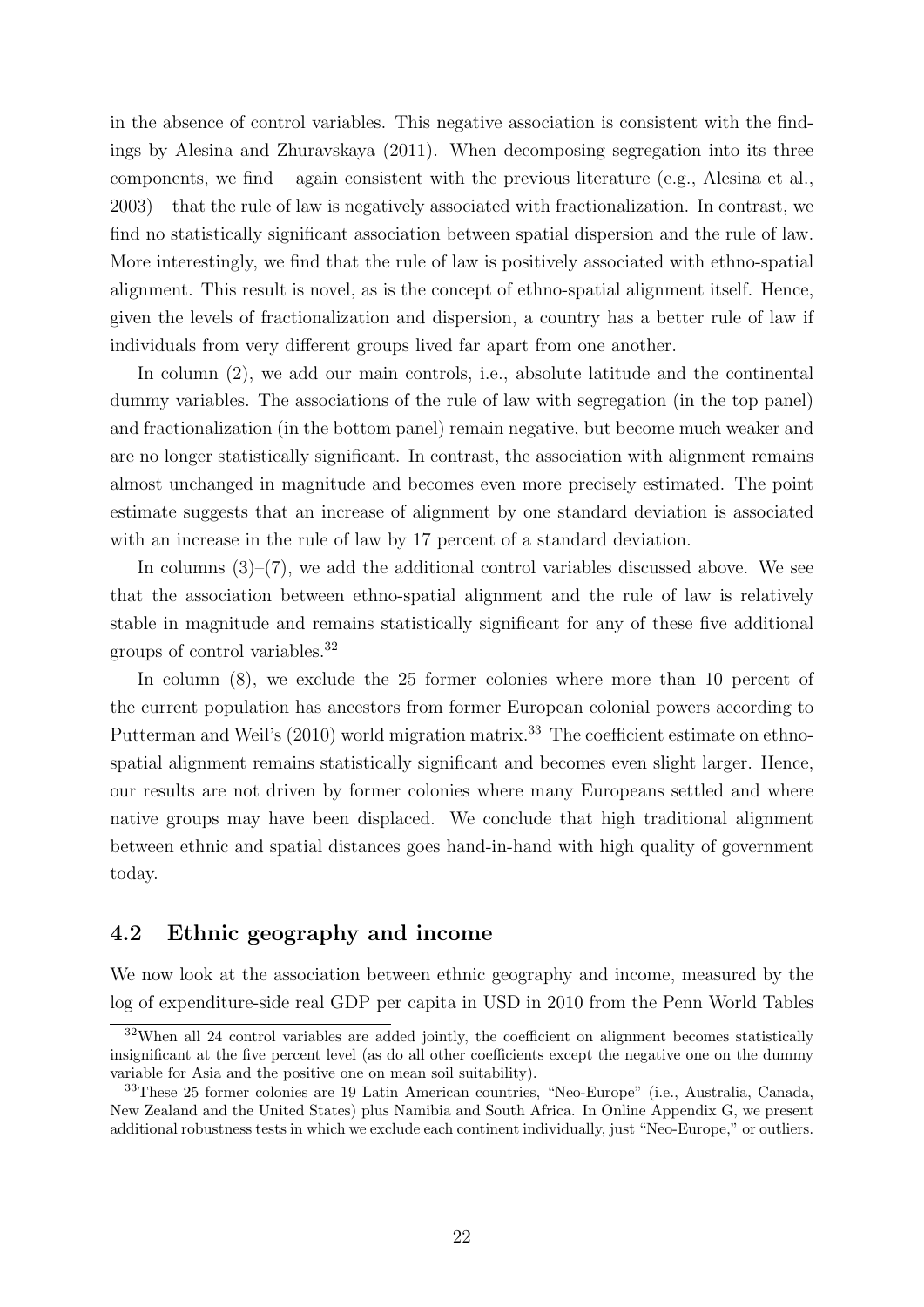in the absence of control variables. This negative association is consistent with the findings by Alesina and Zhuravskaya (2011). When decomposing segregation into its three components, we find – again consistent with the previous literature (e.g., Alesina et al., 2003) – that the rule of law is negatively associated with fractionalization. In contrast, we find no statistically significant association between spatial dispersion and the rule of law. More interestingly, we find that the rule of law is positively associated with ethno-spatial alignment. This result is novel, as is the concept of ethno-spatial alignment itself. Hence, given the levels of fractionalization and dispersion, a country has a better rule of law if individuals from very different groups lived far apart from one another.

In column (2), we add our main controls, i.e., absolute latitude and the continental dummy variables. The associations of the rule of law with segregation (in the top panel) and fractionalization (in the bottom panel) remain negative, but become much weaker and are no longer statistically significant. In contrast, the association with alignment remains almost unchanged in magnitude and becomes even more precisely estimated. The point estimate suggests that an increase of alignment by one standard deviation is associated with an increase in the rule of law by 17 percent of a standard deviation.

In columns (3)–(7), we add the additional control variables discussed above. We see that the association between ethno-spatial alignment and the rule of law is relatively stable in magnitude and remains statistically significant for any of these five additional groups of control variables.[32]

In column (8), we exclude the 25 former colonies where more than 10 percent of the current population has ancestors from former European colonial powers according to Putterman and Weil's (2010) world migration matrix.[33] The coefficient estimate on ethno-spatial alignment remains statistically significant and becomes even slight larger. Hence, our results are not driven by former colonies where many Europeans settled and where native groups may have been displaced. We conclude that high traditional alignment between ethnic and spatial distances goes hand-in-hand with high quality of government today.

## 4.2 Ethnic geography and income

We now look at the association between ethnic geography and income, measured by the log of expenditure-side real GDP per capita in USD in 2010 from the Penn World Tables

[32]When all 24 control variables are added jointly, the coefficient on alignment becomes statistically insignificant at the five percent level (as do all other coefficients except the negative one on the dummy variable for Asia and the positive one on mean soil suitability).

[33]These 25 former colonies are 19 Latin American countries, "Neo-Europe" (i.e., Australia, Canada, New Zealand and the United States) plus Namibia and South Africa. In Online Appendix G, we present additional robustness tests in which we exclude each continent individually, just "Neo-Europe," or outliers.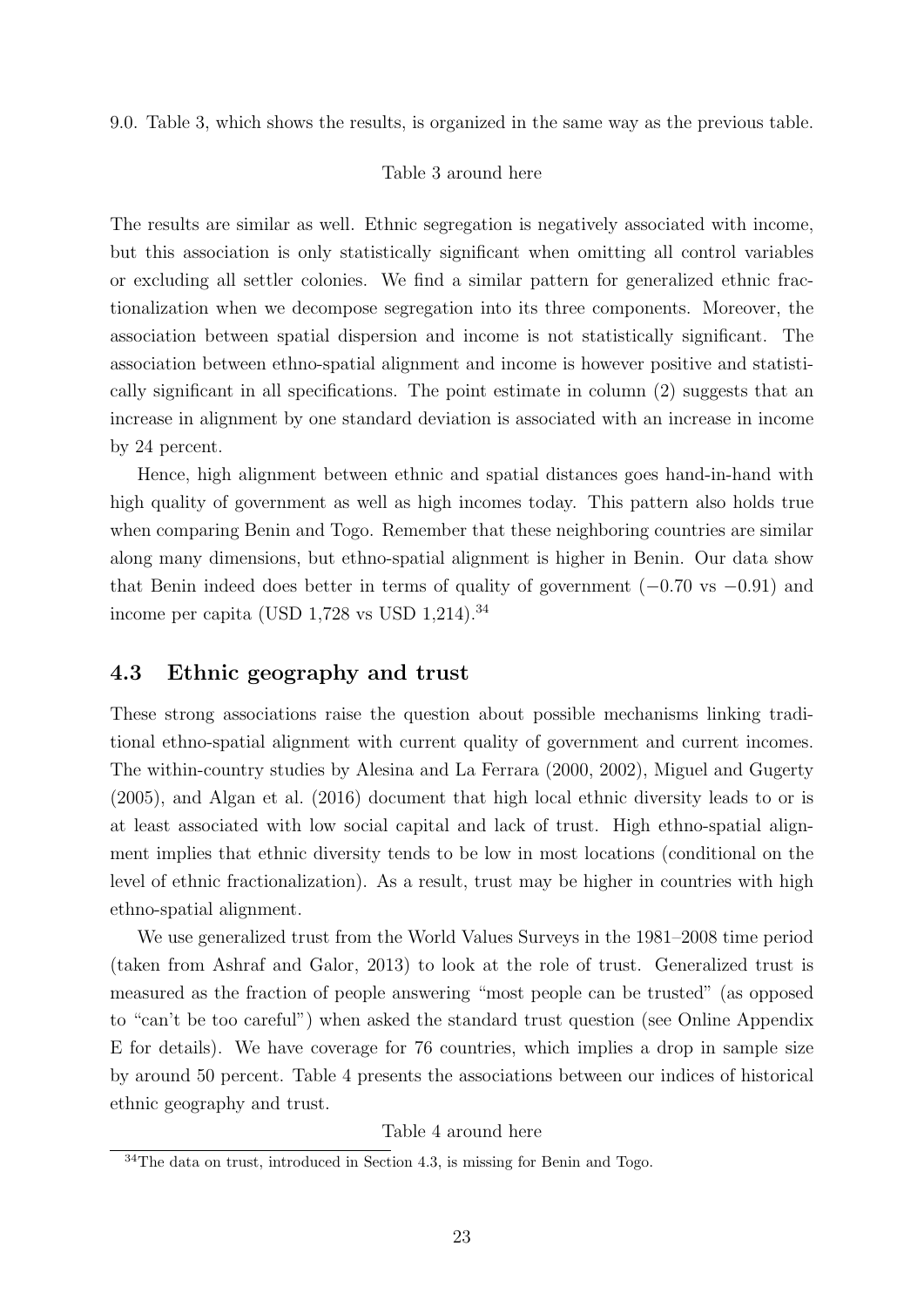9.0. Table 3, which shows the results, is organized in the same way as the previous table.

Table 3 around here

The results are similar as well. Ethnic segregation is negatively associated with income, but this association is only statistically significant when omitting all control variables or excluding all settler colonies. We find a similar pattern for generalized ethnic fractionalization when we decompose segregation into its three components. Moreover, the association between spatial dispersion and income is not statistically significant. The association between ethno-spatial alignment and income is however positive and statistically significant in all specifications. The point estimate in column (2) suggests that an increase in alignment by one standard deviation is associated with an increase in income by 24 percent.

Hence, high alignment between ethnic and spatial distances goes hand-in-hand with high quality of government as well as high incomes today. This pattern also holds true when comparing Benin and Togo. Remember that these neighboring countries are similar along many dimensions, but ethno-spatial alignment is higher in Benin. Our data show that Benin indeed does better in terms of quality of government ($-0.70$ vs $-0.91$) and income per capita (USD 1,728 vs USD 1,214).[34]

## 4.3 Ethnic geography and trust

These strong associations raise the question about possible mechanisms linking traditional ethno-spatial alignment with current quality of government and current incomes. The within-country studies by Alesina and La Ferrara (2000, 2002), Miguel and Gugerty (2005), and Algan et al. (2016) document that high local ethnic diversity leads to or is at least associated with low social capital and lack of trust. High ethno-spatial alignment implies that ethnic diversity tends to be low in most locations (conditional on the level of ethnic fractionalization). As a result, trust may be higher in countries with high ethno-spatial alignment.

We use generalized trust from the World Values Surveys in the 1981–2008 time period (taken from Ashraf and Galor, 2013) to look at the role of trust. Generalized trust is measured as the fraction of people answering "most people can be trusted" (as opposed to "can't be too careful") when asked the standard trust question (see Online Appendix E for details). We have coverage for 76 countries, which implies a drop in sample size by around 50 percent. Table 4 presents the associations between our indices of historical ethnic geography and trust.

Table 4 around here

[34] The data on trust, introduced in Section 4.3, is missing for Benin and Togo.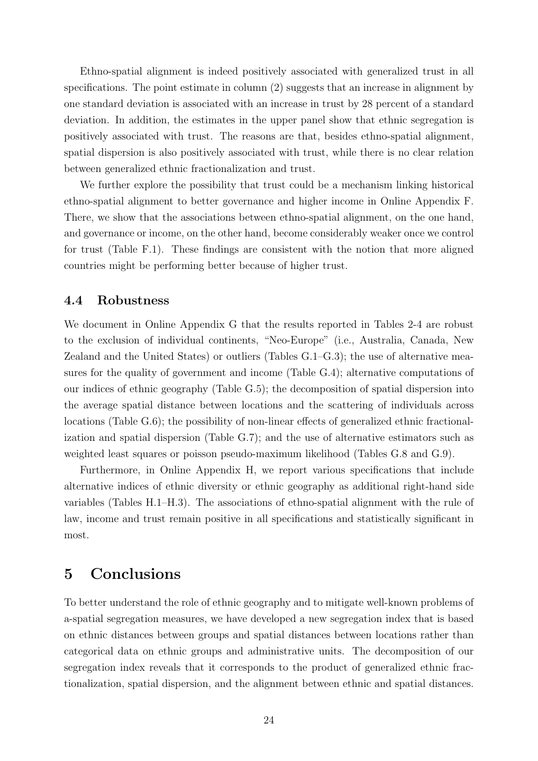Ethno-spatial alignment is indeed positively associated with generalized trust in all specifications. The point estimate in column (2) suggests that an increase in alignment by one standard deviation is associated with an increase in trust by 28 percent of a standard deviation. In addition, the estimates in the upper panel show that ethnic segregation is positively associated with trust. The reasons are that, besides ethno-spatial alignment, spatial dispersion is also positively associated with trust, while there is no clear relation between generalized ethnic fractionalization and trust.

We further explore the possibility that trust could be a mechanism linking historical ethno-spatial alignment to better governance and higher income in Online Appendix F. There, we show that the associations between ethno-spatial alignment, on the one hand, and governance or income, on the other hand, become considerably weaker once we control for trust (Table F.1). These findings are consistent with the notion that more aligned countries might be performing better because of higher trust.

### 4.4 Robustness

We document in Online Appendix G that the results reported in Tables 2-4 are robust to the exclusion of individual continents, "Neo-Europe" (i.e., Australia, Canada, New Zealand and the United States) or outliers (Tables G.1–G.3); the use of alternative measures for the quality of government and income (Table G.4); alternative computations of our indices of ethnic geography (Table G.5); the decomposition of spatial dispersion into the average spatial distance between locations and the scattering of individuals across locations (Table G.6); the possibility of non-linear effects of generalized ethnic fractionalization and spatial dispersion (Table G.7); and the use of alternative estimators such as weighted least squares or poisson pseudo-maximum likelihood (Tables G.8 and G.9).

Furthermore, in Online Appendix H, we report various specifications that include alternative indices of ethnic diversity or ethnic geography as additional right-hand side variables (Tables H.1–H.3). The associations of ethno-spatial alignment with the rule of law, income and trust remain positive in all specifications and statistically significant in most.

## 5 Conclusions

To better understand the role of ethnic geography and to mitigate well-known problems of a-spatial segregation measures, we have developed a new segregation index that is based on ethnic distances between groups and spatial distances between locations rather than categorical data on ethnic groups and administrative units. The decomposition of our segregation index reveals that it corresponds to the product of generalized ethnic fractionalization, spatial dispersion, and the alignment between ethnic and spatial distances.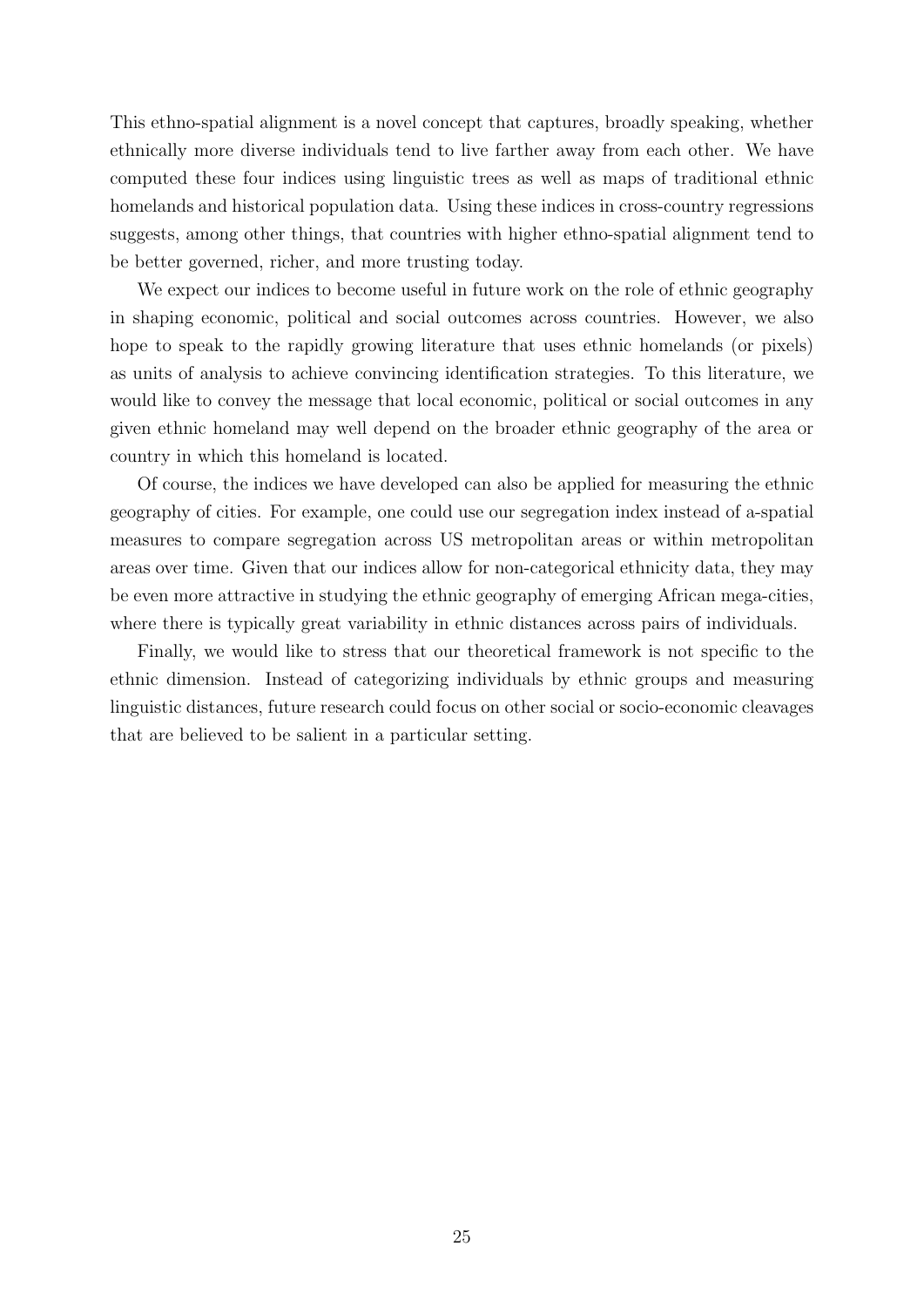This ethno-spatial alignment is a novel concept that captures, broadly speaking, whether ethnically more diverse individuals tend to live farther away from each other. We have computed these four indices using linguistic trees as well as maps of traditional ethnic homelands and historical population data. Using these indices in cross-country regressions suggests, among other things, that countries with higher ethno-spatial alignment tend to be better governed, richer, and more trusting today.

We expect our indices to become useful in future work on the role of ethnic geography in shaping economic, political and social outcomes across countries. However, we also hope to speak to the rapidly growing literature that uses ethnic homelands (or pixels) as units of analysis to achieve convincing identification strategies. To this literature, we would like to convey the message that local economic, political or social outcomes in any given ethnic homeland may well depend on the broader ethnic geography of the area or country in which this homeland is located.

Of course, the indices we have developed can also be applied for measuring the ethnic geography of cities. For example, one could use our segregation index instead of a-spatial measures to compare segregation across US metropolitan areas or within metropolitan areas over time. Given that our indices allow for non-categorical ethnicity data, they may be even more attractive in studying the ethnic geography of emerging African mega-cities, where there is typically great variability in ethnic distances across pairs of individuals.

Finally, we would like to stress that our theoretical framework is not specific to the ethnic dimension. Instead of categorizing individuals by ethnic groups and measuring linguistic distances, future research could focus on other social or socio-economic cleavages that are believed to be salient in a particular setting.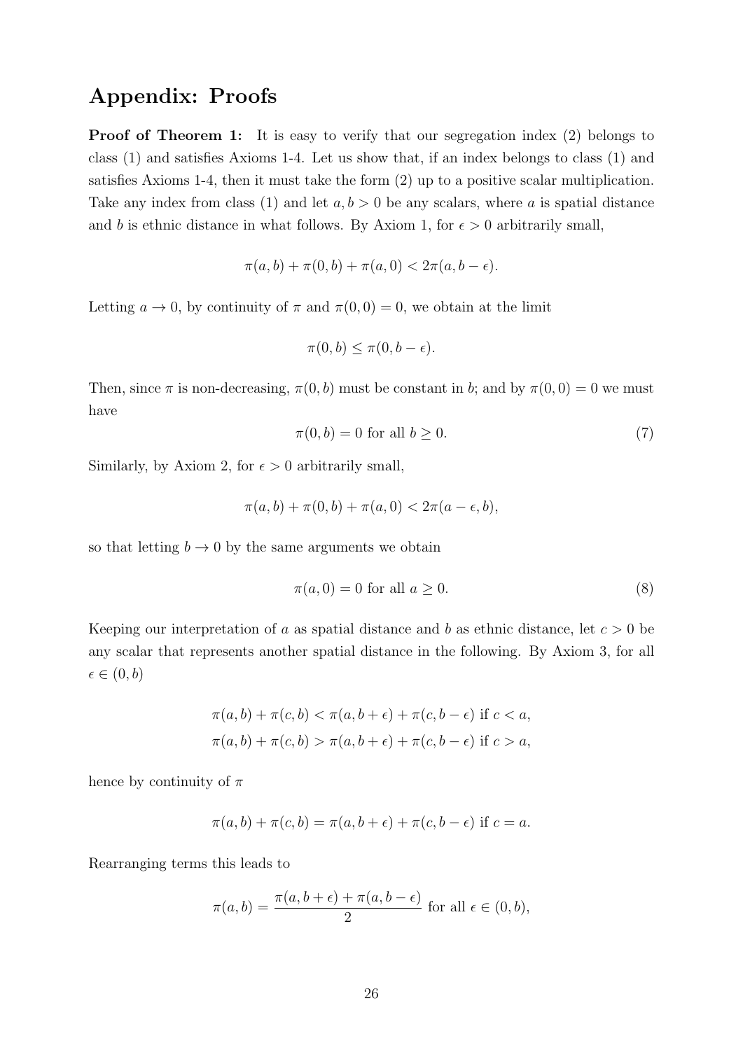## Appendix: Proofs

**Proof of Theorem 1:** It is easy to verify that our segregation index (2) belongs to class (1) and satisfies Axioms 1-4. Let us show that, if an index belongs to class (1) and satisfies Axioms 1-4, then it must take the form (2) up to a positive scalar multiplication. Take any index from class (1) and let $a, b > 0$ be any scalars, where $a$ is spatial distance and $b$ is ethnic distance in what follows. By Axiom 1, for $\epsilon > 0$ arbitrarily small,

$$\pi(a, b) + \pi(0, b) + \pi(a, 0) < 2\pi(a, b - \epsilon).$$

Letting $a \to 0$, by continuity of $\pi$ and $\pi(0, 0) = 0$, we obtain at the limit

$$\pi(0, b) \leq \pi(0, b - \epsilon).$$

Then, since $\pi$ is non-decreasing, $\pi(0, b)$ must be constant in $b$; and by $\pi(0, 0) = 0$ we must have

$$\pi(0, b) = 0 \text{ for all } b \geq 0. \tag{7}$$

Similarly, by Axiom 2, for $\epsilon > 0$ arbitrarily small,

$$\pi(a, b) + \pi(0, b) + \pi(a, 0) < 2\pi(a - \epsilon, b),$$

so that letting $b \to 0$ by the same arguments we obtain

$$\pi(a, 0) = 0 \text{ for all } a \geq 0. \tag{8}$$

Keeping our interpretation of $a$ as spatial distance and $b$ as ethnic distance, let $c > 0$ be any scalar that represents another spatial distance in the following. By Axiom 3, for all $\epsilon \in (0, b)$

$$\pi(a, b) + \pi(c, b) < \pi(a, b + \epsilon) + \pi(c, b - \epsilon) \text{ if } c < a,$$
$$\pi(a, b) + \pi(c, b) > \pi(a, b + \epsilon) + \pi(c, b - \epsilon) \text{ if } c > a,$$

hence by continuity of $\pi$

$$\pi(a, b) + \pi(c, b) = \pi(a, b + \epsilon) + \pi(c, b - \epsilon) \text{ if } c = a.$$

Rearranging terms this leads to

$$\pi(a, b) = \frac{\pi(a, b + \epsilon) + \pi(a, b - \epsilon)}{2} \text{ for all } \epsilon \in (0, b),$$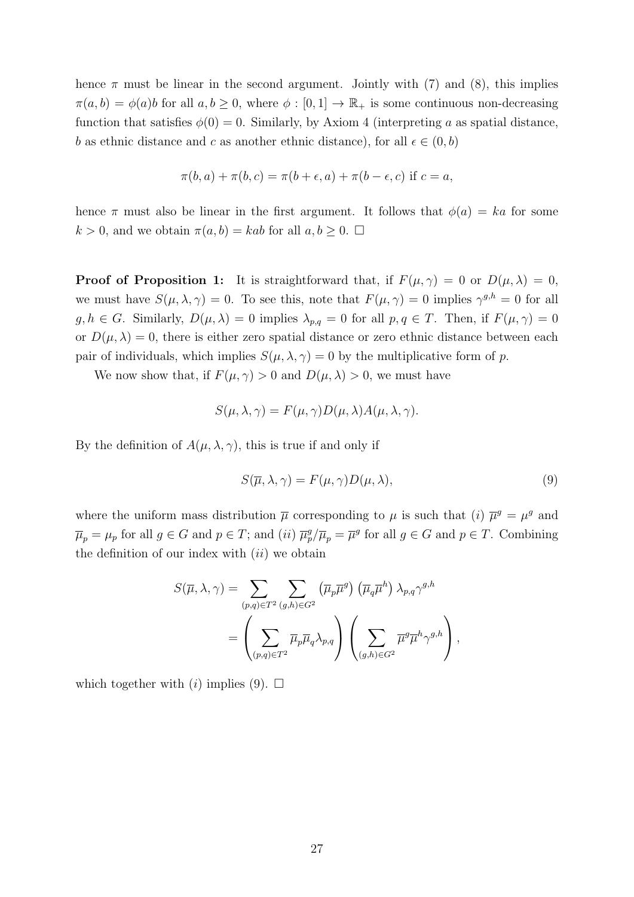hence $\pi$ must be linear in the second argument. Jointly with (7) and (8), this implies $\pi(a,b) = \phi(a)b$ for all $a, b \geq 0$, where $\phi : [0,1] \to \mathbb{R}_+$ is some continuous non-decreasing function that satisfies $\phi(0) = 0$. Similarly, by Axiom 4 (interpreting $a$ as spatial distance, $b$ as ethnic distance and $c$ as another ethnic distance), for all $\epsilon \in (0, b)$

$$\pi(b,a) + \pi(b,c) = \pi(b+\epsilon, a) + \pi(b-\epsilon, c) \text{ if } c = a,$$

hence $\pi$ must also be linear in the first argument. It follows that $\phi(a) = ka$ for some $k > 0$, and we obtain $\pi(a,b) = kab$ for all $a, b \geq 0$. $\square$

**Proof of Proposition 1:** It is straightforward that, if $F(\mu, \gamma) = 0$ or $D(\mu, \lambda) = 0$, we must have $S(\mu, \lambda, \gamma) = 0$. To see this, note that $F(\mu, \gamma) = 0$ implies $\gamma^{g,h} = 0$ for all $g, h \in G$. Similarly, $D(\mu, \lambda) = 0$ implies $\lambda_{p,q} = 0$ for all $p, q \in T$. Then, if $F(\mu, \gamma) = 0$ or $D(\mu, \lambda) = 0$, there is either zero spatial distance or zero ethnic distance between each pair of individuals, which implies $S(\mu, \lambda, \gamma) = 0$ by the multiplicative form of $p$.

We now show that, if $F(\mu, \gamma) > 0$ and $D(\mu, \lambda) > 0$, we must have

$$S(\mu, \lambda, \gamma) = F(\mu, \gamma) D(\mu, \lambda) A(\mu, \lambda, \gamma).$$

By the definition of $A(\mu, \lambda, \gamma)$, this is true if and only if

$$S(\overline{\mu}, \lambda, \gamma) = F(\mu, \gamma) D(\mu, \lambda), \tag{9}$$

where the uniform mass distribution $\overline{\mu}$ corresponding to $\mu$ is such that $(i)$ $\overline{\mu}^g = \mu^g$ and $\overline{\mu}_p = \mu_p$ for all $g \in G$ and $p \in T$; and $(ii)$ $\overline{\mu}_p^g / \overline{\mu}_p = \overline{\mu}^g$ for all $g \in G$ and $p \in T$. Combining the definition of our index with $(ii)$ we obtain

$$\begin{aligned} S(\overline{\mu}, \lambda, \gamma) &= \sum_{(p,q) \in T^2} \sum_{(g,h) \in G^2} \left(\overline{\mu}_p \overline{\mu}^g\right) \left(\overline{\mu}_q \overline{\mu}^h\right) \lambda_{p,q} \gamma^{g,h} \\ &= \left( \sum_{(p,q) \in T^2} \overline{\mu}_p \overline{\mu}_q \lambda_{p,q} \right) \left( \sum_{(g,h) \in G^2} \overline{\mu}^g \overline{\mu}^h \gamma^{g,h} \right), \end{aligned}$$

which together with $(i)$ implies (9). $\square$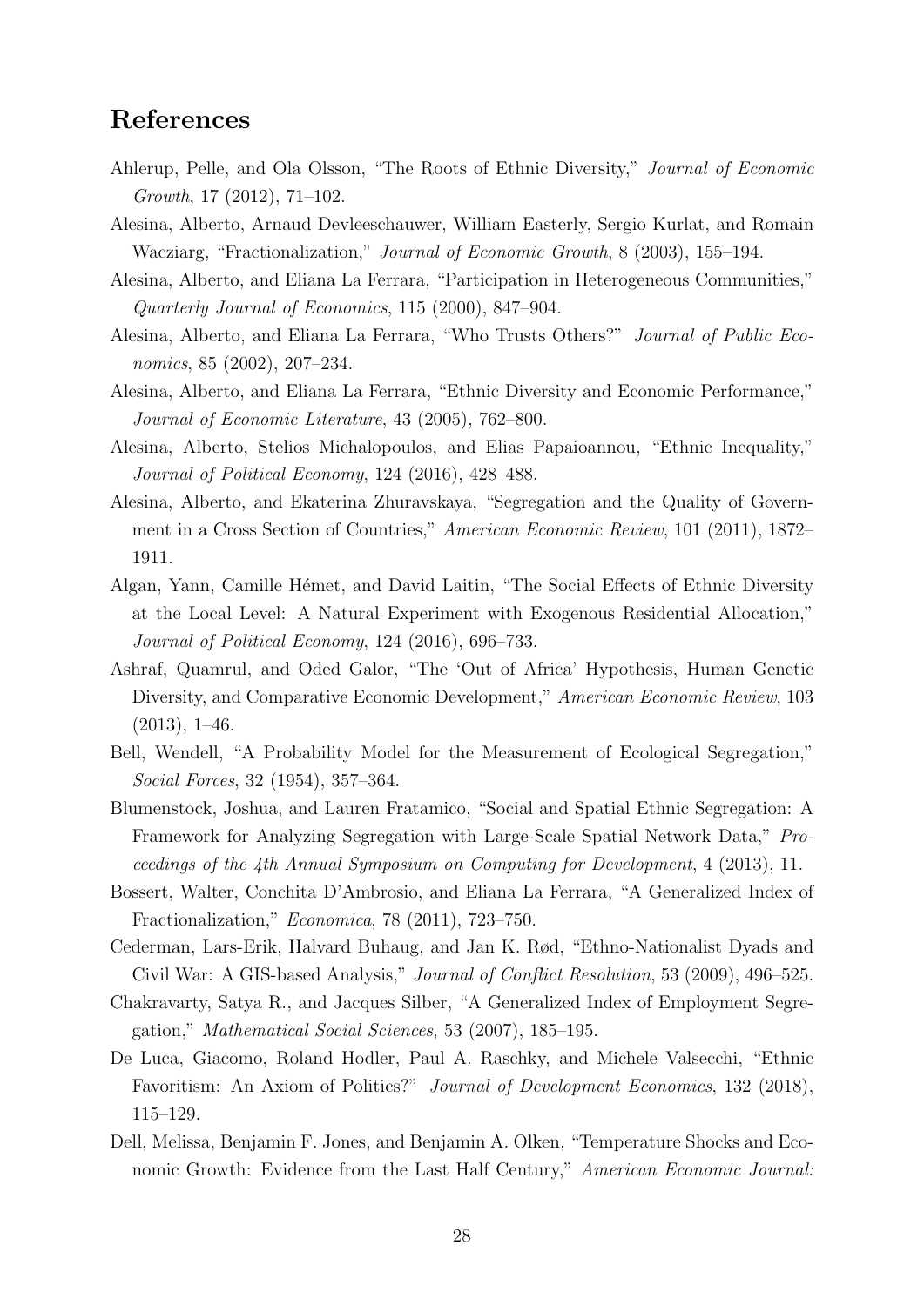## References

Ahlerup, Pelle, and Ola Olsson, "The Roots of Ethnic Diversity," *Journal of Economic Growth*, 17 (2012), 71–102.

Alesina, Alberto, Arnaud Devleeschauwer, William Easterly, Sergio Kurlat, and Romain Wacziarg, "Fractionalization," *Journal of Economic Growth*, 8 (2003), 155–194.

Alesina, Alberto, and Eliana La Ferrara, "Participation in Heterogeneous Communities," *Quarterly Journal of Economics*, 115 (2000), 847–904.

Alesina, Alberto, and Eliana La Ferrara, "Who Trusts Others?" *Journal of Public Economics*, 85 (2002), 207–234.

Alesina, Alberto, and Eliana La Ferrara, "Ethnic Diversity and Economic Performance," *Journal of Economic Literature*, 43 (2005), 762–800.

Alesina, Alberto, Stelios Michalopoulos, and Elias Papaioannou, "Ethnic Inequality," *Journal of Political Economy*, 124 (2016), 428–488.

Alesina, Alberto, and Ekaterina Zhuravskaya, "Segregation and the Quality of Government in a Cross Section of Countries," *American Economic Review*, 101 (2011), 1872–1911.

Algan, Yann, Camille Hémet, and David Laitin, "The Social Effects of Ethnic Diversity at the Local Level: A Natural Experiment with Exogenous Residential Allocation," *Journal of Political Economy*, 124 (2016), 696–733.

Ashraf, Quamrul, and Oded Galor, "The 'Out of Africa' Hypothesis, Human Genetic Diversity, and Comparative Economic Development," *American Economic Review*, 103 (2013), 1–46.

Bell, Wendell, "A Probability Model for the Measurement of Ecological Segregation," *Social Forces*, 32 (1954), 357–364.

Blumenstock, Joshua, and Lauren Fratamico, "Social and Spatial Ethnic Segregation: A Framework for Analyzing Segregation with Large-Scale Spatial Network Data," *Proceedings of the 4th Annual Symposium on Computing for Development*, 4 (2013), 11.

Bossert, Walter, Conchita D'Ambrosio, and Eliana La Ferrara, "A Generalized Index of Fractionalization," *Economica*, 78 (2011), 723–750.

Cederman, Lars-Erik, Halvard Buhaug, and Jan K. Rød, "Ethno-Nationalist Dyads and Civil War: A GIS-based Analysis," *Journal of Conflict Resolution*, 53 (2009), 496–525.

Chakravarty, Satya R., and Jacques Silber, "A Generalized Index of Employment Segregation," *Mathematical Social Sciences*, 53 (2007), 185–195.

De Luca, Giacomo, Roland Hodler, Paul A. Raschky, and Michele Valsecchi, "Ethnic Favoritism: An Axiom of Politics?" *Journal of Development Economics*, 132 (2018), 115–129.

Dell, Melissa, Benjamin F. Jones, and Benjamin A. Olken, "Temperature Shocks and Economic Growth: Evidence from the Last Half Century," *American Economic Journal:*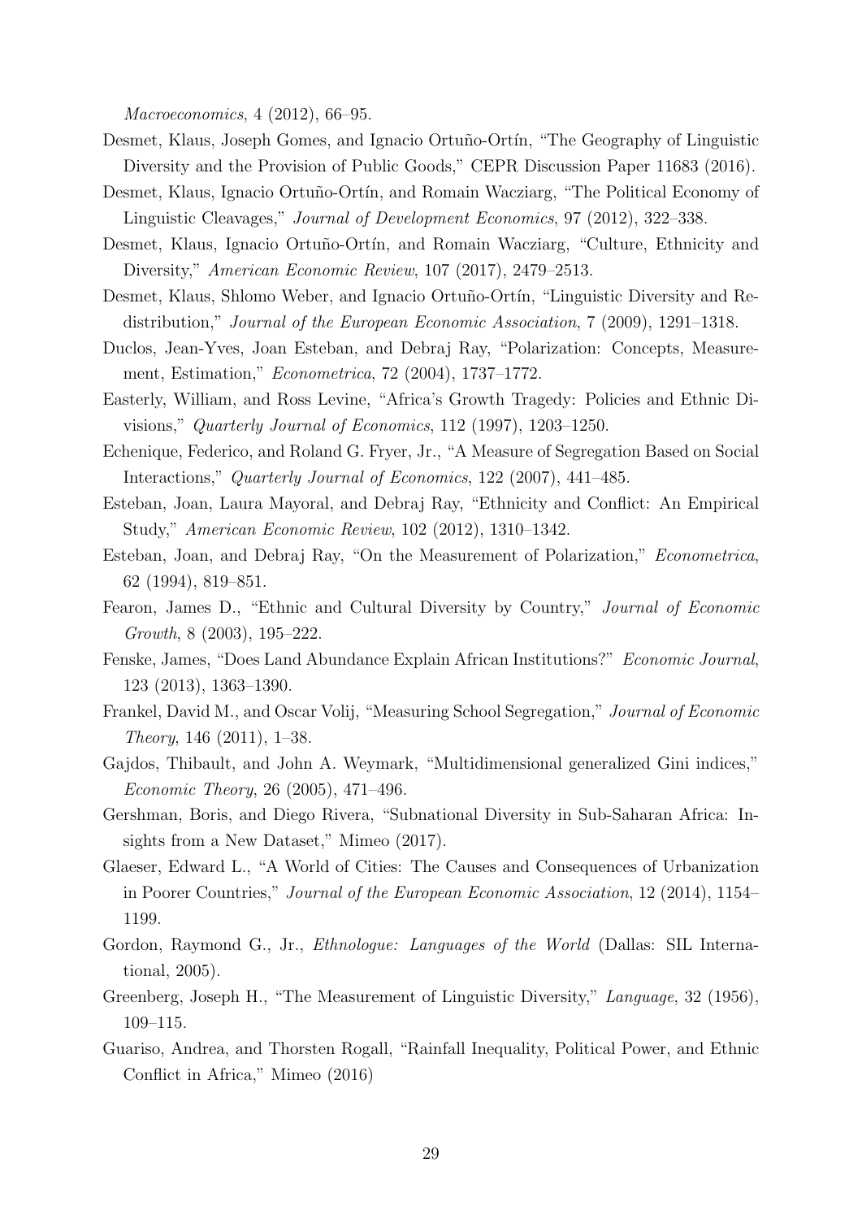*Macroeconomics*, 4 (2012), 66–95.

Desmet, Klaus, Joseph Gomes, and Ignacio Ortuño-Ortín, "The Geography of Linguistic Diversity and the Provision of Public Goods," CEPR Discussion Paper 11683 (2016).

Desmet, Klaus, Ignacio Ortuño-Ortín, and Romain Wacziarg, "The Political Economy of Linguistic Cleavages," *Journal of Development Economics*, 97 (2012), 322–338.

Desmet, Klaus, Ignacio Ortuño-Ortín, and Romain Wacziarg, "Culture, Ethnicity and Diversity," *American Economic Review*, 107 (2017), 2479–2513.

Desmet, Klaus, Shlomo Weber, and Ignacio Ortuño-Ortín, "Linguistic Diversity and Redistribution," *Journal of the European Economic Association*, 7 (2009), 1291–1318.

Duclos, Jean-Yves, Joan Esteban, and Debraj Ray, "Polarization: Concepts, Measurement, Estimation," *Econometrica*, 72 (2004), 1737–1772.

Easterly, William, and Ross Levine, "Africa's Growth Tragedy: Policies and Ethnic Divisions," *Quarterly Journal of Economics*, 112 (1997), 1203–1250.

Echenique, Federico, and Roland G. Fryer, Jr., "A Measure of Segregation Based on Social Interactions," *Quarterly Journal of Economics*, 122 (2007), 441–485.

Esteban, Joan, Laura Mayoral, and Debraj Ray, "Ethnicity and Conflict: An Empirical Study," *American Economic Review*, 102 (2012), 1310–1342.

Esteban, Joan, and Debraj Ray, "On the Measurement of Polarization," *Econometrica*, 62 (1994), 819–851.

Fearon, James D., "Ethnic and Cultural Diversity by Country," *Journal of Economic Growth*, 8 (2003), 195–222.

Fenske, James, "Does Land Abundance Explain African Institutions?" *Economic Journal*, 123 (2013), 1363–1390.

Frankel, David M., and Oscar Volij, "Measuring School Segregation," *Journal of Economic Theory*, 146 (2011), 1–38.

Gajdos, Thibault, and John A. Weymark, "Multidimensional generalized Gini indices," *Economic Theory*, 26 (2005), 471–496.

Gershman, Boris, and Diego Rivera, "Subnational Diversity in Sub-Saharan Africa: Insights from a New Dataset," Mimeo (2017).

Glaeser, Edward L., "A World of Cities: The Causes and Consequences of Urbanization in Poorer Countries," *Journal of the European Economic Association*, 12 (2014), 1154–1199.

Gordon, Raymond G., Jr., *Ethnologue: Languages of the World* (Dallas: SIL International, 2005).

Greenberg, Joseph H., "The Measurement of Linguistic Diversity," *Language*, 32 (1956), 109–115.

Guariso, Andrea, and Thorsten Rogall, "Rainfall Inequality, Political Power, and Ethnic Conflict in Africa," Mimeo (2016)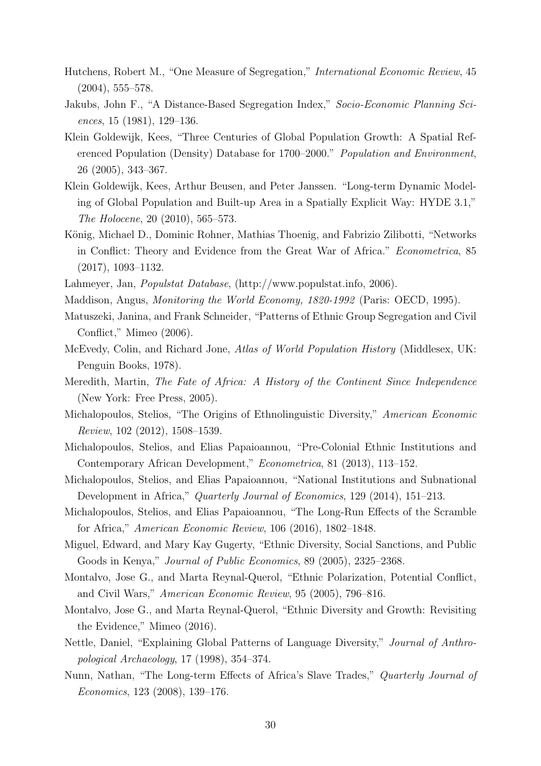Hutchens, Robert M., "One Measure of Segregation," *International Economic Review*, 45 (2004), 555–578.

Jakubs, John F., "A Distance-Based Segregation Index," *Socio-Economic Planning Sciences*, 15 (1981), 129–136.

Klein Goldewijk, Kees, "Three Centuries of Global Population Growth: A Spatial Referenced Population (Density) Database for 1700–2000." *Population and Environment*, 26 (2005), 343–367.

Klein Goldewijk, Kees, Arthur Beusen, and Peter Janssen. "Long-term Dynamic Modeling of Global Population and Built-up Area in a Spatially Explicit Way: HYDE 3.1," *The Holocene*, 20 (2010), 565–573.

König, Michael D., Dominic Rohner, Mathias Thoenig, and Fabrizio Zilibotti, "Networks in Conflict: Theory and Evidence from the Great War of Africa." *Econometrica*, 85 (2017), 1093–1132.

Lahmeyer, Jan, *Populstat Database*, (http://www.populstat.info, 2006).

Maddison, Angus, *Monitoring the World Economy, 1820-1992* (Paris: OECD, 1995).

Matuszeki, Janina, and Frank Schneider, "Patterns of Ethnic Group Segregation and Civil Conflict," Mimeo (2006).

McEvedy, Colin, and Richard Jone, *Atlas of World Population History* (Middlesex, UK: Penguin Books, 1978).

Meredith, Martin, *The Fate of Africa: A History of the Continent Since Independence* (New York: Free Press, 2005).

Michalopoulos, Stelios, "The Origins of Ethnolinguistic Diversity," *American Economic Review*, 102 (2012), 1508–1539.

Michalopoulos, Stelios, and Elias Papaioannou, "Pre-Colonial Ethnic Institutions and Contemporary African Development," *Econometrica*, 81 (2013), 113–152.

Michalopoulos, Stelios, and Elias Papaioannou, "National Institutions and Subnational Development in Africa," *Quarterly Journal of Economics*, 129 (2014), 151–213.

Michalopoulos, Stelios, and Elias Papaioannou, "The Long-Run Effects of the Scramble for Africa," *American Economic Review*, 106 (2016), 1802–1848.

Miguel, Edward, and Mary Kay Gugerty, "Ethnic Diversity, Social Sanctions, and Public Goods in Kenya," *Journal of Public Economics*, 89 (2005), 2325–2368.

Montalvo, Jose G., and Marta Reynal-Querol, "Ethnic Polarization, Potential Conflict, and Civil Wars," *American Economic Review*, 95 (2005), 796–816.

Montalvo, Jose G., and Marta Reynal-Querol, "Ethnic Diversity and Growth: Revisiting the Evidence," Mimeo (2016).

Nettle, Daniel, "Explaining Global Patterns of Language Diversity," *Journal of Anthropological Archaeology*, 17 (1998), 354–374.

Nunn, Nathan, "The Long-term Effects of Africa's Slave Trades," *Quarterly Journal of Economics*, 123 (2008), 139–176.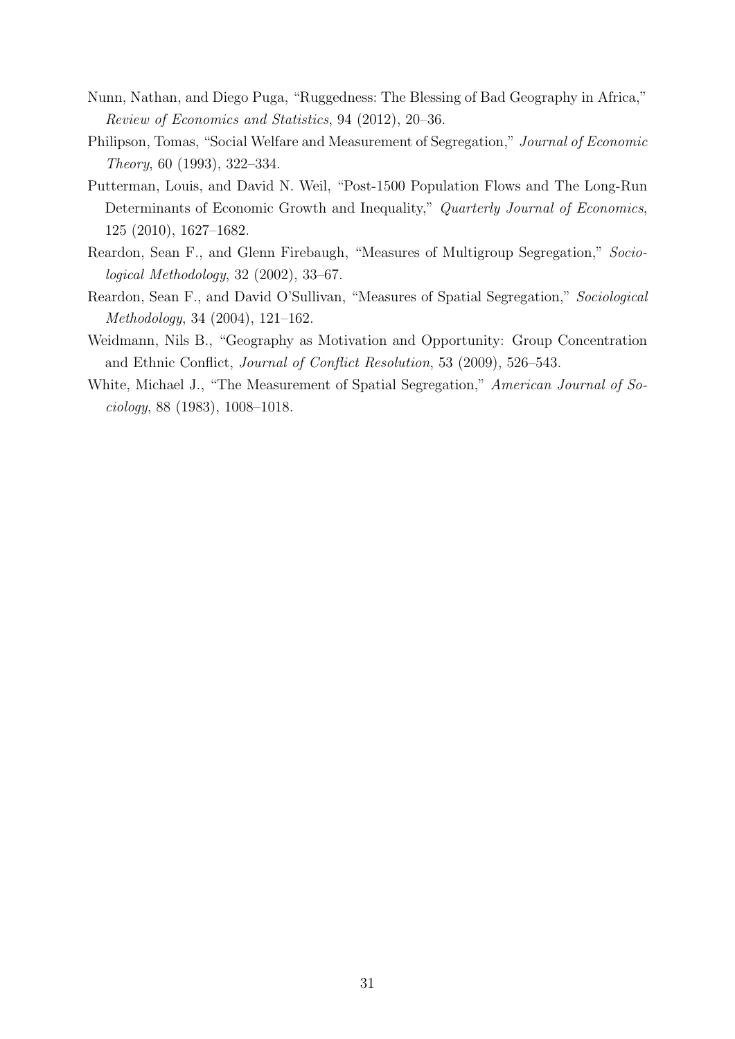Nunn, Nathan, and Diego Puga, "Ruggedness: The Blessing of Bad Geography in Africa," *Review of Economics and Statistics*, 94 (2012), 20–36.

Philipson, Tomas, "Social Welfare and Measurement of Segregation," *Journal of Economic Theory*, 60 (1993), 322–334.

Putterman, Louis, and David N. Weil, "Post-1500 Population Flows and The Long-Run Determinants of Economic Growth and Inequality," *Quarterly Journal of Economics*, 125 (2010), 1627–1682.

Reardon, Sean F., and Glenn Firebaugh, "Measures of Multigroup Segregation," *Sociological Methodology*, 32 (2002), 33–67.

Reardon, Sean F., and David O'Sullivan, "Measures of Spatial Segregation," *Sociological Methodology*, 34 (2004), 121–162.

Weidmann, Nils B., "Geography as Motivation and Opportunity: Group Concentration and Ethnic Conflict, *Journal of Conflict Resolution*, 53 (2009), 526–543.

White, Michael J., "The Measurement of Spatial Segregation," *American Journal of Sociology*, 88 (1983), 1008–1018.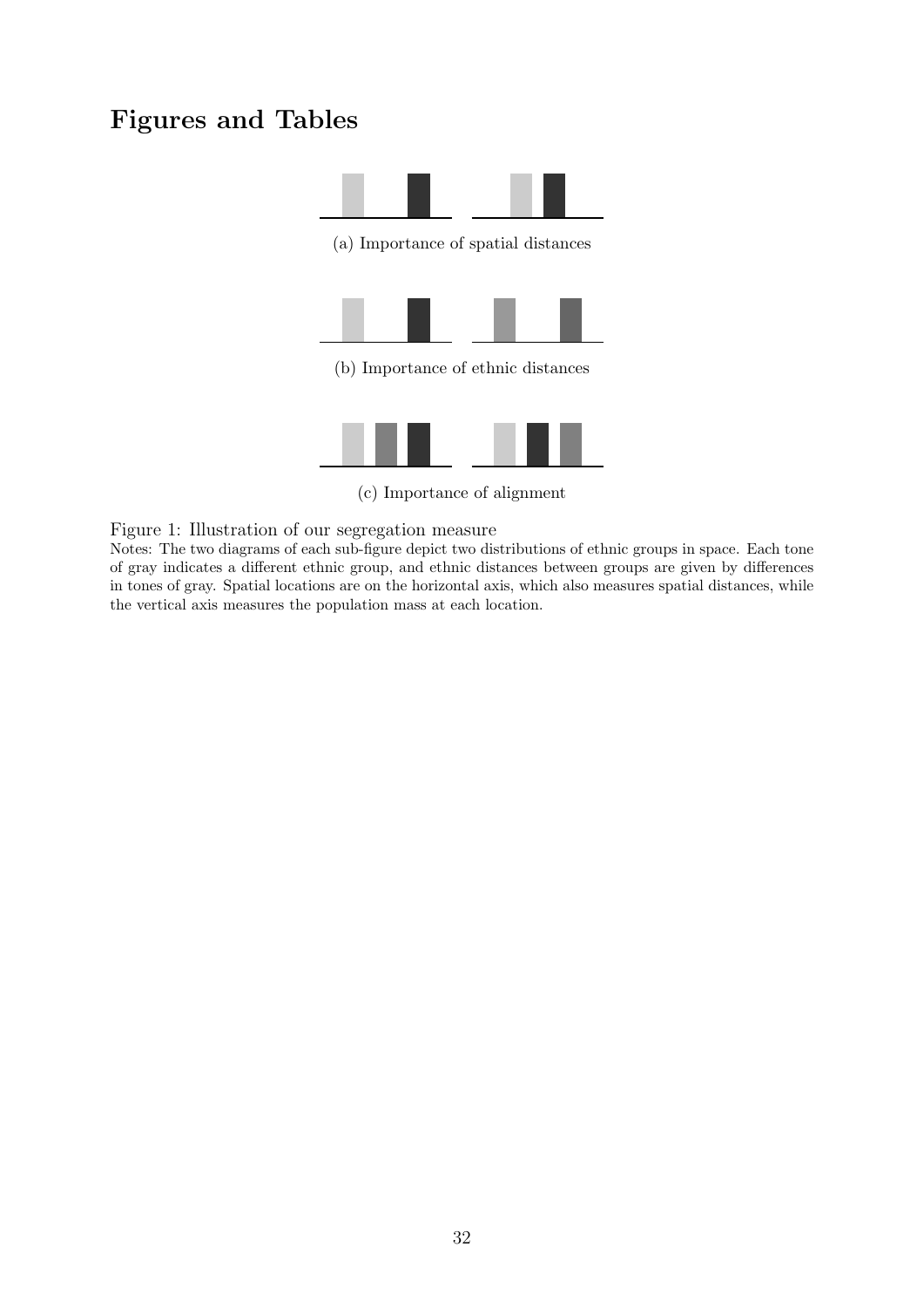# Figures and Tables

(a) Importance of spatial distances

(b) Importance of ethnic distances

(c) Importance of alignment

Figure 1: Illustration of our segregation measure

Notes: The two diagrams of each sub-figure depict two distributions of ethnic groups in space. Each tone of gray indicates a different ethnic group, and ethnic distances between groups are given by differences in tones of gray. Spatial locations are on the horizontal axis, which also measures spatial distances, while the vertical axis measures the population mass at each location.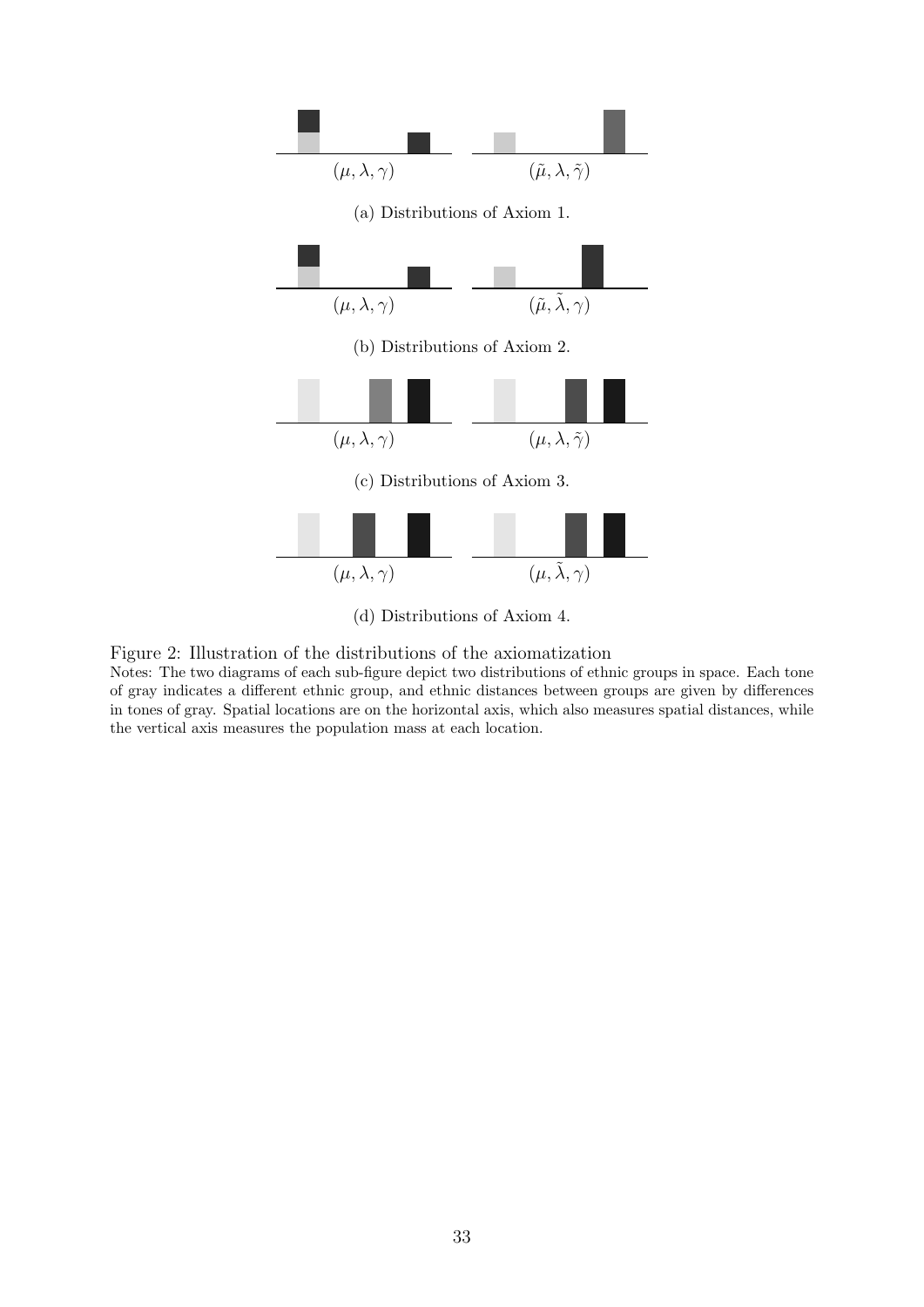$(\mu, \lambda, \gamma)$ $(\tilde{\mu}, \lambda, \tilde{\gamma})$

(a) Distributions of Axiom 1.

$(\mu, \lambda, \gamma)$ $(\tilde{\mu}, \tilde{\lambda}, \gamma)$

(b) Distributions of Axiom 2.

$(\mu, \lambda, \gamma)$ $(\mu, \lambda, \tilde{\gamma})$

(c) Distributions of Axiom 3.

$(\mu, \lambda, \gamma)$ $(\mu, \tilde{\lambda}, \gamma)$

(d) Distributions of Axiom 4.

Figure 2: Illustration of the distributions of the axiomatization

Notes: The two diagrams of each sub-figure depict two distributions of ethnic groups in space. Each tone of gray indicates a different ethnic group, and ethnic distances between groups are given by differences in tones of gray. Spatial locations are on the horizontal axis, which also measures spatial distances, while the vertical axis measures the population mass at each location.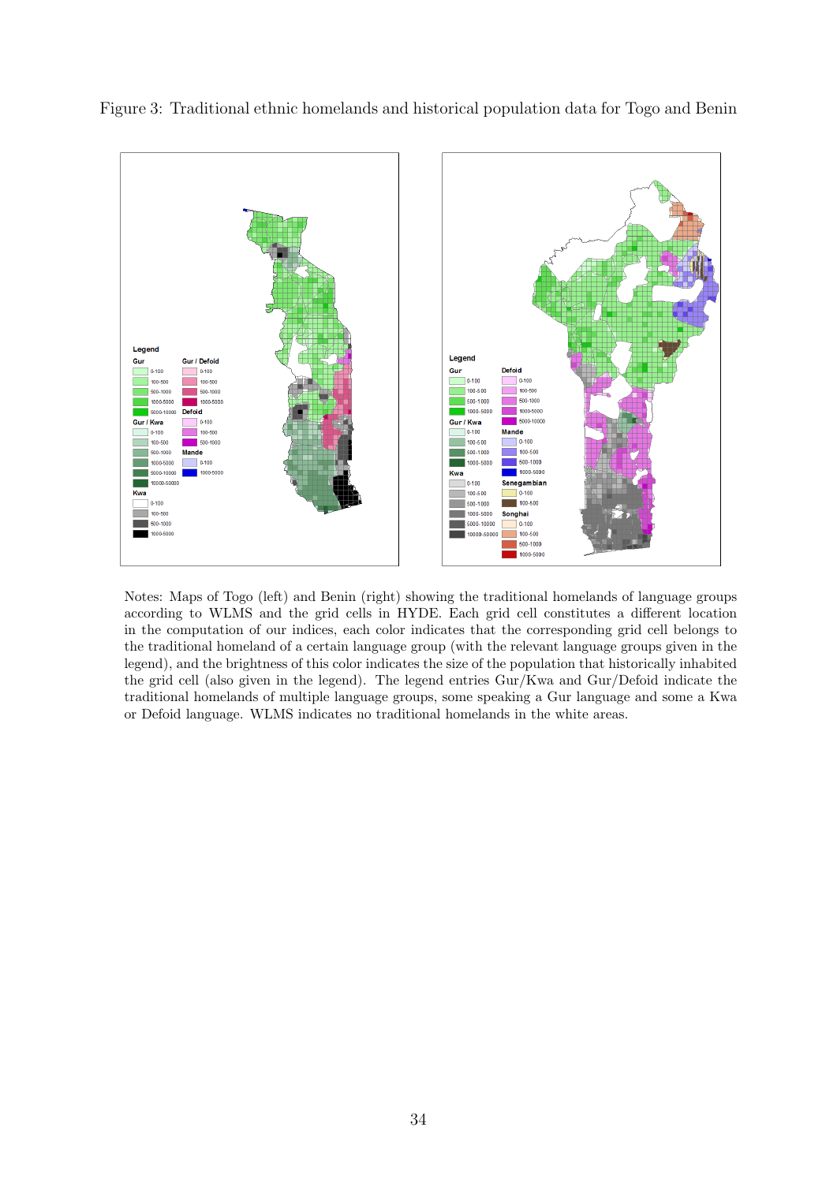Figure 3: Traditional ethnic homelands and historical population data for Togo and Benin

Notes: Maps of Togo (left) and Benin (right) showing the traditional homelands of language groups according to WLMS and the grid cells in HYDE. Each grid cell constitutes a different location in the computation of our indices, each color indicates that the corresponding grid cell belongs to the traditional homeland of a certain language group (with the relevant language groups given in the legend), and the brightness of this color indicates the size of the population that historically inhabited the grid cell (also given in the legend). The legend entries Gur/Kwa and Gur/Defoid indicate the traditional homelands of multiple language groups, some speaking a Gur language and some a Kwa or Defoid language. WLMS indicates no traditional homelands in the white areas.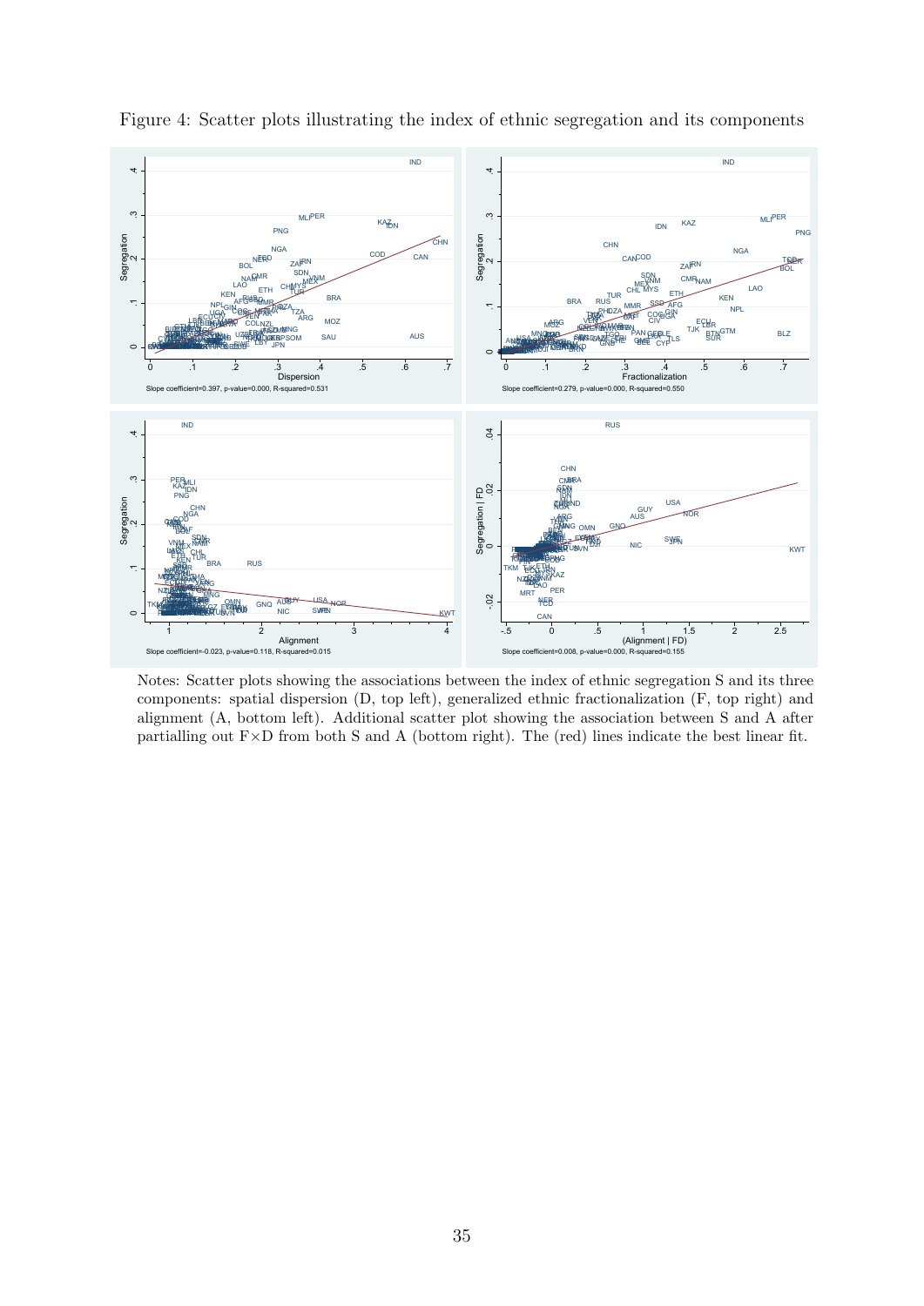Figure 4: Scatter plots illustrating the index of ethnic segregation and its components

Slope coefficient=0.397, p-value=0.000, R-squared=0.531

Slope coefficient=0.279, p-value=0.000, R-squared=0.550

Slope coefficient=-0.023, p-value=0.118, R-squared=0.015

Slope coefficient=0.008, p-value=0.000, R-squared=0.155

Notes: Scatter plots showing the associations between the index of ethnic segregation S and its three components: spatial dispersion (D, top left), generalized ethnic fractionalization (F, top right) and alignment (A, bottom left). Additional scatter plot showing the association between S and A after partialling out F×D from both S and A (bottom right). The (red) lines indicate the best linear fit.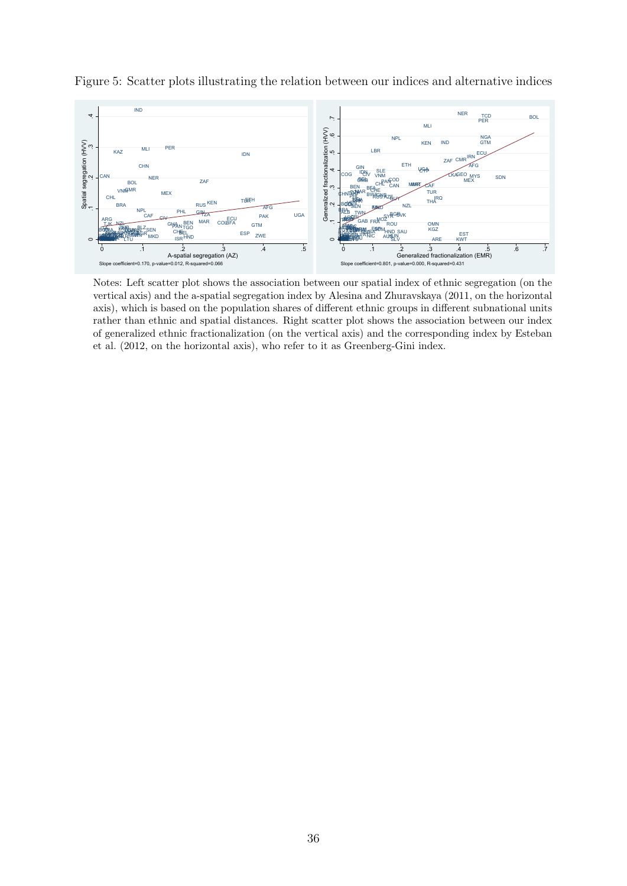Figure 5: Scatter plots illustrating the relation between our indices and alternative indices

Slope coefficient=0.170, p-value=0.012, R-squared=0.066

Slope coefficient=0.801, p-value=0.000, R-squared=0.431

Notes: Left scatter plot shows the association between our spatial index of ethnic segregation (on the vertical axis) and the a-spatial segregation index by Alesina and Zhuravskaya (2011, on the horizontal axis), which is based on the population shares of different ethnic groups in different subnational units rather than ethnic and spatial distances. Right scatter plot shows the association between our index of generalized ethnic fractionalization (on the vertical axis) and the corresponding index by Esteban et al. (2012, on the horizontal axis), who refer to it as Greenberg-Gini index.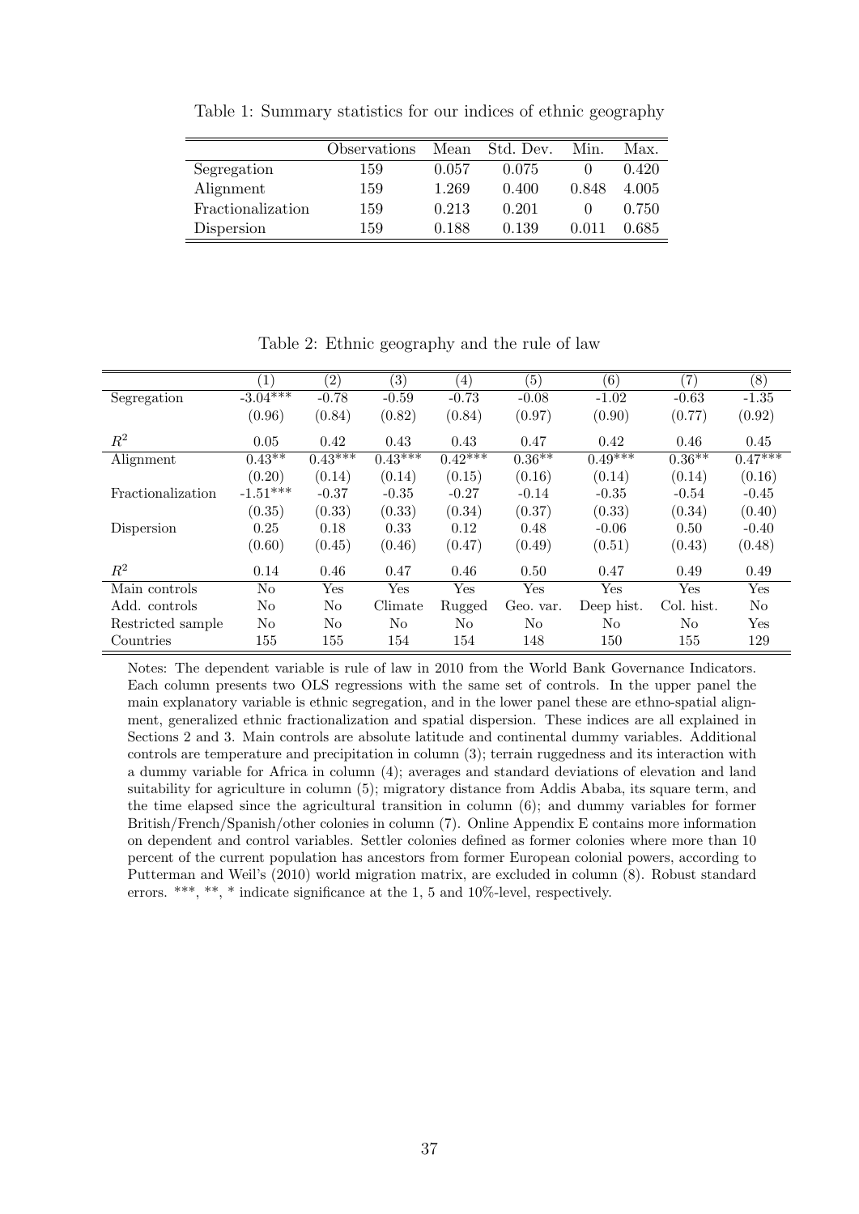Table 1: Summary statistics for our indices of ethnic geography

| | Observations | Mean | Std. Dev. | Min. | Max. |
|---|---|---|---|---|---|
| Segregation | 159 | 0.057 | 0.075 | 0 | 0.420 |
| Alignment | 159 | 1.269 | 0.400 | 0.848 | 4.005 |
| Fractionalization | 159 | 0.213 | 0.201 | 0 | 0.750 |
| Dispersion | 159 | 0.188 | 0.139 | 0.011 | 0.685 |

Table 2: Ethnic geography and the rule of law

| | (1) | (2) | (3) | (4) | (5) | (6) | (7) | (8) |
|---|---|---|---|---|---|---|---|---|
| Segregation | -3.04*** | -0.78 | -0.59 | -0.73 | -0.08 | -1.02 | -0.63 | -1.35 |
| | (0.96) | (0.84) | (0.82) | (0.84) | (0.97) | (0.90) | (0.77) | (0.92) |
| $R^2$ | 0.05 | 0.42 | 0.43 | 0.43 | 0.47 | 0.42 | 0.46 | 0.45 |
| Alignment | 0.43** | 0.43*** | 0.43*** | 0.42*** | 0.36** | 0.49*** | 0.36** | 0.47*** |
| | (0.20) | (0.14) | (0.14) | (0.15) | (0.16) | (0.14) | (0.14) | (0.16) |
| Fractionalization | -1.51*** | -0.37 | -0.35 | -0.27 | -0.14 | -0.35 | -0.54 | -0.45 |
| | (0.35) | (0.33) | (0.33) | (0.34) | (0.37) | (0.33) | (0.34) | (0.40) |
| Dispersion | 0.25 | 0.18 | 0.33 | 0.12 | 0.48 | -0.06 | 0.50 | -0.40 |
| | (0.60) | (0.45) | (0.46) | (0.47) | (0.49) | (0.51) | (0.43) | (0.48) |
| $R^2$ | 0.14 | 0.46 | 0.47 | 0.46 | 0.50 | 0.47 | 0.49 | 0.49 |
| Main controls | No | Yes | Yes | Yes | Yes | Yes | Yes | Yes |
| Add. controls | No | No | Climate | Rugged | Geo. var. | Deep hist. | Col. hist. | No |
| Restricted sample | No | No | No | No | No | No | No | Yes |
| Countries | 155 | 155 | 154 | 154 | 148 | 150 | 155 | 129 |

Notes: The dependent variable is rule of law in 2010 from the World Bank Governance Indicators. Each column presents two OLS regressions with the same set of controls. In the upper panel the main explanatory variable is ethnic segregation, and in the lower panel these are ethno-spatial alignment, generalized ethnic fractionalization and spatial dispersion. These indices are all explained in Sections 2 and 3. Main controls are absolute latitude and continental dummy variables. Additional controls are temperature and precipitation in column (3); terrain ruggedness and its interaction with a dummy variable for Africa in column (4); averages and standard deviations of elevation and land suitability for agriculture in column (5); migratory distance from Addis Ababa, its square term, and the time elapsed since the agricultural transition in column (6); and dummy variables for former British/French/Spanish/other colonies in column (7). Online Appendix E contains more information on dependent and control variables. Settler colonies defined as former colonies where more than 10 percent of the current population has ancestors from former European colonial powers, according to Putterman and Weil's (2010) world migration matrix, are excluded in column (8). Robust standard errors. ***, **, * indicate significance at the 1, 5 and 10%-level, respectively.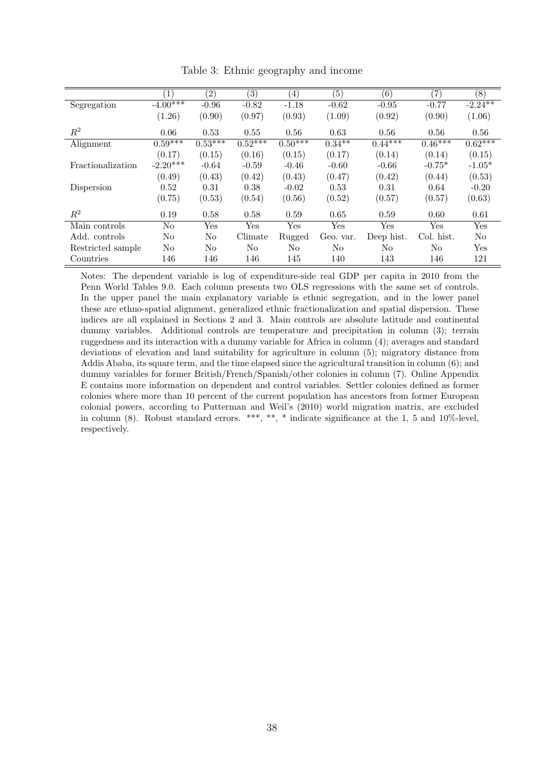Table 3: Ethnic geography and income

| | (1) | (2) | (3) | (4) | (5) | (6) | (7) | (8) |
|---|---|---|---|---|---|---|---|---|
| Segregation | -4.00*** | -0.96 | -0.82 | -1.18 | -0.62 | -0.95 | -0.77 | -2.24** |
| | (1.26) | (0.90) | (0.97) | (0.93) | (1.09) | (0.92) | (0.90) | (1.06) |
| $R^2$ | 0.06 | 0.53 | 0.55 | 0.56 | 0.63 | 0.56 | 0.56 | 0.56 |
| Alignment | 0.59*** | 0.53*** | 0.52*** | 0.50*** | 0.34** | 0.44*** | 0.46*** | 0.62*** |
| | (0.17) | (0.15) | (0.16) | (0.15) | (0.17) | (0.14) | (0.14) | (0.15) |
| Fractionalization | -2.20*** | -0.64 | -0.59 | -0.46 | -0.60 | -0.66 | -0.75* | -1.05* |
| | (0.49) | (0.43) | (0.42) | (0.43) | (0.47) | (0.42) | (0.44) | (0.53) |
| Dispersion | 0.52 | 0.31 | 0.38 | -0.02 | 0.53 | 0.31 | 0.64 | -0.20 |
| | (0.75) | (0.53) | (0.54) | (0.56) | (0.52) | (0.57) | (0.57) | (0.63) |
| $R^2$ | 0.19 | 0.58 | 0.58 | 0.59 | 0.65 | 0.59 | 0.60 | 0.61 |
| Main controls | No | Yes | Yes | Yes | Yes | Yes | Yes | Yes |
| Add. controls | No | No | Climate | Rugged | Geo. var. | Deep hist. | Col. hist. | No |
| Restricted sample | No | No | No | No | No | No | No | Yes |
| Countries | 146 | 146 | 146 | 145 | 140 | 143 | 146 | 121 |

Notes: The dependent variable is log of expenditure-side real GDP per capita in 2010 from the Penn World Tables 9.0. Each column presents two OLS regressions with the same set of controls. In the upper panel the main explanatory variable is ethnic segregation, and in the lower panel these are ethno-spatial alignment, generalized ethnic fractionalization and spatial dispersion. These indices are all explained in Sections 2 and 3. Main controls are absolute latitude and continental dummy variables. Additional controls are temperature and precipitation in column (3); terrain ruggedness and its interaction with a dummy variable for Africa in column (4); averages and standard deviations of elevation and land suitability for agriculture in column (5); migratory distance from Addis Ababa, its square term, and the time elapsed since the agricultural transition in column (6); and dummy variables for former British/French/Spanish/other colonies in column (7). Online Appendix E contains more information on dependent and control variables. Settler colonies defined as former colonies where more than 10 percent of the current population has ancestors from former European colonial powers, according to Putterman and Weil's (2010) world migration matrix, are excluded in column (8). Robust standard errors. ***, **, * indicate significance at the 1, 5 and 10%-level, respectively.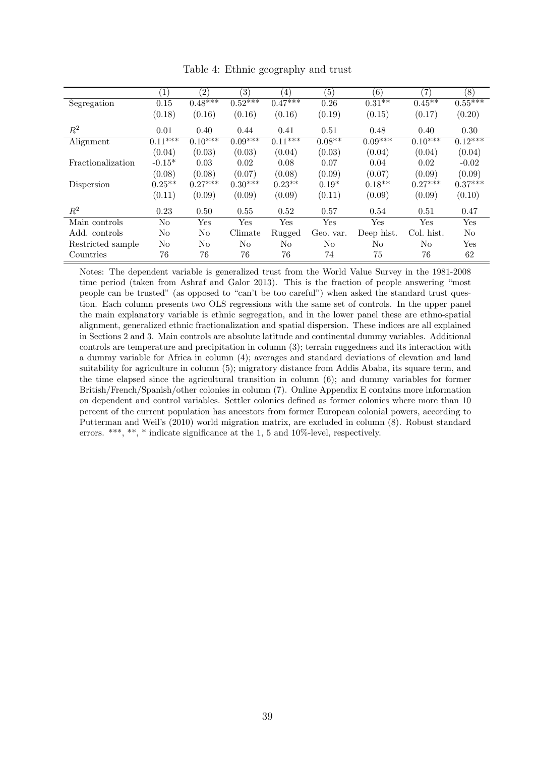Table 4: Ethnic geography and trust

| | (1) | (2) | (3) | (4) | (5) | (6) | (7) | (8) |
|---|---|---|---|---|---|---|---|---|
| Segregation | 0.15 | 0.48*** | 0.52*** | 0.47*** | 0.26 | 0.31** | 0.45** | 0.55*** |
| | (0.18) | (0.16) | (0.16) | (0.16) | (0.19) | (0.15) | (0.17) | (0.20) |
| $R^2$ | 0.01 | 0.40 | 0.44 | 0.41 | 0.51 | 0.48 | 0.40 | 0.30 |
| Alignment | 0.11*** | 0.10*** | 0.09*** | 0.11*** | 0.08** | 0.09*** | 0.10*** | 0.12*** |
| | (0.04) | (0.03) | (0.03) | (0.04) | (0.03) | (0.04) | (0.04) | (0.04) |
| Fractionalization | -0.15* | 0.03 | 0.02 | 0.08 | 0.07 | 0.04 | 0.02 | -0.02 |
| | (0.08) | (0.08) | (0.07) | (0.08) | (0.09) | (0.07) | (0.09) | (0.09) |
| Dispersion | 0.25** | 0.27*** | 0.30*** | 0.23** | 0.19* | 0.18** | 0.27*** | 0.37*** |
| | (0.11) | (0.09) | (0.09) | (0.09) | (0.11) | (0.09) | (0.09) | (0.10) |
| $R^2$ | 0.23 | 0.50 | 0.55 | 0.52 | 0.57 | 0.54 | 0.51 | 0.47 |
| Main controls | No | Yes | Yes | Yes | Yes | Yes | Yes | Yes |
| Add. controls | No | No | Climate | Rugged | Geo. var. | Deep hist. | Col. hist. | No |
| Restricted sample | No | No | No | No | No | No | No | Yes |
| Countries | 76 | 76 | 76 | 76 | 74 | 75 | 76 | 62 |

Notes: The dependent variable is generalized trust from the World Value Survey in the 1981-2008 time period (taken from Ashraf and Galor 2013). This is the fraction of people answering "most people can be trusted" (as opposed to "can't be too careful") when asked the standard trust question. Each column presents two OLS regressions with the same set of controls. In the upper panel the main explanatory variable is ethnic segregation, and in the lower panel these are ethno-spatial alignment, generalized ethnic fractionalization and spatial dispersion. These indices are all explained in Sections 2 and 3. Main controls are absolute latitude and continental dummy variables. Additional controls are temperature and precipitation in column (3); terrain ruggedness and its interaction with a dummy variable for Africa in column (4); averages and standard deviations of elevation and land suitability for agriculture in column (5); migratory distance from Addis Ababa, its square term, and the time elapsed since the agricultural transition in column (6); and dummy variables for former British/French/Spanish/other colonies in column (7). Online Appendix E contains more information on dependent and control variables. Settler colonies defined as former colonies where more than 10 percent of the current population has ancestors from former European colonial powers, according to Putterman and Weil's (2010) world migration matrix, are excluded in column (8). Robust standard errors. ***, **, * indicate significance at the 1, 5 and 10%-level, respectively.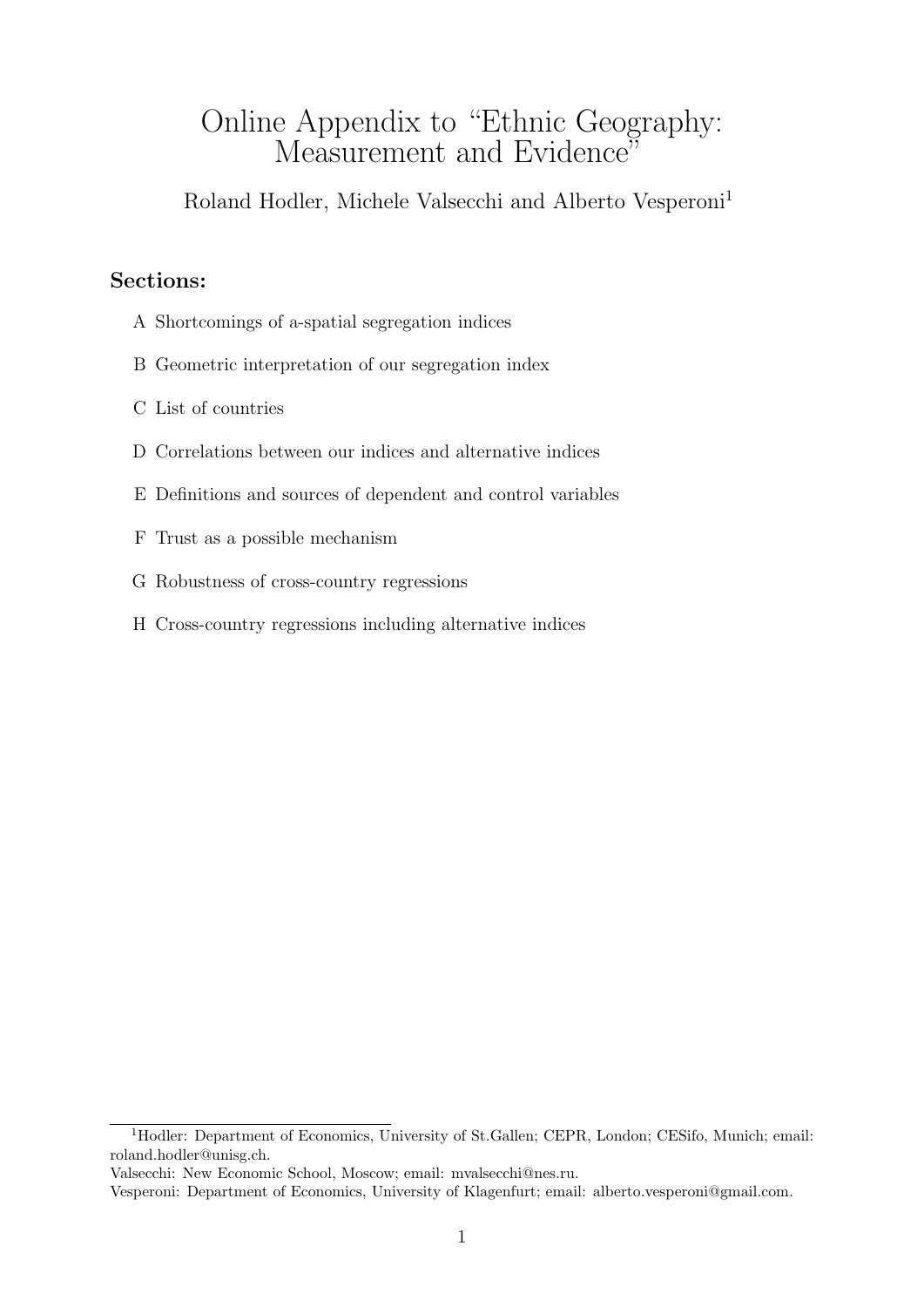# Online Appendix to "Ethnic Geography: Measurement and Evidence"

Roland Hodler, Michele Valsecchi and Alberto Vesperoni[1]

### Sections:

A Shortcomings of a-spatial segregation indices

B Geometric interpretation of our segregation index

C List of countries

D Correlations between our indices and alternative indices

E Definitions and sources of dependent and control variables

F Trust as a possible mechanism

G Robustness of cross-country regressions

H Cross-country regressions including alternative indices

---

[1] Hodler: Department of Economics, University of St.Gallen; CEPR, London; CESifo, Munich; email: roland.hodler@unisg.ch.
Valsecchi: New Economic School, Moscow; email: mvalsecchi@nes.ru.
Vesperoni: Department of Economics, University of Klagenfurt; email: alberto.vesperoni@gmail.com.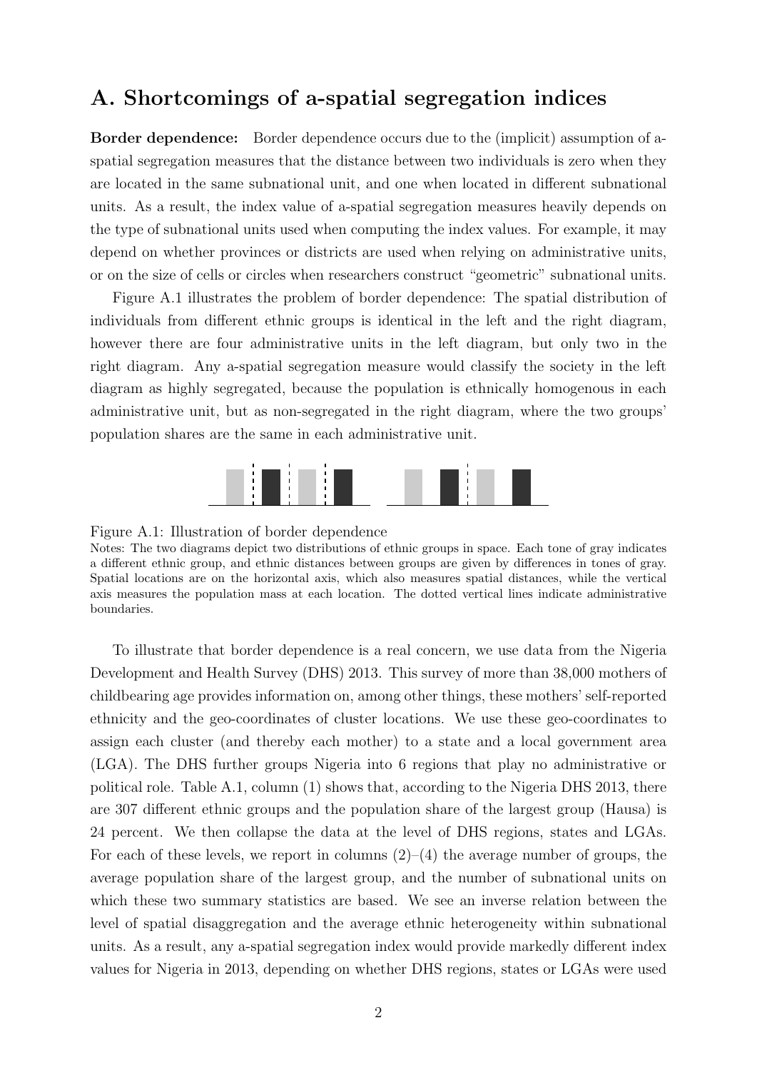# A. Shortcomings of a-spatial segregation indices

**Border dependence:** Border dependence occurs due to the (implicit) assumption of a-spatial segregation measures that the distance between two individuals is zero when they are located in the same subnational unit, and one when located in different subnational units. As a result, the index value of a-spatial segregation measures heavily depends on the type of subnational units used when computing the index values. For example, it may depend on whether provinces or districts are used when relying on administrative units, or on the size of cells or circles when researchers construct "geometric" subnational units.

Figure A.1 illustrates the problem of border dependence: The spatial distribution of individuals from different ethnic groups is identical in the left and the right diagram, however there are four administrative units in the left diagram, but only two in the right diagram. Any a-spatial segregation measure would classify the society in the left diagram as highly segregated, because the population is ethnically homogenous in each administrative unit, but as non-segregated in the right diagram, where the two groups' population shares are the same in each administrative unit.

Figure A.1: Illustration of border dependence

Notes: The two diagrams depict two distributions of ethnic groups in space. Each tone of gray indicates a different ethnic group, and ethnic distances between groups are given by differences in tones of gray. Spatial locations are on the horizontal axis, which also measures spatial distances, while the vertical axis measures the population mass at each location. The dotted vertical lines indicate administrative boundaries.

To illustrate that border dependence is a real concern, we use data from the Nigeria Development and Health Survey (DHS) 2013. This survey of more than 38,000 mothers of childbearing age provides information on, among other things, these mothers' self-reported ethnicity and the geo-coordinates of cluster locations. We use these geo-coordinates to assign each cluster (and thereby each mother) to a state and a local government area (LGA). The DHS further groups Nigeria into 6 regions that play no administrative or political role. Table A.1, column (1) shows that, according to the Nigeria DHS 2013, there are 307 different ethnic groups and the population share of the largest group (Hausa) is 24 percent. We then collapse the data at the level of DHS regions, states and LGAs. For each of these levels, we report in columns (2)–(4) the average number of groups, the average population share of the largest group, and the number of subnational units on which these two summary statistics are based. We see an inverse relation between the level of spatial disaggregation and the average ethnic heterogeneity within subnational units. As a result, any a-spatial segregation index would provide markedly different index values for Nigeria in 2013, depending on whether DHS regions, states or LGAs were used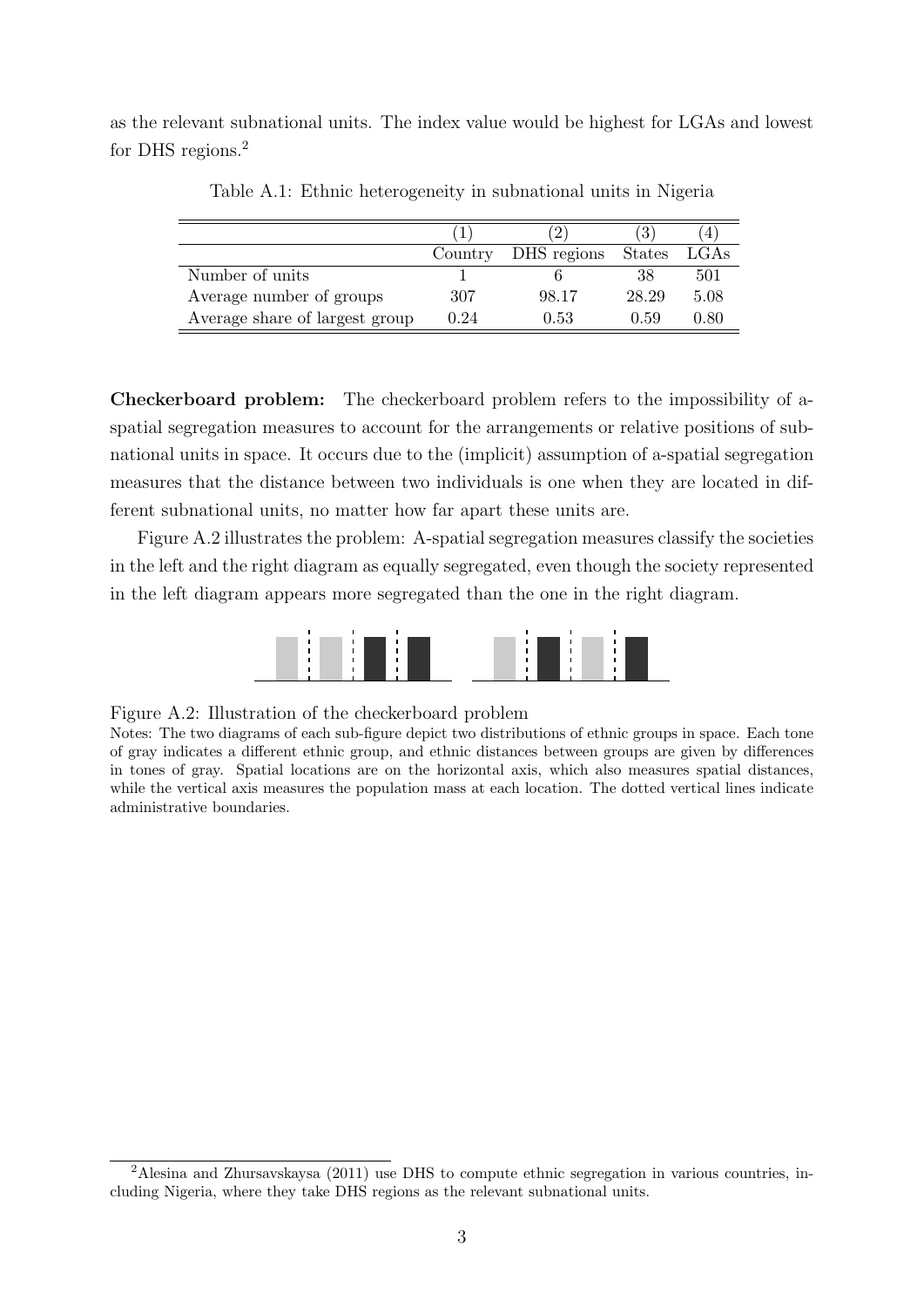as the relevant subnational units. The index value would be highest for LGAs and lowest for DHS regions.[2]

Table A.1: Ethnic heterogeneity in subnational units in Nigeria

| | (1) | (2) | (3) | (4) |
|---|---|---|---|---|
| | Country | DHS regions | States | LGAs |
| Number of units | 1 | 6 | 38 | 501 |
| Average number of groups | 307 | 98.17 | 28.29 | 5.08 |
| Average share of largest group | 0.24 | 0.53 | 0.59 | 0.80 |

**Checkerboard problem:** The checkerboard problem refers to the impossibility of a-spatial segregation measures to account for the arrangements or relative positions of subnational units in space. It occurs due to the (implicit) assumption of a-spatial segregation measures that the distance between two individuals is one when they are located in different subnational units, no matter how far apart these units are.

Figure A.2 illustrates the problem: A-spatial segregation measures classify the societies in the left and the right diagram as equally segregated, even though the society represented in the left diagram appears more segregated than the one in the right diagram.

Figure A.2: Illustration of the checkerboard problem

Notes: The two diagrams of each sub-figure depict two distributions of ethnic groups in space. Each tone of gray indicates a different ethnic group, and ethnic distances between groups are given by differences in tones of gray. Spatial locations are on the horizontal axis, which also measures spatial distances, while the vertical axis measures the population mass at each location. The dotted vertical lines indicate administrative boundaries.

[2] Alesina and Zhursavskaysa (2011) use DHS to compute ethnic segregation in various countries, including Nigeria, where they take DHS regions as the relevant subnational units.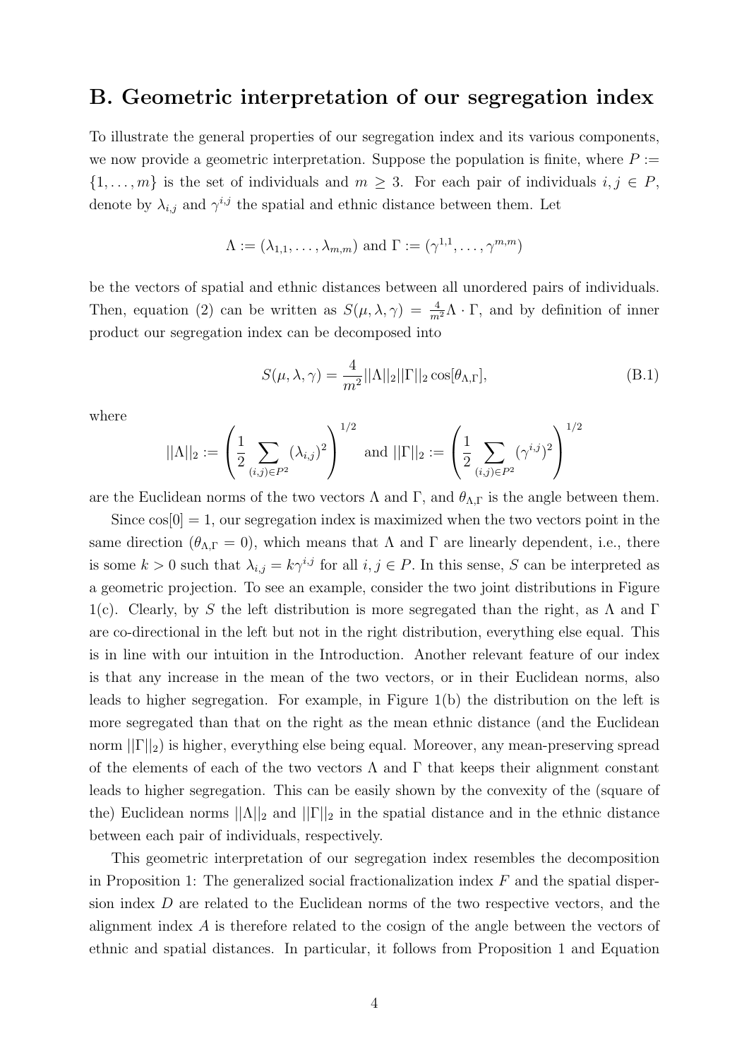## B. Geometric interpretation of our segregation index

To illustrate the general properties of our segregation index and its various components, we now provide a geometric interpretation. Suppose the population is finite, where $P := \{1, \ldots, m\}$ is the set of individuals and $m \geq 3$. For each pair of individuals $i, j \in P$, denote by $\lambda_{i,j}$ and $\gamma^{i,j}$ the spatial and ethnic distance between them. Let

$$\Lambda := (\lambda_{1,1}, \ldots, \lambda_{m,m}) \text{ and } \Gamma := (\gamma^{1,1}, \ldots, \gamma^{m,m})$$

be the vectors of spatial and ethnic distances between all unordered pairs of individuals. Then, equation (2) can be written as $S(\mu, \lambda, \gamma) = \frac{4}{m^2}\Lambda \cdot \Gamma$, and by definition of inner product our segregation index can be decomposed into

$$S(\mu, \lambda, \gamma) = \frac{4}{m^2}||\Lambda||_2||\Gamma||_2 \cos[\theta_{\Lambda,\Gamma}], \tag{B.1}$$

where

$$||\Lambda||_2 := \left(\frac{1}{2}\sum_{(i,j)\in P^2}(\lambda_{i,j})^2\right)^{1/2} \text{ and } ||\Gamma||_2 := \left(\frac{1}{2}\sum_{(i,j)\in P^2}(\gamma^{i,j})^2\right)^{1/2}$$

are the Euclidean norms of the two vectors $\Lambda$ and $\Gamma$, and $\theta_{\Lambda,\Gamma}$ is the angle between them.

Since $\cos[0] = 1$, our segregation index is maximized when the two vectors point in the same direction ($\theta_{\Lambda,\Gamma} = 0$), which means that $\Lambda$ and $\Gamma$ are linearly dependent, i.e., there is some $k > 0$ such that $\lambda_{i,j} = k\gamma^{i,j}$ for all $i, j \in P$. In this sense, $S$ can be interpreted as a geometric projection. To see an example, consider the two joint distributions in Figure 1(c). Clearly, by $S$ the left distribution is more segregated than the right, as $\Lambda$ and $\Gamma$ are co-directional in the left but not in the right distribution, everything else equal. This is in line with our intuition in the Introduction. Another relevant feature of our index is that any increase in the mean of the two vectors, or in their Euclidean norms, also leads to higher segregation. For example, in Figure 1(b) the distribution on the left is more segregated than that on the right as the mean ethnic distance (and the Euclidean norm $||\Gamma||_2$) is higher, everything else being equal. Moreover, any mean-preserving spread of the elements of each of the two vectors $\Lambda$ and $\Gamma$ that keeps their alignment constant leads to higher segregation. This can be easily shown by the convexity of the (square of the) Euclidean norms $||\Lambda||_2$ and $||\Gamma||_2$ in the spatial distance and in the ethnic distance between each pair of individuals, respectively.

This geometric interpretation of our segregation index resembles the decomposition in Proposition 1: The generalized social fractionalization index $F$ and the spatial dispersion index $D$ are related to the Euclidean norms of the two respective vectors, and the alignment index $A$ is therefore related to the cosign of the angle between the vectors of ethnic and spatial distances. In particular, it follows from Proposition 1 and Equation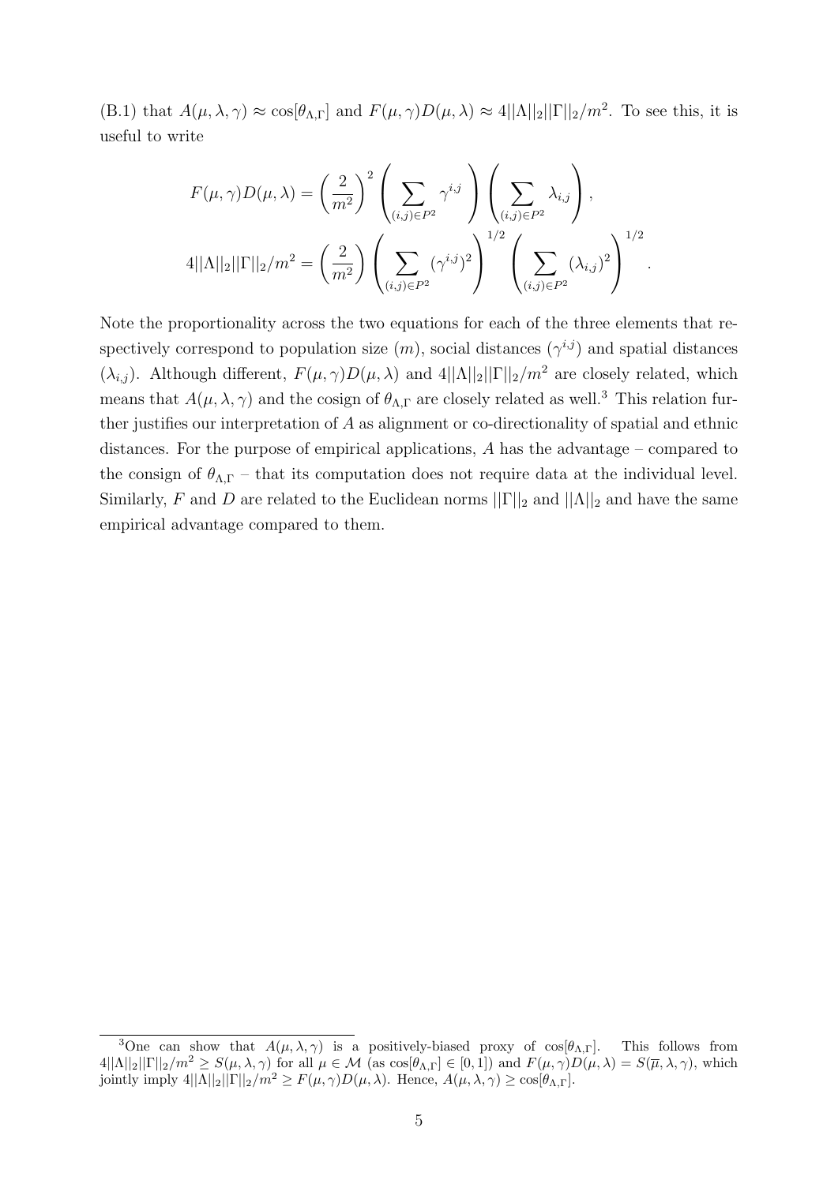(B.1) that $A(\mu, \lambda, \gamma) \approx \cos[\theta_{\Lambda,\Gamma}]$ and $F(\mu, \gamma)D(\mu, \lambda) \approx 4||\Lambda||_2||\Gamma||_2/m^2$. To see this, it is useful to write

$$F(\mu, \gamma)D(\mu, \lambda) = \left(\frac{2}{m^2}\right)^2 \left(\sum_{(i,j)\in P^2} \gamma^{i,j}\right) \left(\sum_{(i,j)\in P^2} \lambda_{i,j}\right),$$

$$4||\Lambda||_2||\Gamma||_2/m^2 = \left(\frac{2}{m^2}\right) \left(\sum_{(i,j)\in P^2} (\gamma^{i,j})^2\right)^{1/2} \left(\sum_{(i,j)\in P^2} (\lambda_{i,j})^2\right)^{1/2}.$$

Note the proportionality across the two equations for each of the three elements that respectively correspond to population size ($m$), social distances ($\gamma^{i,j}$) and spatial distances ($\lambda_{i,j}$). Although different, $F(\mu, \gamma)D(\mu, \lambda)$ and $4||\Lambda||_2||\Gamma||_2/m^2$ are closely related, which means that $A(\mu, \lambda, \gamma)$ and the cosign of $\theta_{\Lambda,\Gamma}$ are closely related as well.[3] This relation further justifies our interpretation of $A$ as alignment or co-directionality of spatial and ethnic distances. For the purpose of empirical applications, $A$ has the advantage – compared to the consign of $\theta_{\Lambda,\Gamma}$ – that its computation does not require data at the individual level. Similarly, $F$ and $D$ are related to the Euclidean norms $||\Gamma||_2$ and $||\Lambda||_2$ and have the same empirical advantage compared to them.

[3] One can show that $A(\mu, \lambda, \gamma)$ is a positively-biased proxy of $\cos[\theta_{\Lambda,\Gamma}]$. This follows from $4||\Lambda||_2||\Gamma||_2/m^2 \geq S(\mu, \lambda, \gamma)$ for all $\mu \in \mathcal{M}$ (as $\cos[\theta_{\Lambda,\Gamma}] \in [0, 1]$) and $F(\mu, \gamma)D(\mu, \lambda) = S(\overline{\mu}, \lambda, \gamma)$, which jointly imply $4||\Lambda||_2||\Gamma||_2/m^2 \geq F(\mu, \gamma)D(\mu, \lambda)$. Hence, $A(\mu, \lambda, \gamma) \geq \cos[\theta_{\Lambda,\Gamma}]$.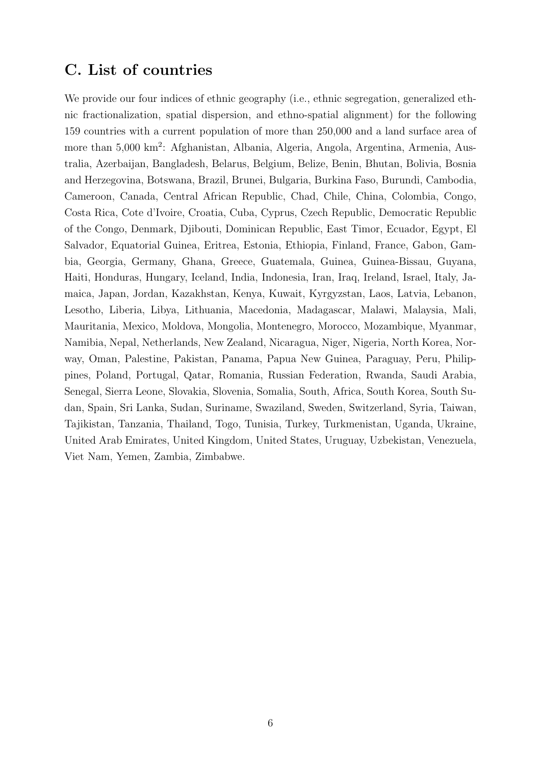## C. List of countries

We provide our four indices of ethnic geography (i.e., ethnic segregation, generalized ethnic fractionalization, spatial dispersion, and ethno-spatial alignment) for the following 159 countries with a current population of more than 250,000 and a land surface area of more than 5,000 km$^2$: Afghanistan, Albania, Algeria, Angola, Argentina, Armenia, Australia, Azerbaijan, Bangladesh, Belarus, Belgium, Belize, Benin, Bhutan, Bolivia, Bosnia and Herzegovina, Botswana, Brazil, Brunei, Bulgaria, Burkina Faso, Burundi, Cambodia, Cameroon, Canada, Central African Republic, Chad, Chile, China, Colombia, Congo, Costa Rica, Cote d'Ivoire, Croatia, Cuba, Cyprus, Czech Republic, Democratic Republic of the Congo, Denmark, Djibouti, Dominican Republic, East Timor, Ecuador, Egypt, El Salvador, Equatorial Guinea, Eritrea, Estonia, Ethiopia, Finland, France, Gabon, Gambia, Georgia, Germany, Ghana, Greece, Guatemala, Guinea, Guinea-Bissau, Guyana, Haiti, Honduras, Hungary, Iceland, India, Indonesia, Iran, Iraq, Ireland, Israel, Italy, Jamaica, Japan, Jordan, Kazakhstan, Kenya, Kuwait, Kyrgyzstan, Laos, Latvia, Lebanon, Lesotho, Liberia, Libya, Lithuania, Macedonia, Madagascar, Malawi, Malaysia, Mali, Mauritania, Mexico, Moldova, Mongolia, Montenegro, Morocco, Mozambique, Myanmar, Namibia, Nepal, Netherlands, New Zealand, Nicaragua, Niger, Nigeria, North Korea, Norway, Oman, Palestine, Pakistan, Panama, Papua New Guinea, Paraguay, Peru, Philippines, Poland, Portugal, Qatar, Romania, Russian Federation, Rwanda, Saudi Arabia, Senegal, Sierra Leone, Slovakia, Slovenia, Somalia, South, Africa, South Korea, South Sudan, Spain, Sri Lanka, Sudan, Suriname, Swaziland, Sweden, Switzerland, Syria, Taiwan, Tajikistan, Tanzania, Thailand, Togo, Tunisia, Turkey, Turkmenistan, Uganda, Ukraine, United Arab Emirates, United Kingdom, United States, Uruguay, Uzbekistan, Venezuela, Viet Nam, Yemen, Zambia, Zimbabwe.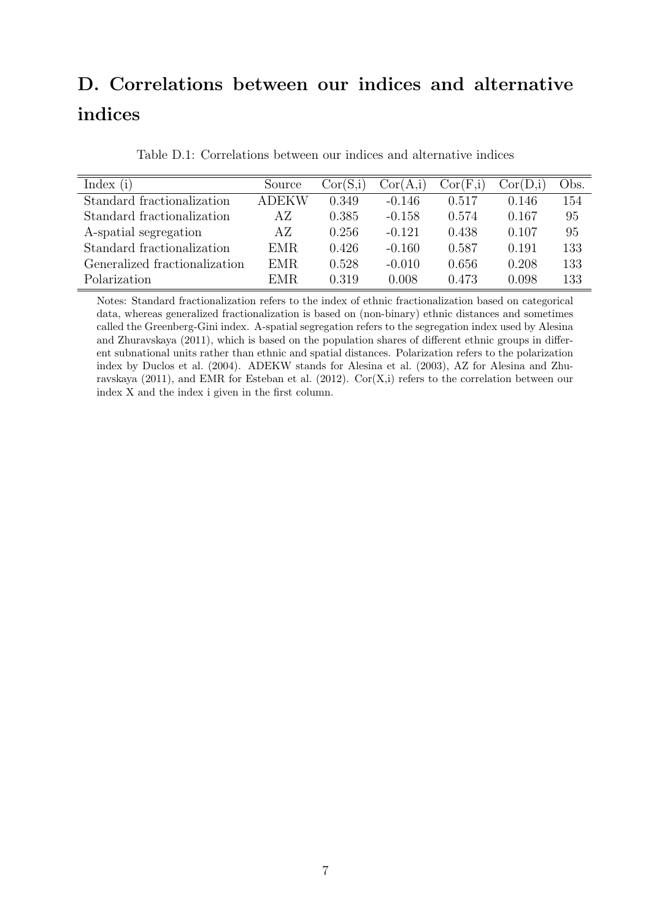# D. Correlations between our indices and alternative indices

Table D.1: Correlations between our indices and alternative indices

| Index (i) | Source | Cor(S,i) | Cor(A,i) | Cor(F,i) | Cor(D,i) | Obs. |
|---|---|---|---|---|---|---|
| Standard fractionalization | ADEKW | 0.349 | -0.146 | 0.517 | 0.146 | 154 |
| Standard fractionalization | AZ | 0.385 | -0.158 | 0.574 | 0.167 | 95 |
| A-spatial segregation | AZ | 0.256 | -0.121 | 0.438 | 0.107 | 95 |
| Standard fractionalization | EMR | 0.426 | -0.160 | 0.587 | 0.191 | 133 |
| Generalized fractionalization | EMR | 0.528 | -0.010 | 0.656 | 0.208 | 133 |
| Polarization | EMR | 0.319 | 0.008 | 0.473 | 0.098 | 133 |

Notes: Standard fractionalization refers to the index of ethnic fractionalization based on categorical data, whereas generalized fractionalization is based on (non-binary) ethnic distances and sometimes called the Greenberg-Gini index. A-spatial segregation refers to the segregation index used by Alesina and Zhuravskaya (2011), which is based on the population shares of different ethnic groups in different subnational units rather than ethnic and spatial distances. Polarization refers to the polarization index by Duclos et al. (2004). ADEKW stands for Alesina et al. (2003), AZ for Alesina and Zhuravskaya (2011), and EMR for Esteban et al. (2012). Cor(X,i) refers to the correlation between our index X and the index i given in the first column.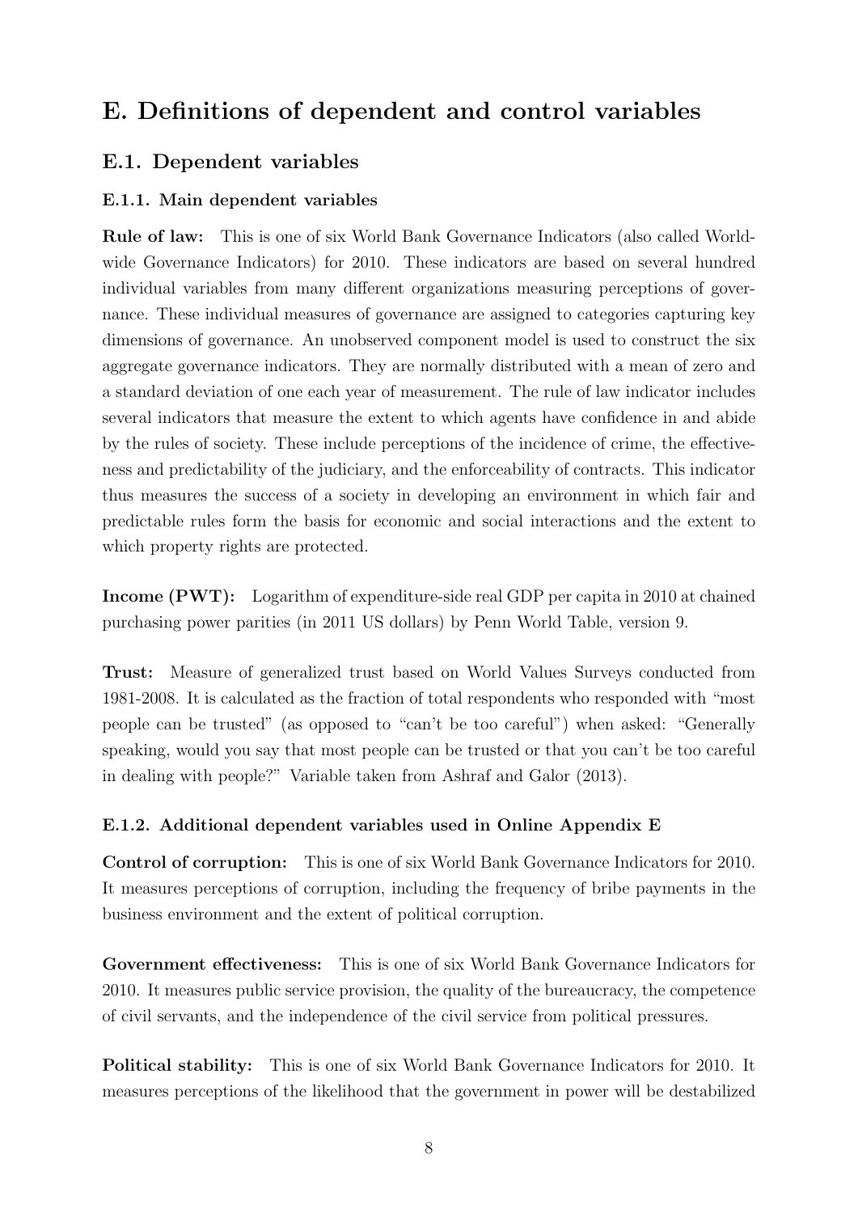# E. Definitions of dependent and control variables

## E.1. Dependent variables

### E.1.1. Main dependent variables

**Rule of law:** This is one of six World Bank Governance Indicators (also called Worldwide Governance Indicators) for 2010. These indicators are based on several hundred individual variables from many different organizations measuring perceptions of governance. These individual measures of governance are assigned to categories capturing key dimensions of governance. An unobserved component model is used to construct the six aggregate governance indicators. They are normally distributed with a mean of zero and a standard deviation of one each year of measurement. The rule of law indicator includes several indicators that measure the extent to which agents have confidence in and abide by the rules of society. These include perceptions of the incidence of crime, the effectiveness and predictability of the judiciary, and the enforceability of contracts. This indicator thus measures the success of a society in developing an environment in which fair and predictable rules form the basis for economic and social interactions and the extent to which property rights are protected.

**Income (PWT):** Logarithm of expenditure-side real GDP per capita in 2010 at chained purchasing power parities (in 2011 US dollars) by Penn World Table, version 9.

**Trust:** Measure of generalized trust based on World Values Surveys conducted from 1981-2008. It is calculated as the fraction of total respondents who responded with "most people can be trusted" (as opposed to "can't be too careful") when asked: "Generally speaking, would you say that most people can be trusted or that you can't be too careful in dealing with people?" Variable taken from Ashraf and Galor (2013).

### E.1.2. Additional dependent variables used in Online Appendix E

**Control of corruption:** This is one of six World Bank Governance Indicators for 2010. It measures perceptions of corruption, including the frequency of bribe payments in the business environment and the extent of political corruption.

**Government effectiveness:** This is one of six World Bank Governance Indicators for 2010. It measures public service provision, the quality of the bureaucracy, the competence of civil servants, and the independence of the civil service from political pressures.

**Political stability:** This is one of six World Bank Governance Indicators for 2010. It measures perceptions of the likelihood that the government in power will be destabilized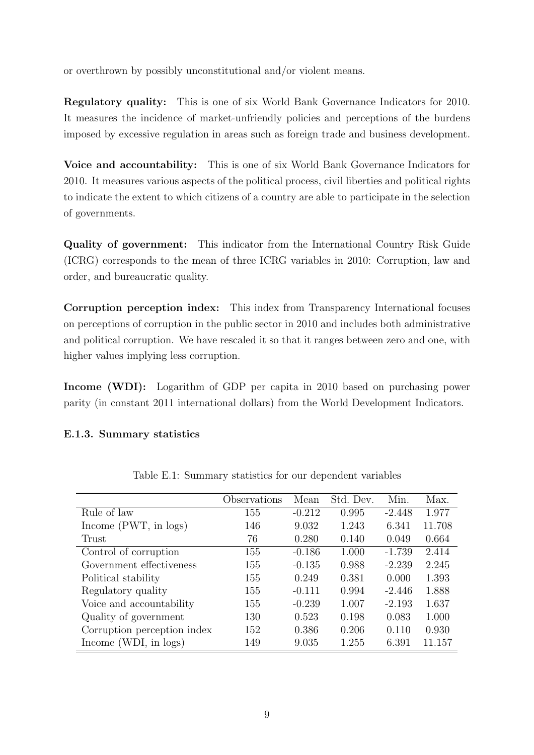or overthrown by possibly unconstitutional and/or violent means.

**Regulatory quality:** This is one of six World Bank Governance Indicators for 2010. It measures the incidence of market-unfriendly policies and perceptions of the burdens imposed by excessive regulation in areas such as foreign trade and business development.

**Voice and accountability:** This is one of six World Bank Governance Indicators for 2010. It measures various aspects of the political process, civil liberties and political rights to indicate the extent to which citizens of a country are able to participate in the selection of governments.

**Quality of government:** This indicator from the International Country Risk Guide (ICRG) corresponds to the mean of three ICRG variables in 2010: Corruption, law and order, and bureaucratic quality.

**Corruption perception index:** This index from Transparency International focuses on perceptions of corruption in the public sector in 2010 and includes both administrative and political corruption. We have rescaled it so that it ranges between zero and one, with higher values implying less corruption.

**Income (WDI):** Logarithm of GDP per capita in 2010 based on purchasing power parity (in constant 2011 international dollars) from the World Development Indicators.

#### E.1.3. Summary statistics

Table E.1: Summary statistics for our dependent variables

| | Observations | Mean | Std. Dev. | Min. | Max. |
|---|---|---|---|---|---|
| Rule of law | 155 | -0.212 | 0.995 | -2.448 | 1.977 |
| Income (PWT, in logs) | 146 | 9.032 | 1.243 | 6.341 | 11.708 |
| Trust | 76 | 0.280 | 0.140 | 0.049 | 0.664 |
| Control of corruption | 155 | -0.186 | 1.000 | -1.739 | 2.414 |
| Government effectiveness | 155 | -0.135 | 0.988 | -2.239 | 2.245 |
| Political stability | 155 | 0.249 | 0.381 | 0.000 | 1.393 |
| Regulatory quality | 155 | -0.111 | 0.994 | -2.446 | 1.888 |
| Voice and accountability | 155 | -0.239 | 1.007 | -2.193 | 1.637 |
| Quality of government | 130 | 0.523 | 0.198 | 0.083 | 1.000 |
| Corruption perception index | 152 | 0.386 | 0.206 | 0.110 | 0.930 |
| Income (WDI, in logs) | 149 | 9.035 | 1.255 | 6.391 | 11.157 |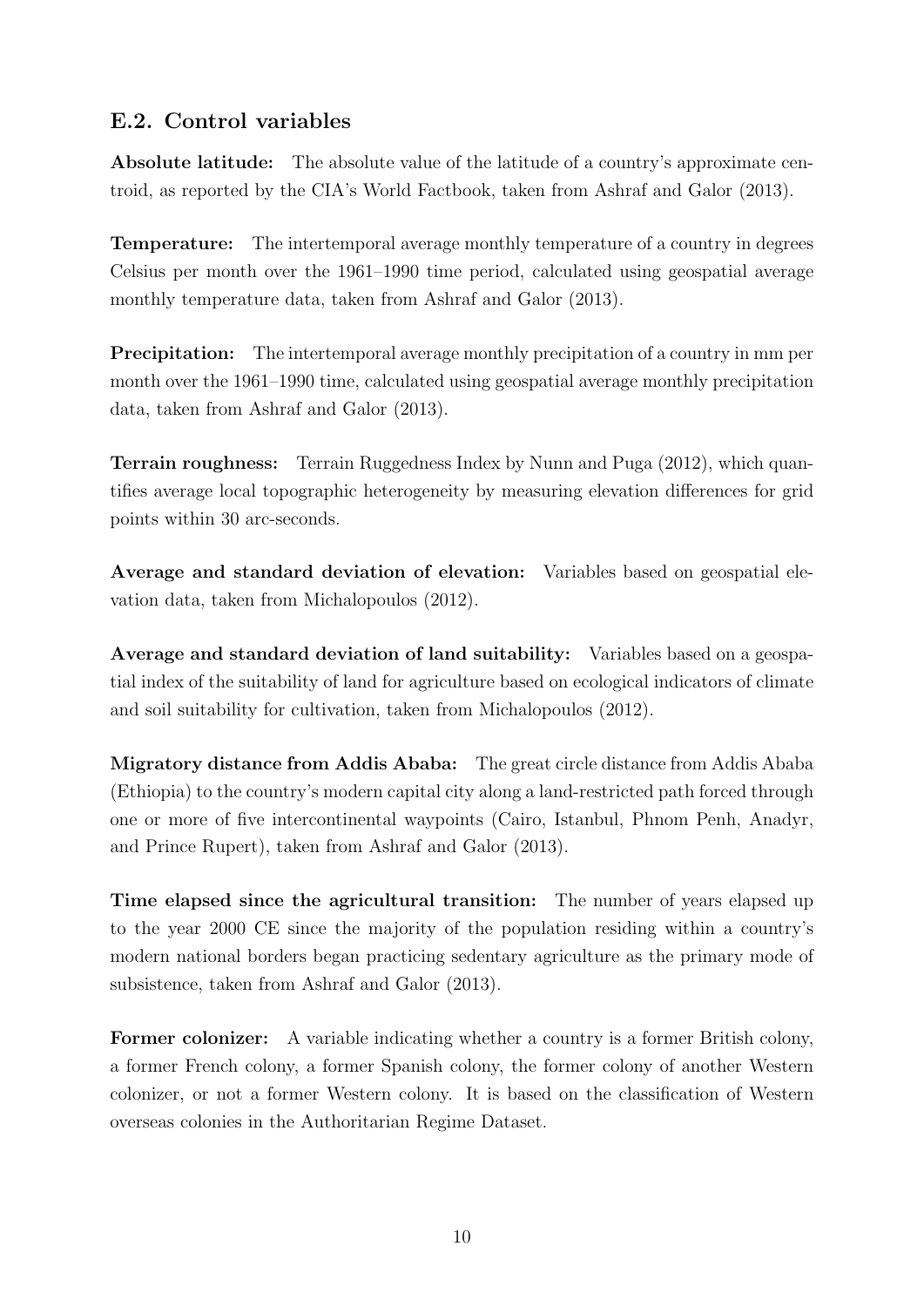## E.2. Control variables

**Absolute latitude:** The absolute value of the latitude of a country's approximate centroid, as reported by the CIA's World Factbook, taken from Ashraf and Galor (2013).

**Temperature:** The intertemporal average monthly temperature of a country in degrees Celsius per month over the 1961–1990 time period, calculated using geospatial average monthly temperature data, taken from Ashraf and Galor (2013).

**Precipitation:** The intertemporal average monthly precipitation of a country in mm per month over the 1961–1990 time, calculated using geospatial average monthly precipitation data, taken from Ashraf and Galor (2013).

**Terrain roughness:** Terrain Ruggedness Index by Nunn and Puga (2012), which quantifies average local topographic heterogeneity by measuring elevation differences for grid points within 30 arc-seconds.

**Average and standard deviation of elevation:** Variables based on geospatial elevation data, taken from Michalopoulos (2012).

**Average and standard deviation of land suitability:** Variables based on a geospatial index of the suitability of land for agriculture based on ecological indicators of climate and soil suitability for cultivation, taken from Michalopoulos (2012).

**Migratory distance from Addis Ababa:** The great circle distance from Addis Ababa (Ethiopia) to the country's modern capital city along a land-restricted path forced through one or more of five intercontinental waypoints (Cairo, Istanbul, Phnom Penh, Anadyr, and Prince Rupert), taken from Ashraf and Galor (2013).

**Time elapsed since the agricultural transition:** The number of years elapsed up to the year 2000 CE since the majority of the population residing within a country's modern national borders began practicing sedentary agriculture as the primary mode of subsistence, taken from Ashraf and Galor (2013).

**Former colonizer:** A variable indicating whether a country is a former British colony, a former French colony, a former Spanish colony, the former colony of another Western colonizer, or not a former Western colony. It is based on the classification of Western overseas colonies in the Authoritarian Regime Dataset.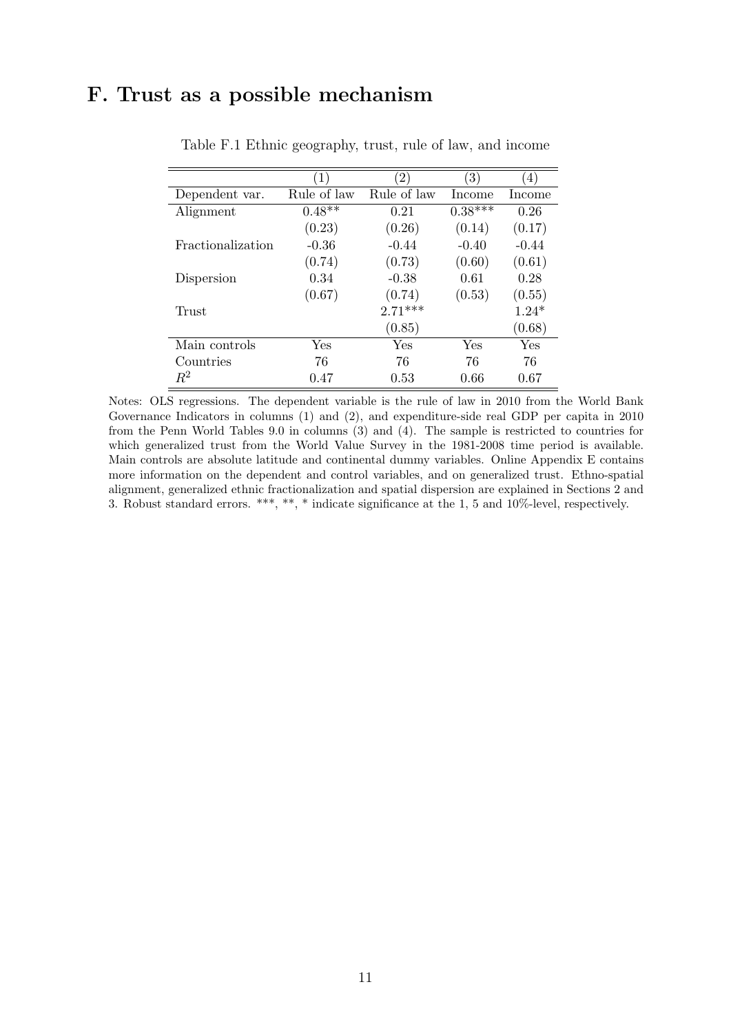## F. Trust as a possible mechanism

Table F.1 Ethnic geography, trust, rule of law, and income

| | (1) | (2) | (3) | (4) |
|---|---|---|---|---|
| Dependent var. | Rule of law | Rule of law | Income | Income |
| Alignment | 0.48** | 0.21 | 0.38*** | 0.26 |
| | (0.23) | (0.26) | (0.14) | (0.17) |
| Fractionalization | -0.36 | -0.44 | -0.40 | -0.44 |
| | (0.74) | (0.73) | (0.60) | (0.61) |
| Dispersion | 0.34 | -0.38 | 0.61 | 0.28 |
| | (0.67) | (0.74) | (0.53) | (0.55) |
| Trust | | 2.71*** | | 1.24* |
| | | (0.85) | | (0.68) |
| Main controls | Yes | Yes | Yes | Yes |
| Countries | 76 | 76 | 76 | 76 |
| $R^2$ | 0.47 | 0.53 | 0.66 | 0.67 |

Notes: OLS regressions. The dependent variable is the rule of law in 2010 from the World Bank Governance Indicators in columns (1) and (2), and expenditure-side real GDP per capita in 2010 from the Penn World Tables 9.0 in columns (3) and (4). The sample is restricted to countries for which generalized trust from the World Value Survey in the 1981-2008 time period is available. Main controls are absolute latitude and continental dummy variables. Online Appendix E contains more information on the dependent and control variables, and on generalized trust. Ethno-spatial alignment, generalized ethnic fractionalization and spatial dispersion are explained in Sections 2 and 3. Robust standard errors. ***, **, * indicate significance at the 1, 5 and 10%-level, respectively.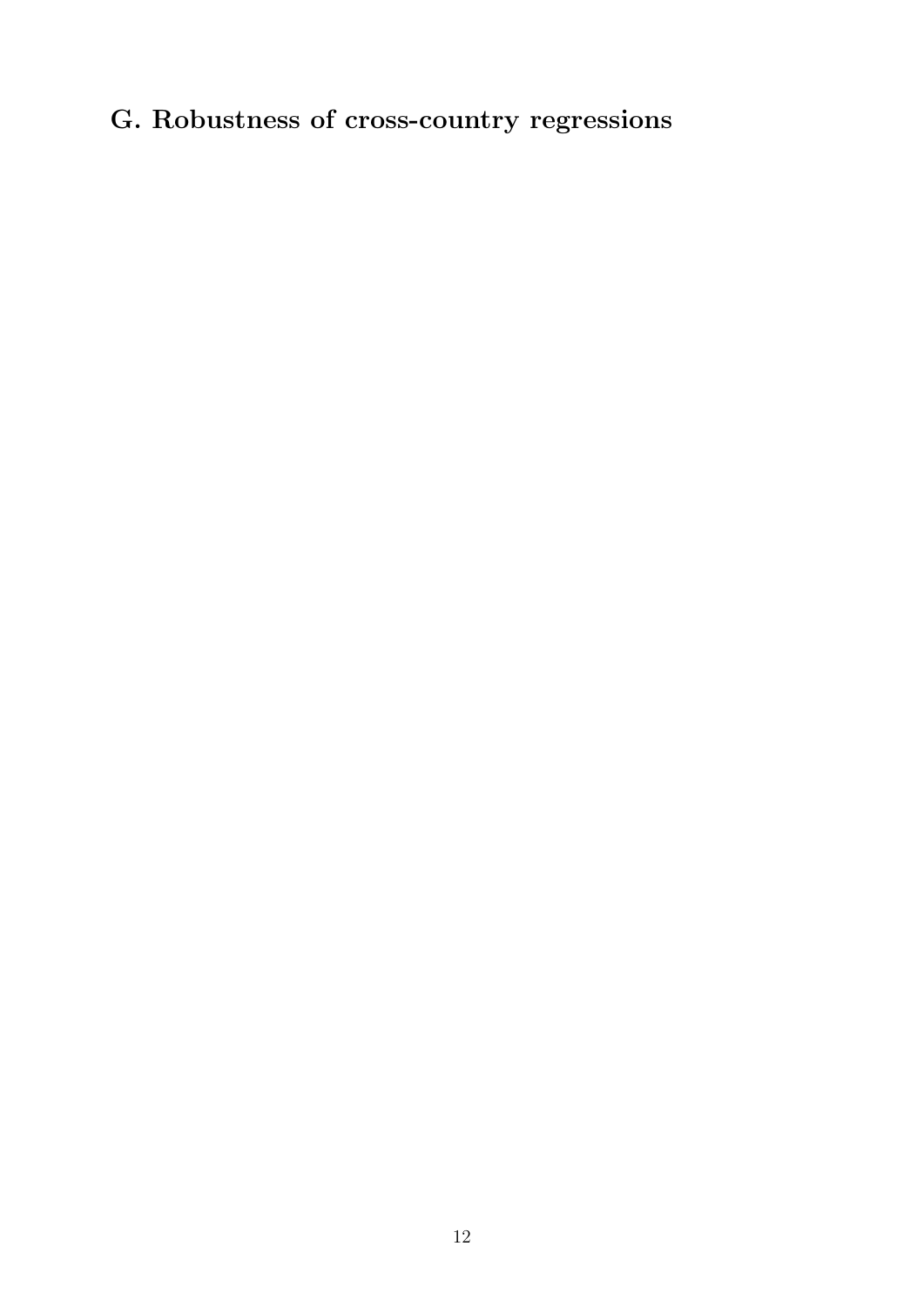## G. Robustness of cross-country regressions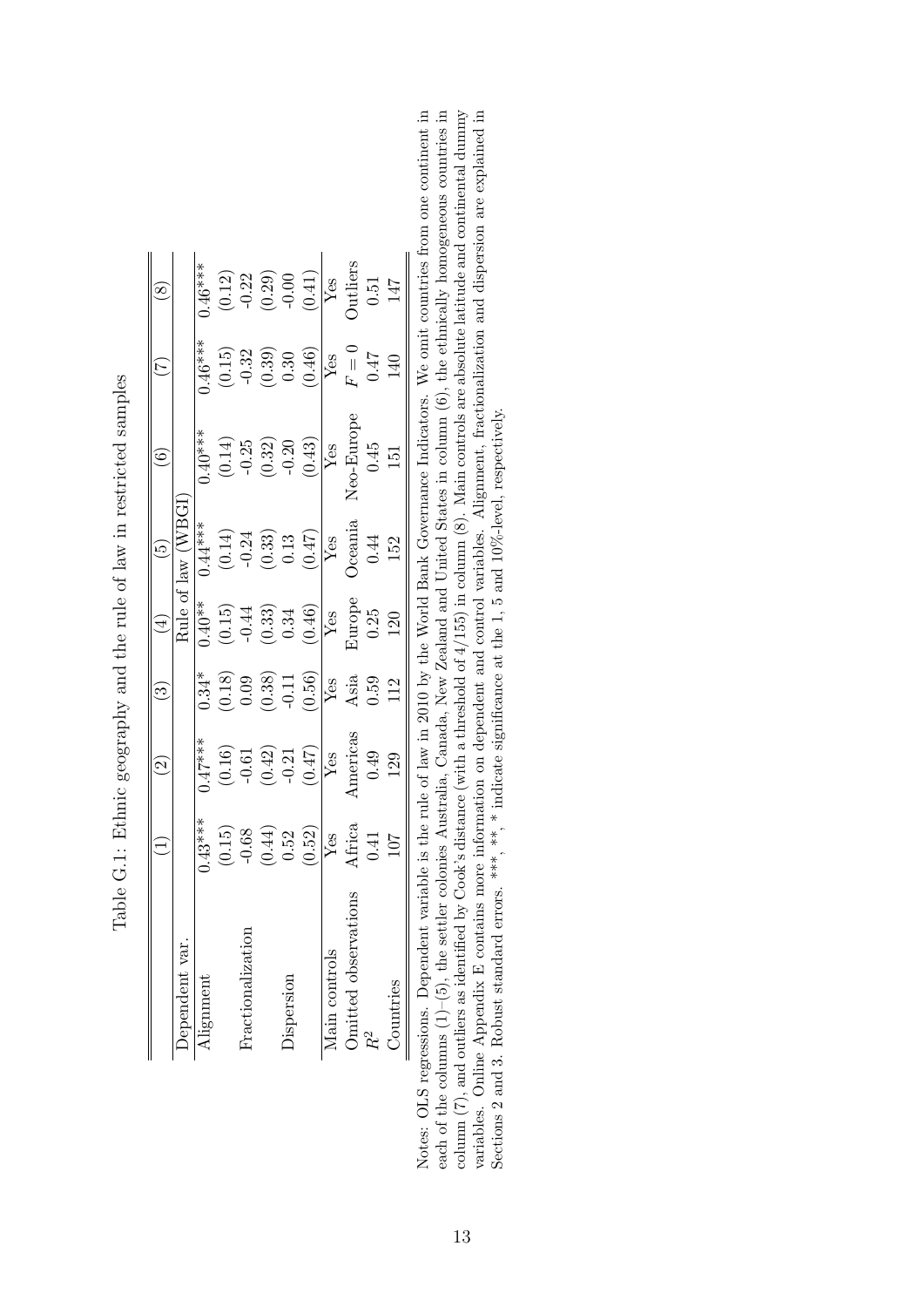Table G.1: Ethnic geography and the rule of law in restricted samples

| | (1) | (2) | (3) | (4) | (5) | (6) | (7) | (8) |
|---|---|---|---|---|---|---|---|---|
| Dependent var. | Rule of law (WBGI) | | | | | | | |
| Alignment | 0.43*** | 0.47*** | 0.34* | 0.40** | 0.44*** | 0.40*** | 0.46*** | 0.46*** |
| | (0.15) | (0.16) | (0.18) | (0.15) | (0.14) | (0.14) | (0.15) | (0.12) |
| Fractionalization | -0.68 | -0.61 | 0.09 | -0.44 | -0.24 | -0.25 | -0.32 | -0.22 |
| | (0.44) | (0.42) | (0.38) | (0.33) | (0.33) | (0.32) | (0.39) | (0.29) |
| Dispersion | 0.52 | -0.21 | -0.11 | 0.34 | 0.13 | -0.20 | 0.30 | -0.00 |
| | (0.52) | (0.47) | (0.56) | (0.46) | (0.47) | (0.43) | (0.46) | (0.41) |
| Main controls | Yes | Yes | Yes | Yes | Yes | Yes | Yes | Yes |
| Omitted observations | Africa | Americas | Asia | Europe | Oceania | Neo-Europe | $F = 0$ | Outliers |
| $R^2$ | 0.41 | 0.49 | 0.59 | 0.25 | 0.44 | 0.45 | 0.47 | 0.51 |
| Countries | 107 | 129 | 112 | 120 | 152 | 151 | 140 | 147 |

Notes: OLS regressions. Dependent variable is the rule of law in 2010 by the World Bank Governance Indicators. We omit countries from one continent in each of the columns (1)–(5), the settler colonies Australia, Canada, New Zealand and United States in column (6), the ethnically homogeneous countries in column (7), and outliers as identified by Cook's distance (with a threshold of 4/155) in column (8). Main controls are absolute latitude and continental dummy variables. Online Appendix E contains more information on dependent and control variables. Alignment, fractionalization and dispersion are explained in Sections 2 and 3. Robust standard errors. ***, **, * indicate significance at the 1, 5 and 10%-level, respectively.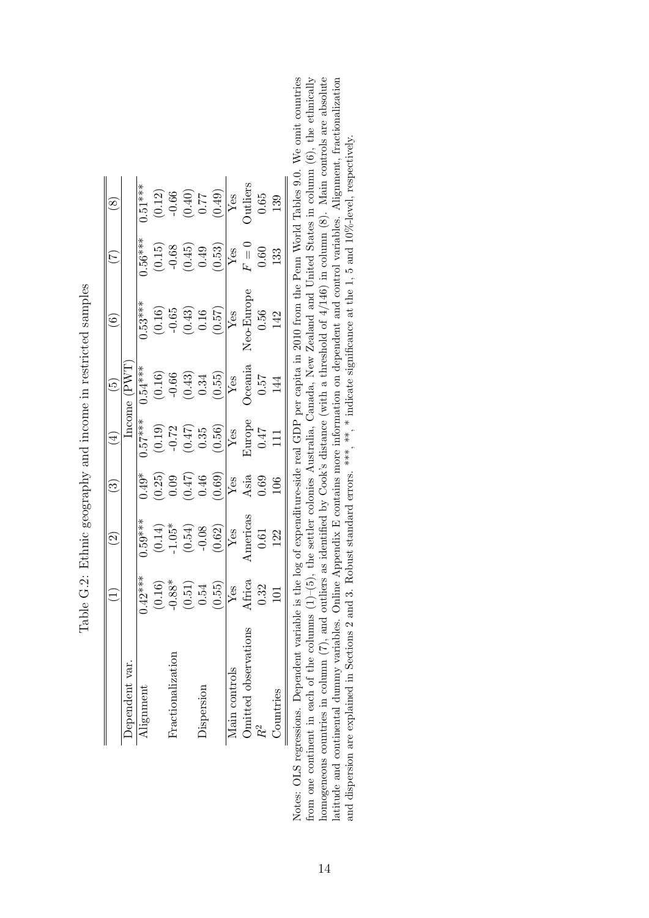Table G.2: Ethnic geography and income in restricted samples

| | (1) | (2) | (3) | (4) | (5) | (6) | (7) | (8) |
|---|---|---|---|---|---|---|---|---|
| Dependent var. | | | | Income (PWT) | | | | |
| Alignment | 0.42*** | 0.59*** | 0.49* | 0.57*** | 0.54*** | 0.53*** | 0.56*** | 0.51*** |
| | (0.16) | (0.14) | (0.25) | (0.19) | (0.16) | (0.16) | (0.15) | (0.12) |
| Fractionalization | -0.88* | -1.05* | 0.09 | -0.72 | -0.66 | -0.65 | -0.68 | -0.66 |
| | (0.51) | (0.54) | (0.47) | (0.47) | (0.43) | (0.43) | (0.45) | (0.40) |
| Dispersion | 0.54 | -0.08 | 0.46 | 0.35 | 0.34 | 0.16 | 0.49 | 0.77 |
| | (0.55) | (0.62) | (0.69) | (0.56) | (0.55) | (0.57) | (0.53) | (0.49) |
| Main controls | Yes | Yes | Yes | Yes | Yes | Yes | Yes | Yes |
| Omitted observations | Africa | Americas | Asia | Europe | Oceania | Neo-Europe | $F = 0$ | Outliers |
| $R^2$ | 0.32 | 0.61 | 0.69 | 0.47 | 0.57 | 0.56 | 0.60 | 0.65 |
| Countries | 101 | 122 | 106 | 111 | 144 | 142 | 133 | 139 |

Notes: OLS regressions. Dependent variable is the log of expenditure-side real GDP per capita in 2010 from the Penn World Tables 9.0. We omit countries from one continent in each of the columns (1)–(5), the settler colonies Australia, Canada, New Zealand and United States in column (6), the ethnically homogeneous countries in column (7), and outliers as identified by Cook's distance (with a threshold of 4/146) in column (8). Main controls are absolute latitude and continental dummy variables. Online Appendix E contains more information on dependent and control variables. Alignment, fractionalization and dispersion are explained in Sections 2 and 3. Robust standard errors. ***, **, * indicate significance at the 1, 5 and 10%-level, respectively.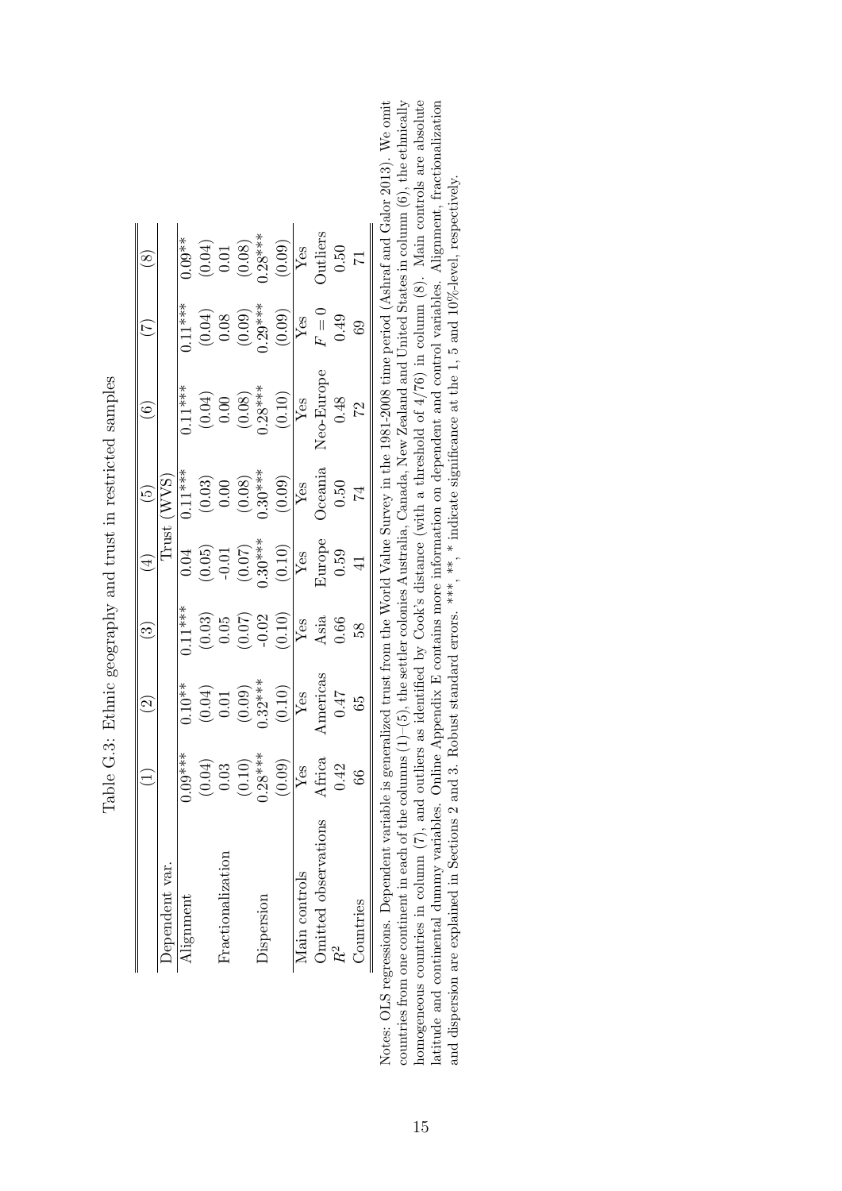Table G.3: Ethnic geography and trust in restricted samples

| | (1) | (2) | (3) | (4) | (5) | (6) | (7) | (8) |
|---|---|---|---|---|---|---|---|---|
| Dependent var. | | | | Trust (WVS) | | | | |
| Alignment | 0.09*** | 0.10** | 0.11*** | 0.04 | 0.11*** | 0.11*** | 0.11*** | 0.09** |
| | (0.04) | (0.04) | (0.03) | (0.05) | (0.03) | (0.04) | (0.04) | (0.04) |
| Fractionalization | 0.03 | 0.01 | 0.05 | -0.01 | 0.00 | 0.00 | 0.08 | 0.01 |
| | (0.10) | (0.09) | (0.07) | (0.07) | (0.08) | (0.08) | (0.09) | (0.08) |
| Dispersion | 0.28*** | 0.32*** | -0.02 | 0.30*** | 0.30*** | 0.28*** | 0.29*** | 0.28*** |
| | (0.09) | (0.10) | (0.10) | (0.10) | (0.09) | (0.10) | (0.09) | (0.09) |
| Main controls | Yes | Yes | Yes | Yes | Yes | Yes | Yes | Yes |
| Omitted observations | Africa | Americas | Asia | Europe | Oceania | Neo-Europe | $F = 0$ | Outliers |
| $R^2$ | 0.42 | 0.47 | 0.66 | 0.59 | 0.50 | 0.48 | 0.49 | 0.50 |
| Countries | 66 | 65 | 58 | 41 | 74 | 72 | 69 | 71 |

Notes: OLS regressions. Dependent variable is generalized trust from the World Value Survey in the 1981-2008 time period (Ashraf and Galor 2013). We omit countries from one continent in each of the columns (1)–(5), the settler colonies Australia, Canada, New Zealand and United States in column (6), the ethnically homogeneous countries in column (7), and outliers as identified by Cook's distance (with a threshold of 4/76) in column (8). Main controls are absolute latitude and continental dummy variables. Online Appendix E contains more information on dependent and control variables. Alignment, fractionalization and dispersion are explained in Sections 2 and 3. Robust standard errors. ***, **, * indicate significance at the 1, 5 and 10%-level, respectively.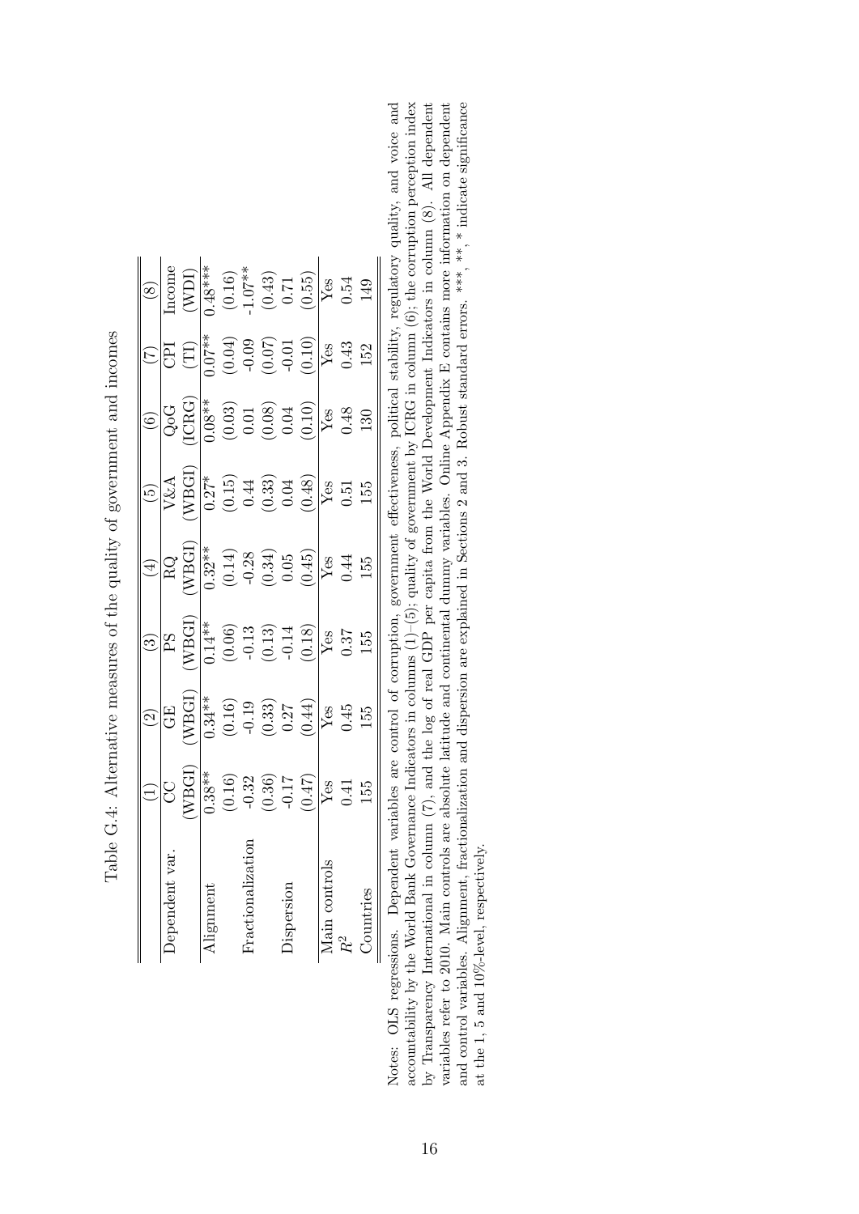Table G.4: Alternative measures of the quality of government and incomes

| | (1) | (2) | (3) | (4) | (5) | (6) | (7) | (8) |
|---|---|---|---|---|---|---|---|---|
| Dependent var. | CC | GE | PS | RQ | V&A | QoG | CPI | Income |
| | (WBGI) | (WBGI) | (WBGI) | (WBGI) | (WBGI) | (ICRG) | (TI) | (WDI) |
| Alignment | 0.38** | 0.34** | 0.14** | 0.32** | 0.27* | 0.08** | 0.07** | 0.48*** |
| | (0.16) | (0.16) | (0.06) | (0.14) | (0.15) | (0.03) | (0.04) | (0.16) |
| Fractionalization | -0.32 | -0.19 | -0.13 | -0.28 | 0.44 | 0.01 | -0.09 | -1.07** |
| | (0.36) | (0.33) | (0.13) | (0.34) | (0.33) | (0.08) | (0.07) | (0.43) |
| Dispersion | -0.17 | 0.27 | -0.14 | 0.05 | 0.04 | 0.04 | -0.01 | 0.71 |
| | (0.47) | (0.44) | (0.18) | (0.45) | (0.48) | (0.10) | (0.10) | (0.55) |
| Main controls | Yes | Yes | Yes | Yes | Yes | Yes | Yes | Yes |
| $R^2$ | 0.41 | 0.45 | 0.37 | 0.44 | 0.51 | 0.48 | 0.43 | 0.54 |
| Countries | 155 | 155 | 155 | 155 | 155 | 130 | 152 | 149 |

Notes: OLS regressions. Dependent variables are control of corruption, government effectiveness, political stability, regulatory quality, and voice and accountability by the World Bank Governance Indicators in columns (1)–(5); quality of government by ICRG in column (6); the corruption perception index by Transparency International in column (7), and the log of real GDP per capita from the World Development Indicators in column (8). All dependent variables refer to 2010. Main controls are absolute latitude and continental dummy variables. Online Appendix E contains more information on dependent and control variables. Alignment, fractionalization and dispersion are explained in Sections 2 and 3. Robust standard errors. ***, **, * indicate significance at the 1, 5 and 10%-level, respectively.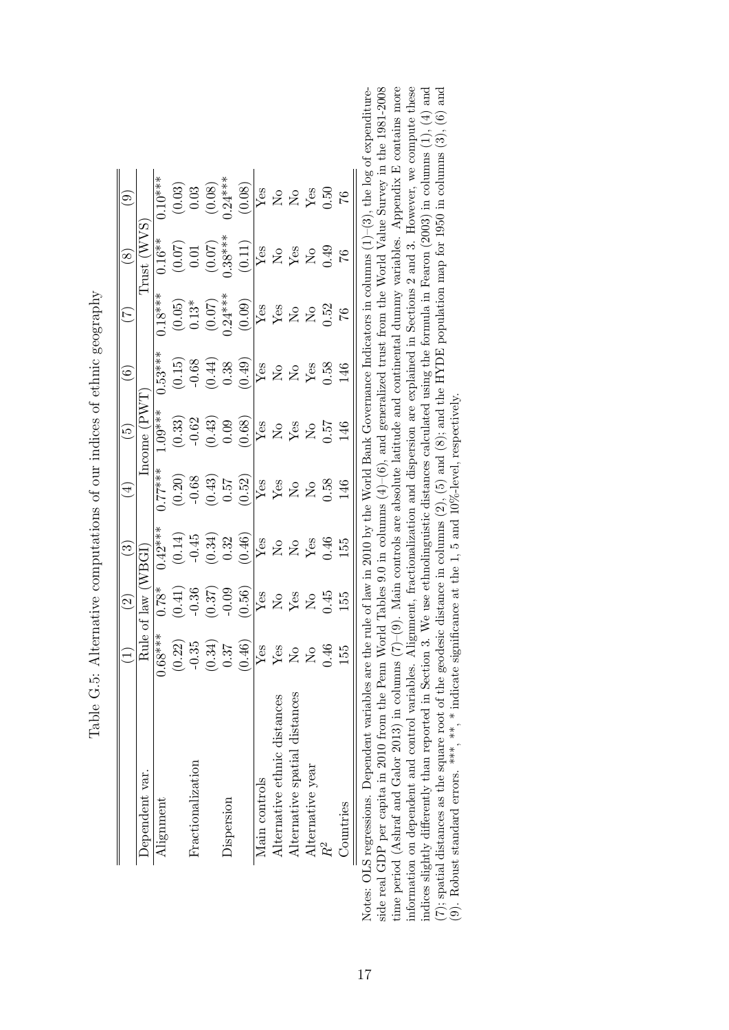Table G.5: Alternative computations of our indices of ethnic geography

| | (1) | (2) | (3) | (4) | (5) | (6) | (7) | (8) | (9) |
|---|---|---|---|---|---|---|---|---|---|
| Dependent var. | Rule of law (WBGI) | | | Income (PWT) | | | Trust (WVS) | | |
| Alignment | 0.68*** | 0.78* | 0.42*** | 0.77*** | 1.09*** | 0.53*** | 0.18*** | 0.16** | 0.10*** |
| | (0.22) | (0.41) | (0.14) | (0.20) | (0.33) | (0.15) | (0.05) | (0.07) | (0.03) |
| Fractionalization | -0.35 | -0.36 | -0.45 | -0.68 | -0.62 | -0.68 | 0.13* | 0.01 | 0.03 |
| | (0.34) | (0.37) | (0.34) | (0.43) | (0.43) | (0.44) | (0.07) | (0.07) | (0.08) |
| Dispersion | 0.37 | -0.09 | 0.32 | 0.57 | 0.09 | 0.38 | 0.24*** | 0.38*** | 0.24*** |
| | (0.46) | (0.56) | (0.46) | (0.52) | (0.68) | (0.49) | (0.09) | (0.11) | (0.08) |
| Main controls | Yes | Yes | Yes | Yes | Yes | Yes | Yes | Yes | Yes |
| Alternative ethnic distances | Yes | No | No | Yes | No | No | Yes | No | No |
| Alternative spatial distances | No | Yes | No | No | Yes | No | No | Yes | No |
| Alternative year | No | No | Yes | No | No | Yes | No | No | Yes |
| $R^2$ | 0.46 | 0.45 | 0.46 | 0.58 | 0.57 | 0.58 | 0.52 | 0.49 | 0.50 |
| Countries | 155 | 155 | 155 | 146 | 146 | 146 | 76 | 76 | 76 |

Notes: OLS regressions. Dependent variables are the rule of law in 2010 by the World Bank Governance Indicators in columns (1)–(3), the log of expenditure-side real GDP per capita in 2010 from the Penn World Tables 9.0 in columns (4)–(6), and generalized trust from the World Value Survey in the 1981-2008 time period (Ashraf and Galor 2013) in columns (7)–(9). Main controls are absolute latitude and continental dummy variables. Appendix E contains more information on dependent and control variables. Alignment, fractionalization and dispersion are explained in Sections 2 and 3. However, we compute these indices slightly differently than reported in Section 3. We use ethnolinguistic distances calculated using the formula in Fearon (2003) in columns (1), (4) and (7); spatial distances as the square root of the geodesic distance in columns (2), (5) and (8); and the HYDE population map for 1950 in columns (3), (6) and (9). Robust standard errors. ***, **, * indicate significance at the 1, 5 and 10%-level, respectively.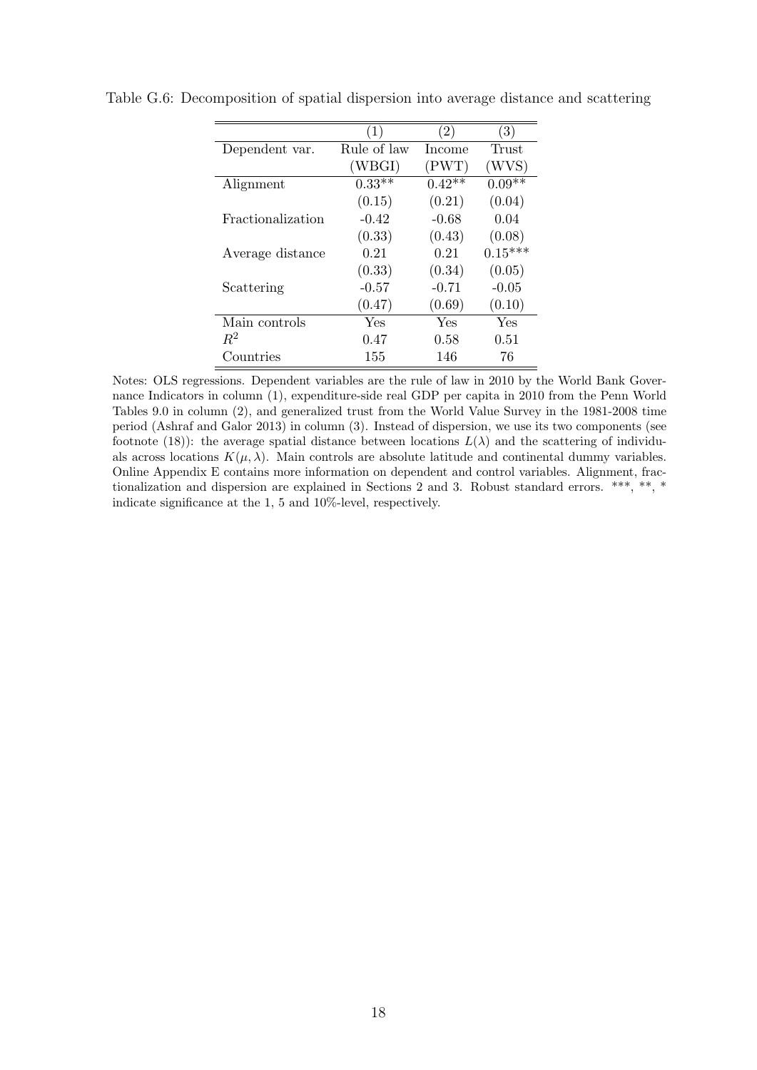Table G.6: Decomposition of spatial dispersion into average distance and scattering

| | (1) | (2) | (3) |
|---|---|---|---|
| Dependent var. | Rule of law (WBGI) | Income (PWT) | Trust (WVS) |
| Alignment | 0.33** | 0.42** | 0.09** |
| | (0.15) | (0.21) | (0.04) |
| Fractionalization | -0.42 | -0.68 | 0.04 |
| | (0.33) | (0.43) | (0.08) |
| Average distance | 0.21 | 0.21 | 0.15*** |
| | (0.33) | (0.34) | (0.05) |
| Scattering | -0.57 | -0.71 | -0.05 |
| | (0.47) | (0.69) | (0.10) |
| Main controls | Yes | Yes | Yes |
| $R^2$ | 0.47 | 0.58 | 0.51 |
| Countries | 155 | 146 | 76 |

Notes: OLS regressions. Dependent variables are the rule of law in 2010 by the World Bank Governance Indicators in column (1), expenditure-side real GDP per capita in 2010 from the Penn World Tables 9.0 in column (2), and generalized trust from the World Value Survey in the 1981-2008 time period (Ashraf and Galor 2013) in column (3). Instead of dispersion, we use its two components (see footnote (18)): the average spatial distance between locations $L(\lambda)$ and the scattering of individuals across locations $K(\mu, \lambda)$. Main controls are absolute latitude and continental dummy variables. Online Appendix E contains more information on dependent and control variables. Alignment, fractionalization and dispersion are explained in Sections 2 and 3. Robust standard errors. ***, **, * indicate significance at the 1, 5 and 10%-level, respectively.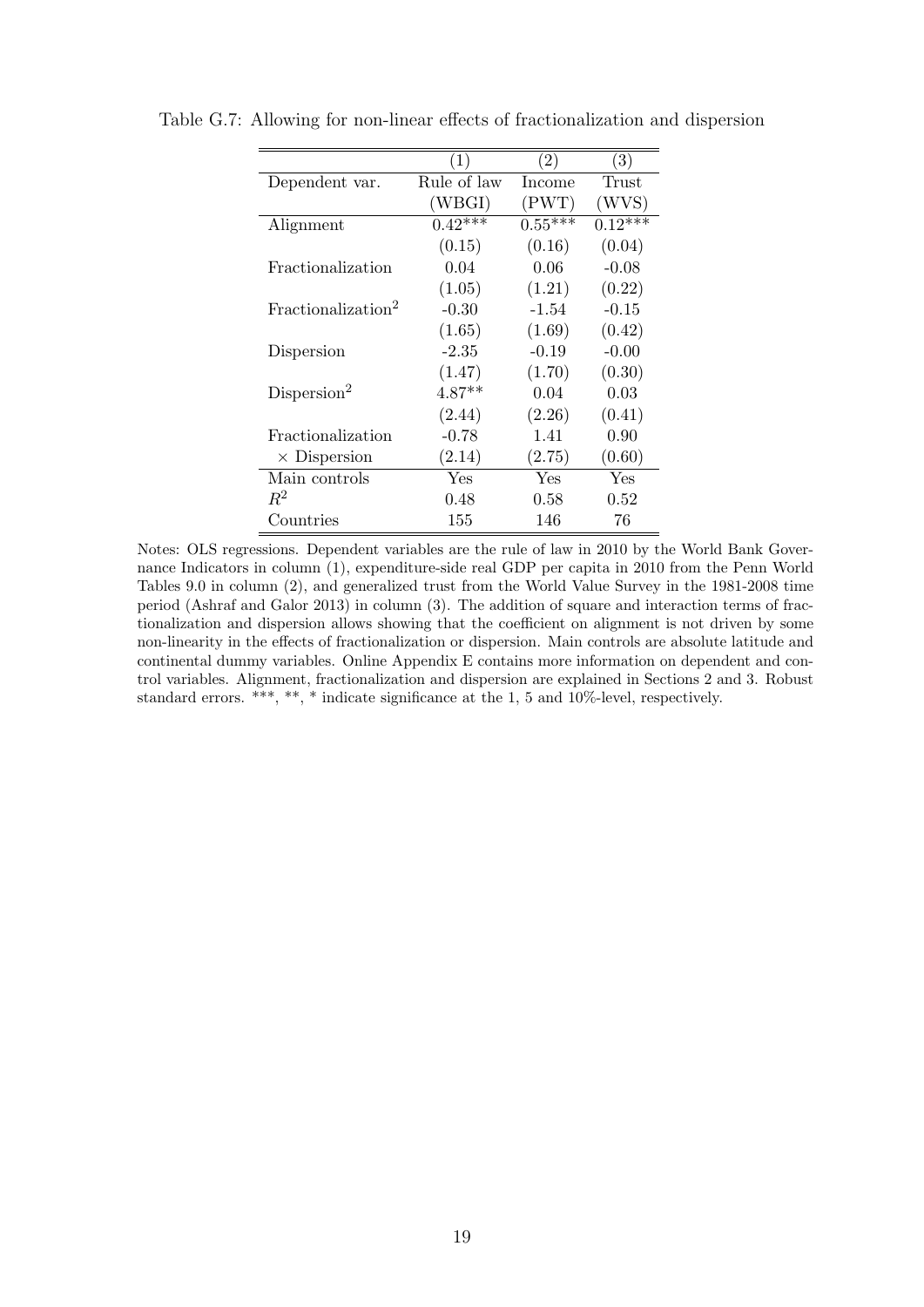Table G.7: Allowing for non-linear effects of fractionalization and dispersion

| | (1) | (2) | (3) |
|---|---|---|---|
| Dependent var. | Rule of law (WBGI) | Income (PWT) | Trust (WVS) |
| Alignment | 0.42*** | 0.55*** | 0.12*** |
| | (0.15) | (0.16) | (0.04) |
| Fractionalization | 0.04 | 0.06 | -0.08 |
| | (1.05) | (1.21) | (0.22) |
| Fractionalization$^2$ | -0.30 | -1.54 | -0.15 |
| | (1.65) | (1.69) | (0.42) |
| Dispersion | -2.35 | -0.19 | -0.00 |
| | (1.47) | (1.70) | (0.30) |
| Dispersion$^2$ | 4.87** | 0.04 | 0.03 |
| | (2.44) | (2.26) | (0.41) |
| Fractionalization $\times$ Dispersion | -0.78 | 1.41 | 0.90 |
| | (2.14) | (2.75) | (0.60) |
| Main controls | Yes | Yes | Yes |
| $R^2$ | 0.48 | 0.58 | 0.52 |
| Countries | 155 | 146 | 76 |

Notes: OLS regressions. Dependent variables are the rule of law in 2010 by the World Bank Governance Indicators in column (1), expenditure-side real GDP per capita in 2010 from the Penn World Tables 9.0 in column (2), and generalized trust from the World Value Survey in the 1981-2008 time period (Ashraf and Galor 2013) in column (3). The addition of square and interaction terms of fractionalization and dispersion allows showing that the coefficient on alignment is not driven by some non-linearity in the effects of fractionalization or dispersion. Main controls are absolute latitude and continental dummy variables. Online Appendix E contains more information on dependent and control variables. Alignment, fractionalization and dispersion are explained in Sections 2 and 3. Robust standard errors. ***, **, * indicate significance at the 1, 5 and 10%-level, respectively.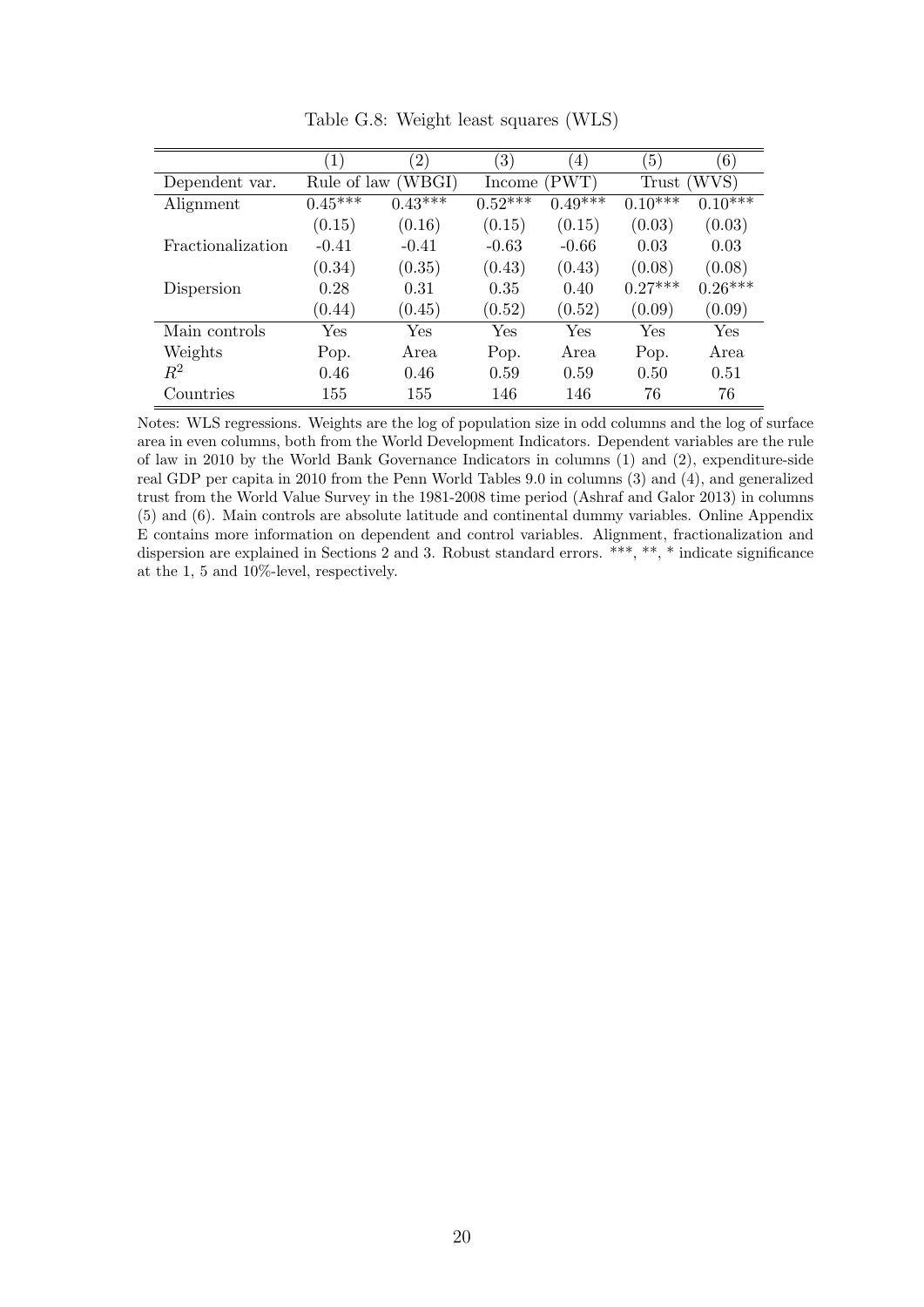Table G.8: Weight least squares (WLS)

| | (1) | (2) | (3) | (4) | (5) | (6) |
|---|---|---|---|---|---|---|
| Dependent var. | Rule of law (WBGI) | | Income (PWT) | | Trust (WVS) | |
| Alignment | 0.45*** | 0.43*** | 0.52*** | 0.49*** | 0.10*** | 0.10*** |
| | (0.15) | (0.16) | (0.15) | (0.15) | (0.03) | (0.03) |
| Fractionalization | -0.41 | -0.41 | -0.63 | -0.66 | 0.03 | 0.03 |
| | (0.34) | (0.35) | (0.43) | (0.43) | (0.08) | (0.08) |
| Dispersion | 0.28 | 0.31 | 0.35 | 0.40 | 0.27*** | 0.26*** |
| | (0.44) | (0.45) | (0.52) | (0.52) | (0.09) | (0.09) |
| Main controls | Yes | Yes | Yes | Yes | Yes | Yes |
| Weights | Pop. | Area | Pop. | Area | Pop. | Area |
| $R^2$ | 0.46 | 0.46 | 0.59 | 0.59 | 0.50 | 0.51 |
| Countries | 155 | 155 | 146 | 146 | 76 | 76 |

Notes: WLS regressions. Weights are the log of population size in odd columns and the log of surface area in even columns, both from the World Development Indicators. Dependent variables are the rule of law in 2010 by the World Bank Governance Indicators in columns (1) and (2), expenditure-side real GDP per capita in 2010 from the Penn World Tables 9.0 in columns (3) and (4), and generalized trust from the World Value Survey in the 1981-2008 time period (Ashraf and Galor 2013) in columns (5) and (6). Main controls are absolute latitude and continental dummy variables. Online Appendix E contains more information on dependent and control variables. Alignment, fractionalization and dispersion are explained in Sections 2 and 3. Robust standard errors. ***, **, * indicate significance at the 1, 5 and 10%-level, respectively.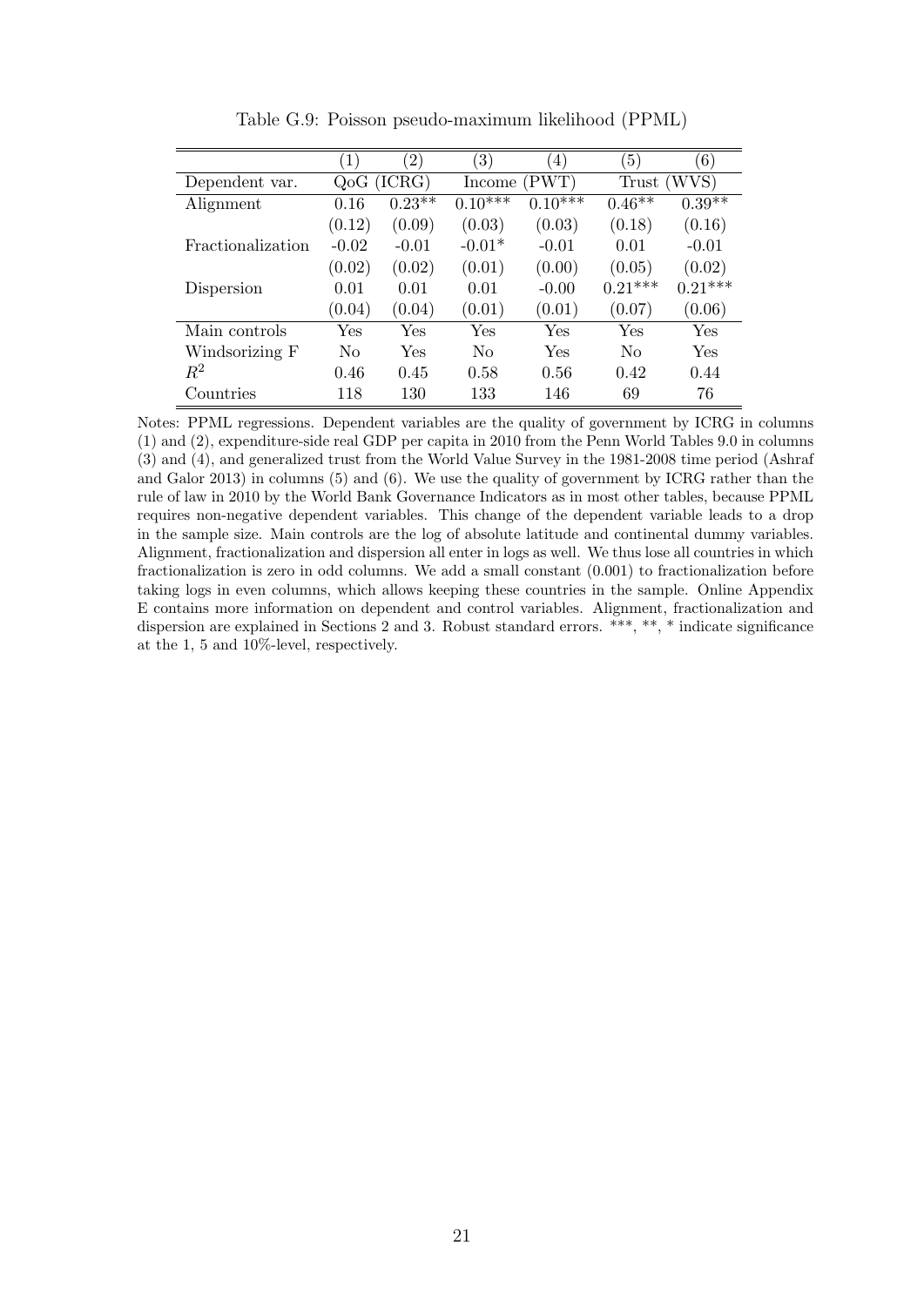Table G.9: Poisson pseudo-maximum likelihood (PPML)

| | (1) | (2) | (3) | (4) | (5) | (6) |
|---|---|---|---|---|---|---|
| Dependent var. | QoG (ICRG) | | Income (PWT) | | Trust (WVS) | |
| Alignment | 0.16 | 0.23** | 0.10*** | 0.10*** | 0.46** | 0.39** |
| | (0.12) | (0.09) | (0.03) | (0.03) | (0.18) | (0.16) |
| Fractionalization | -0.02 | -0.01 | -0.01* | -0.01 | 0.01 | -0.01 |
| | (0.02) | (0.02) | (0.01) | (0.00) | (0.05) | (0.02) |
| Dispersion | 0.01 | 0.01 | 0.01 | -0.00 | 0.21*** | 0.21*** |
| | (0.04) | (0.04) | (0.01) | (0.01) | (0.07) | (0.06) |
| Main controls | Yes | Yes | Yes | Yes | Yes | Yes |
| Windsorizing F | No | Yes | No | Yes | No | Yes |
| $R^2$ | 0.46 | 0.45 | 0.58 | 0.56 | 0.42 | 0.44 |
| Countries | 118 | 130 | 133 | 146 | 69 | 76 |

Notes: PPML regressions. Dependent variables are the quality of government by ICRG in columns (1) and (2), expenditure-side real GDP per capita in 2010 from the Penn World Tables 9.0 in columns (3) and (4), and generalized trust from the World Value Survey in the 1981-2008 time period (Ashraf and Galor 2013) in columns (5) and (6). We use the quality of government by ICRG rather than the rule of law in 2010 by the World Bank Governance Indicators as in most other tables, because PPML requires non-negative dependent variables. This change of the dependent variable leads to a drop in the sample size. Main controls are the log of absolute latitude and continental dummy variables. Alignment, fractionalization and dispersion all enter in logs as well. We thus lose all countries in which fractionalization is zero in odd columns. We add a small constant (0.001) to fractionalization before taking logs in even columns, which allows keeping these countries in the sample. Online Appendix E contains more information on dependent and control variables. Alignment, fractionalization and dispersion are explained in Sections 2 and 3. Robust standard errors. ***, **, * indicate significance at the 1, 5 and 10%-level, respectively.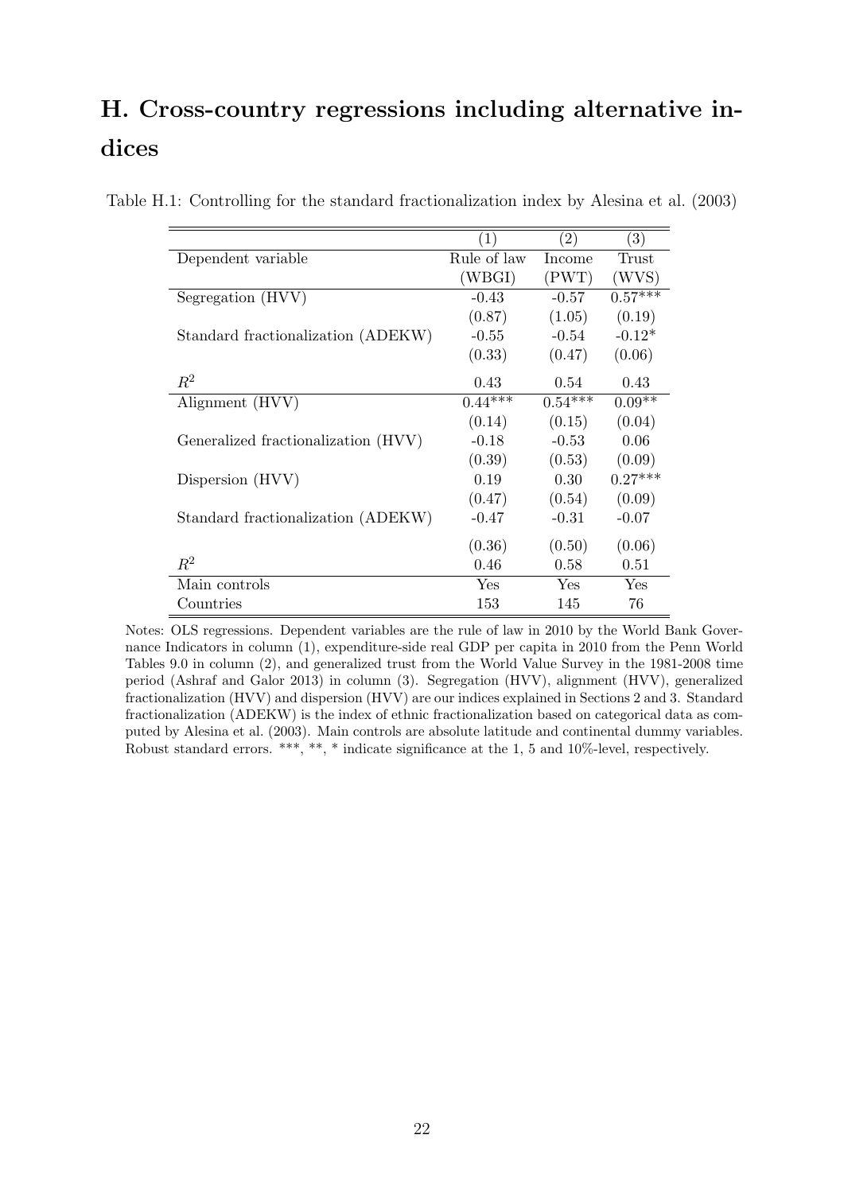# H. Cross-country regressions including alternative indices

Table H.1: Controlling for the standard fractionalization index by Alesina et al. (2003)

| | (1) | (2) | (3) |
|---|---|---|---|
| Dependent variable | Rule of law (WBGI) | Income (PWT) | Trust (WVS) |
| Segregation (HVV) | -0.43 | -0.57 | 0.57*** |
| | (0.87) | (1.05) | (0.19) |
| Standard fractionalization (ADEKW) | -0.55 | -0.54 | -0.12* |
| | (0.33) | (0.47) | (0.06) |
| $R^2$ | 0.43 | 0.54 | 0.43 |
| Alignment (HVV) | 0.44*** | 0.54*** | 0.09** |
| | (0.14) | (0.15) | (0.04) |
| Generalized fractionalization (HVV) | -0.18 | -0.53 | 0.06 |
| | (0.39) | (0.53) | (0.09) |
| Dispersion (HVV) | 0.19 | 0.30 | 0.27*** |
| | (0.47) | (0.54) | (0.09) |
| Standard fractionalization (ADEKW) | -0.47 | -0.31 | -0.07 |
| | (0.36) | (0.50) | (0.06) |
| $R^2$ | 0.46 | 0.58 | 0.51 |
| Main controls | Yes | Yes | Yes |
| Countries | 153 | 145 | 76 |

Notes: OLS regressions. Dependent variables are the rule of law in 2010 by the World Bank Governance Indicators in column (1), expenditure-side real GDP per capita in 2010 from the Penn World Tables 9.0 in column (2), and generalized trust from the World Value Survey in the 1981-2008 time period (Ashraf and Galor 2013) in column (3). Segregation (HVV), alignment (HVV), generalized fractionalization (HVV) and dispersion (HVV) are our indices explained in Sections 2 and 3. Standard fractionalization (ADEKW) is the index of ethnic fractionalization based on categorical data as computed by Alesina et al. (2003). Main controls are absolute latitude and continental dummy variables. Robust standard errors. ***, **, * indicate significance at the 1, 5 and 10%-level, respectively.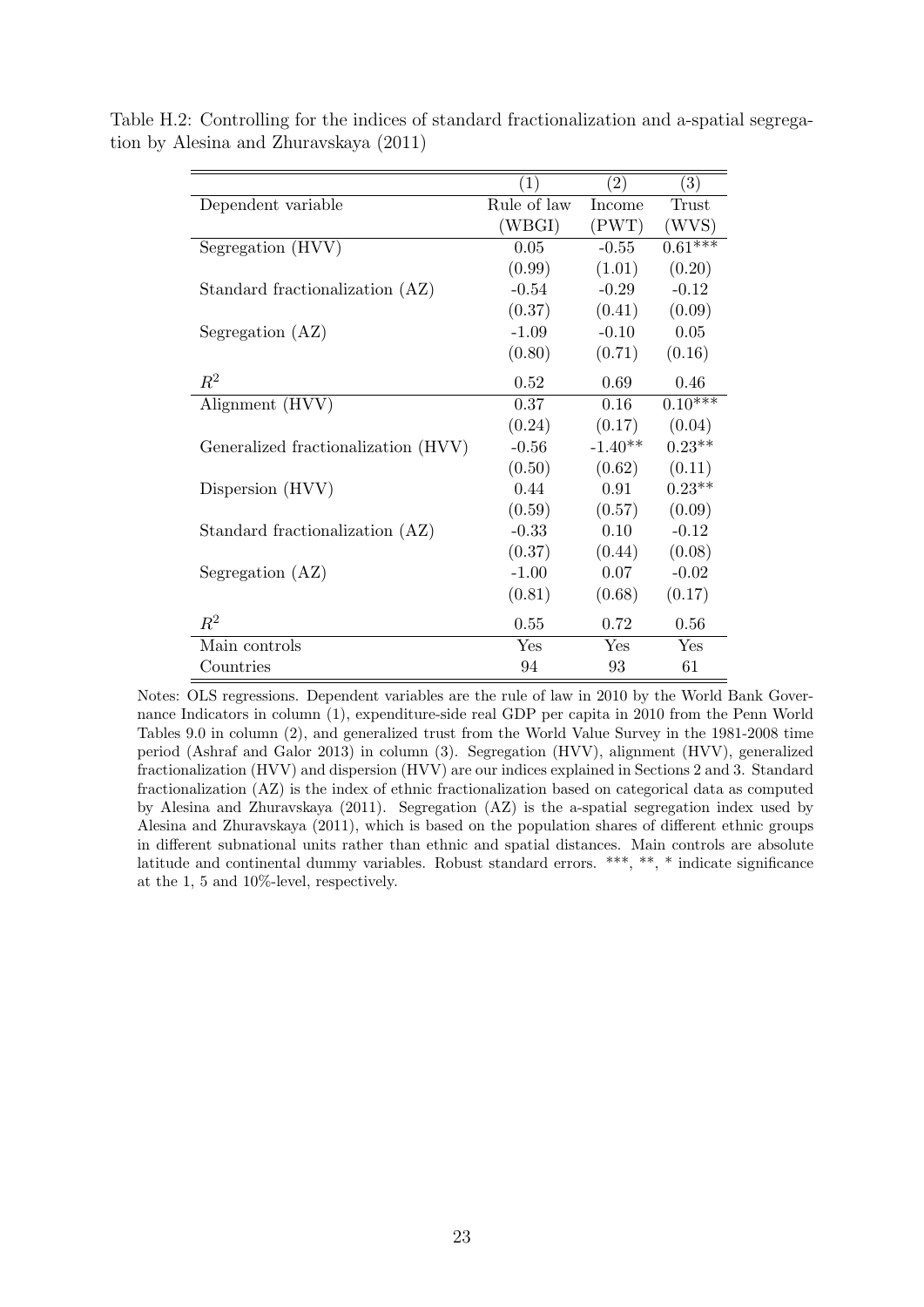Table H.2: Controlling for the indices of standard fractionalization and a-spatial segregation by Alesina and Zhuravskaya (2011)

| | (1) | (2) | (3) |
|---|---|---|---|
| Dependent variable | Rule of law (WBGI) | Income (PWT) | Trust (WVS) |
| Segregation (HVV) | 0.05 | -0.55 | 0.61*** |
| | (0.99) | (1.01) | (0.20) |
| Standard fractionalization (AZ) | -0.54 | -0.29 | -0.12 |
| | (0.37) | (0.41) | (0.09) |
| Segregation (AZ) | -1.09 | -0.10 | 0.05 |
| | (0.80) | (0.71) | (0.16) |
| $R^2$ | 0.52 | 0.69 | 0.46 |
| Alignment (HVV) | 0.37 | 0.16 | 0.10*** |
| | (0.24) | (0.17) | (0.04) |
| Generalized fractionalization (HVV) | -0.56 | -1.40** | 0.23** |
| | (0.50) | (0.62) | (0.11) |
| Dispersion (HVV) | 0.44 | 0.91 | 0.23** |
| | (0.59) | (0.57) | (0.09) |
| Standard fractionalization (AZ) | -0.33 | 0.10 | -0.12 |
| | (0.37) | (0.44) | (0.08) |
| Segregation (AZ) | -1.00 | 0.07 | -0.02 |
| | (0.81) | (0.68) | (0.17) |
| $R^2$ | 0.55 | 0.72 | 0.56 |
| Main controls | Yes | Yes | Yes |
| Countries | 94 | 93 | 61 |

Notes: OLS regressions. Dependent variables are the rule of law in 2010 by the World Bank Governance Indicators in column (1), expenditure-side real GDP per capita in 2010 from the Penn World Tables 9.0 in column (2), and generalized trust from the World Value Survey in the 1981-2008 time period (Ashraf and Galor 2013) in column (3). Segregation (HVV), alignment (HVV), generalized fractionalization (HVV) and dispersion (HVV) are our indices explained in Sections 2 and 3. Standard fractionalization (AZ) is the index of ethnic fractionalization based on categorical data as computed by Alesina and Zhuravskaya (2011). Segregation (AZ) is the a-spatial segregation index used by Alesina and Zhuravskaya (2011), which is based on the population shares of different ethnic groups in different subnational units rather than ethnic and spatial distances. Main controls are absolute latitude and continental dummy variables. Robust standard errors. ***, **, * indicate significance at the 1, 5 and 10%-level, respectively.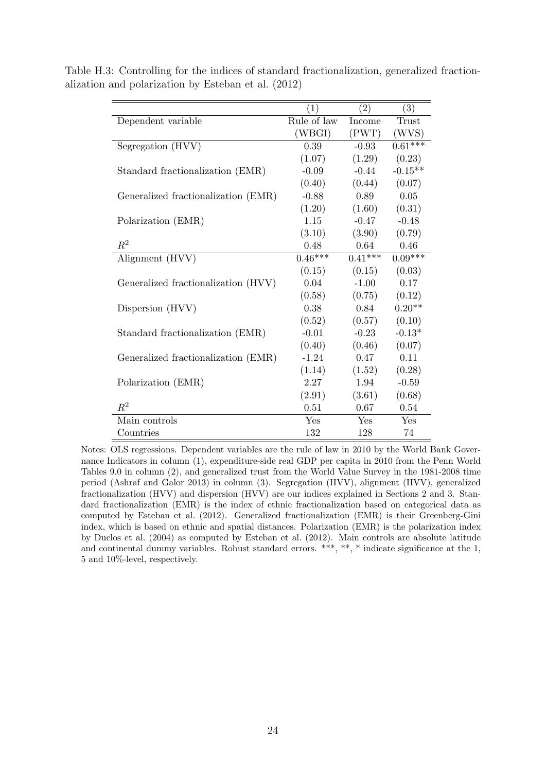Table H.3: Controlling for the indices of standard fractionalization, generalized fractionalization and polarization by Esteban et al. (2012)

| | (1) | (2) | (3) |
|---|---|---|---|
| Dependent variable | Rule of law (WBGI) | Income (PWT) | Trust (WVS) |
| Segregation (HVV) | 0.39 | -0.93 | 0.61*** |
| | (1.07) | (1.29) | (0.23) |
| Standard fractionalization (EMR) | -0.09 | -0.44 | -0.15** |
| | (0.40) | (0.44) | (0.07) |
| Generalized fractionalization (EMR) | -0.88 | 0.89 | 0.05 |
| | (1.20) | (1.60) | (0.31) |
| Polarization (EMR) | 1.15 | -0.47 | -0.48 |
| | (3.10) | (3.90) | (0.79) |
| $R^2$ | 0.48 | 0.64 | 0.46 |
| Alignment (HVV) | 0.46*** | 0.41*** | 0.09*** |
| | (0.15) | (0.15) | (0.03) |
| Generalized fractionalization (HVV) | 0.04 | -1.00 | 0.17 |
| | (0.58) | (0.75) | (0.12) |
| Dispersion (HVV) | 0.38 | 0.84 | 0.20** |
| | (0.52) | (0.57) | (0.10) |
| Standard fractionalization (EMR) | -0.01 | -0.23 | -0.13* |
| | (0.40) | (0.46) | (0.07) |
| Generalized fractionalization (EMR) | -1.24 | 0.47 | 0.11 |
| | (1.14) | (1.52) | (0.28) |
| Polarization (EMR) | 2.27 | 1.94 | -0.59 |
| | (2.91) | (3.61) | (0.68) |
| $R^2$ | 0.51 | 0.67 | 0.54 |
| Main controls | Yes | Yes | Yes |
| Countries | 132 | 128 | 74 |

Notes: OLS regressions. Dependent variables are the rule of law in 2010 by the World Bank Governance Indicators in column (1), expenditure-side real GDP per capita in 2010 from the Penn World Tables 9.0 in column (2), and generalized trust from the World Value Survey in the 1981-2008 time period (Ashraf and Galor 2013) in column (3). Segregation (HVV), alignment (HVV), generalized fractionalization (HVV) and dispersion (HVV) are our indices explained in Sections 2 and 3. Standard fractionalization (EMR) is the index of ethnic fractionalization based on categorical data as computed by Esteban et al. (2012). Generalized fractionalization (EMR) is their Greenberg-Gini index, which is based on ethnic and spatial distances. Polarization (EMR) is the polarization index by Duclos et al. (2004) as computed by Esteban et al. (2012). Main controls are absolute latitude and continental dummy variables. Robust standard errors. ***, **, * indicate significance at the 1, 5 and 10%-level, respectively.